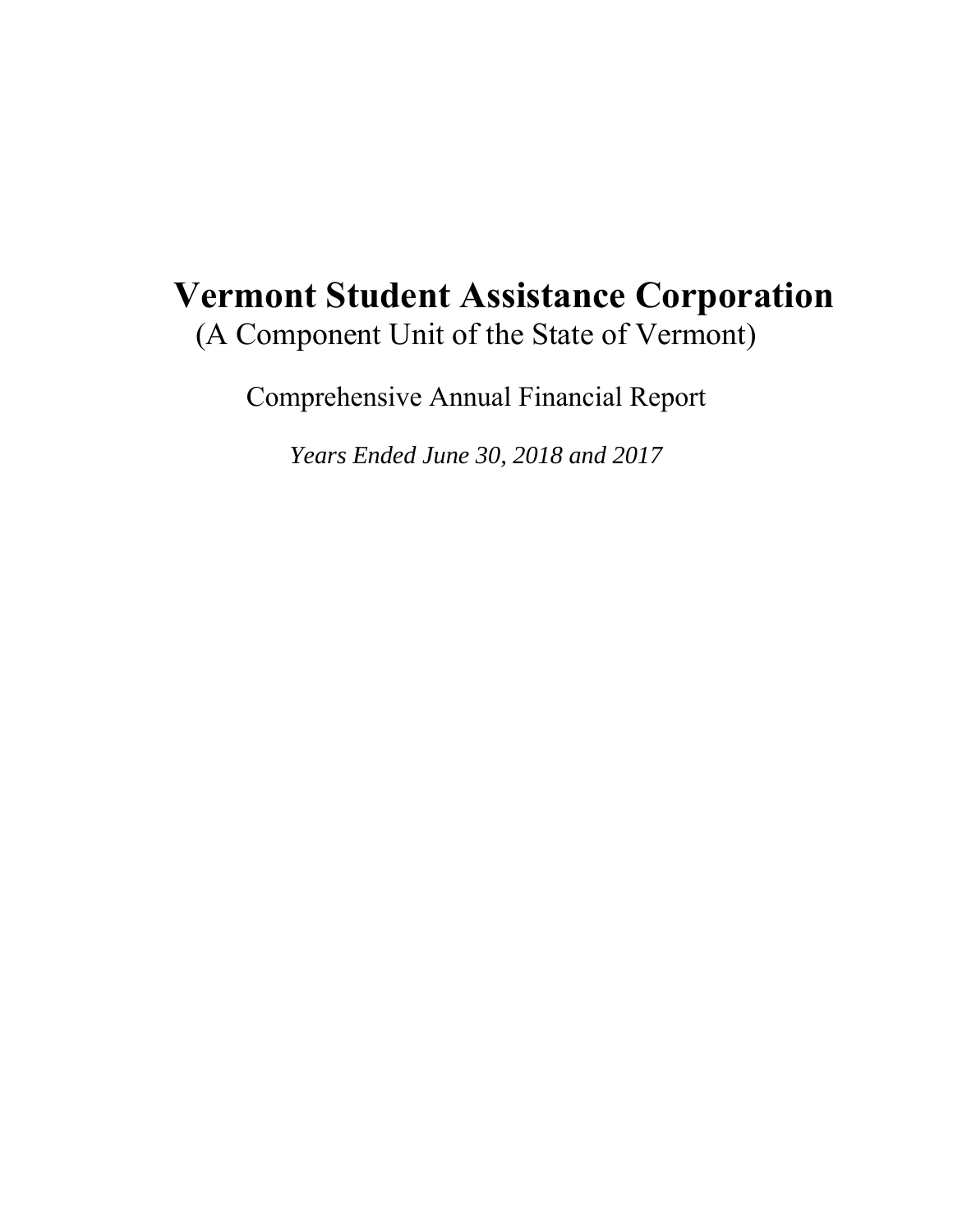# Vermont Student Assistance Corporation

(A Component Unit of the State of Vermont)

Comprehensive Annual Financial Report

*Years Ended June 30, 2018 and 2017*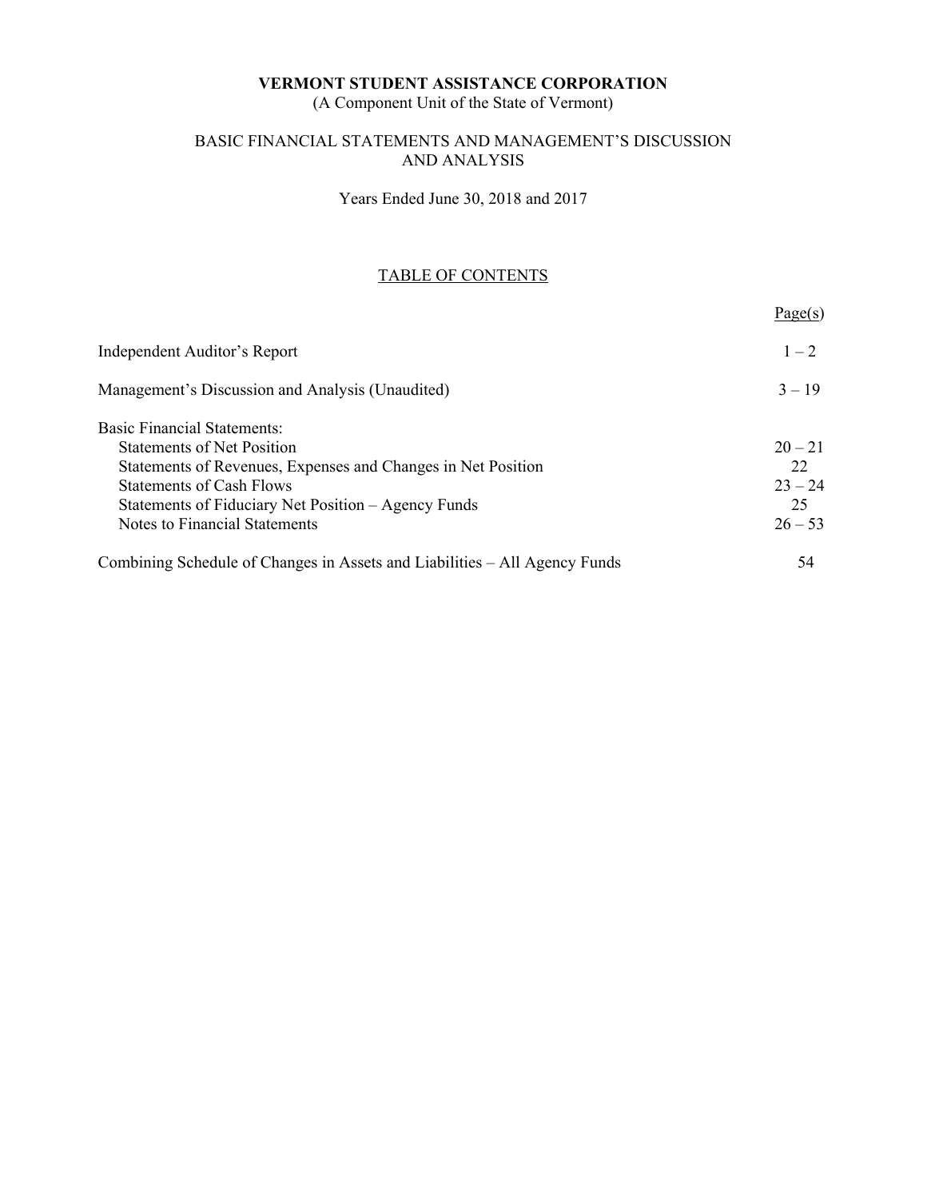**VERMONT STUDENT ASSISTANCE CORPORATION**
(A Component Unit of the State of Vermont)

BASIC FINANCIAL STATEMENTS AND MANAGEMENT'S DISCUSSION AND ANALYSIS

Years Ended June 30, 2018 and 2017

TABLE OF CONTENTS

| | Page(s) |
|---|---|
| Independent Auditor's Report | 1 – 2 |
| Management's Discussion and Analysis (Unaudited) | 3 – 19 |
| Basic Financial Statements: | |
| Statements of Net Position | 20 – 21 |
| Statements of Revenues, Expenses and Changes in Net Position | 22 |
| Statements of Cash Flows | 23 – 24 |
| Statements of Fiduciary Net Position – Agency Funds | 25 |
| Notes to Financial Statements | 26 – 53 |
| Combining Schedule of Changes in Assets and Liabilities – All Agency Funds | 54 |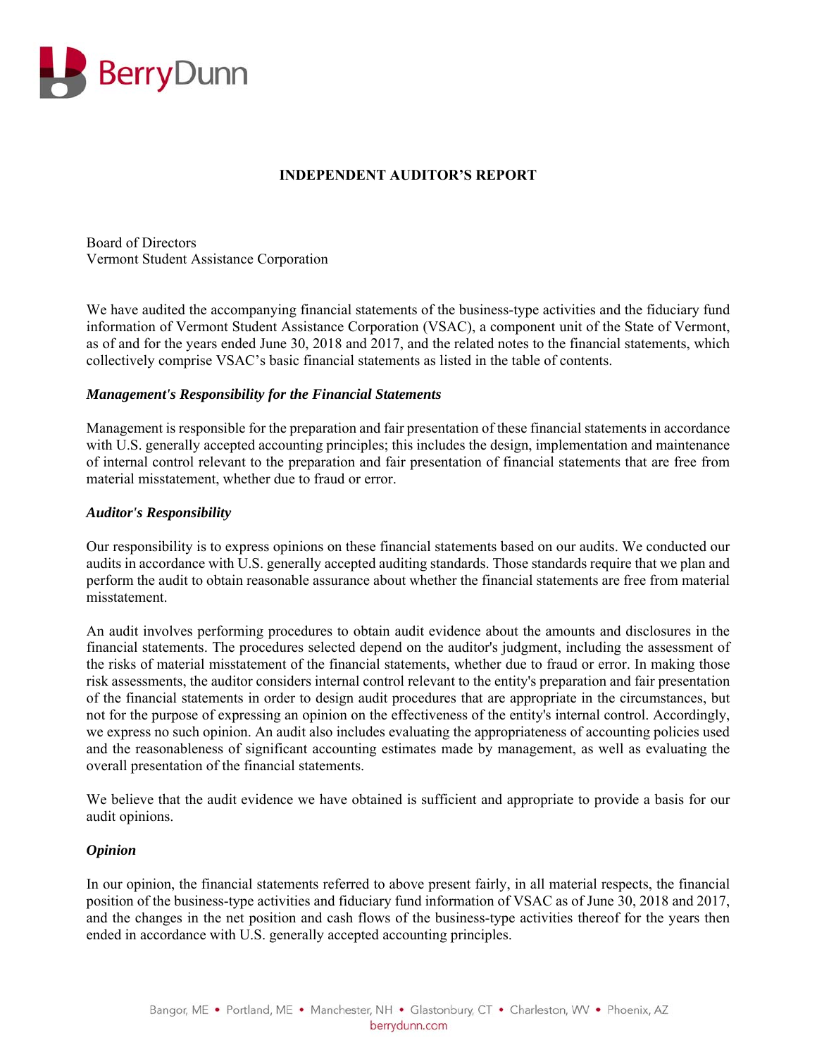# INDEPENDENT AUDITOR'S REPORT

Board of Directors
Vermont Student Assistance Corporation

We have audited the accompanying financial statements of the business-type activities and the fiduciary fund information of Vermont Student Assistance Corporation (VSAC), a component unit of the State of Vermont, as of and for the years ended June 30, 2018 and 2017, and the related notes to the financial statements, which collectively comprise VSAC's basic financial statements as listed in the table of contents.

### *Management's Responsibility for the Financial Statements*

Management is responsible for the preparation and fair presentation of these financial statements in accordance with U.S. generally accepted accounting principles; this includes the design, implementation and maintenance of internal control relevant to the preparation and fair presentation of financial statements that are free from material misstatement, whether due to fraud or error.

### *Auditor's Responsibility*

Our responsibility is to express opinions on these financial statements based on our audits. We conducted our audits in accordance with U.S. generally accepted auditing standards. Those standards require that we plan and perform the audit to obtain reasonable assurance about whether the financial statements are free from material misstatement.

An audit involves performing procedures to obtain audit evidence about the amounts and disclosures in the financial statements. The procedures selected depend on the auditor's judgment, including the assessment of the risks of material misstatement of the financial statements, whether due to fraud or error. In making those risk assessments, the auditor considers internal control relevant to the entity's preparation and fair presentation of the financial statements in order to design audit procedures that are appropriate in the circumstances, but not for the purpose of expressing an opinion on the effectiveness of the entity's internal control. Accordingly, we express no such opinion. An audit also includes evaluating the appropriateness of accounting policies used and the reasonableness of significant accounting estimates made by management, as well as evaluating the overall presentation of the financial statements.

We believe that the audit evidence we have obtained is sufficient and appropriate to provide a basis for our audit opinions.

### *Opinion*

In our opinion, the financial statements referred to above present fairly, in all material respects, the financial position of the business-type activities and fiduciary fund information of VSAC as of June 30, 2018 and 2017, and the changes in the net position and cash flows of the business-type activities thereof for the years then ended in accordance with U.S. generally accepted accounting principles.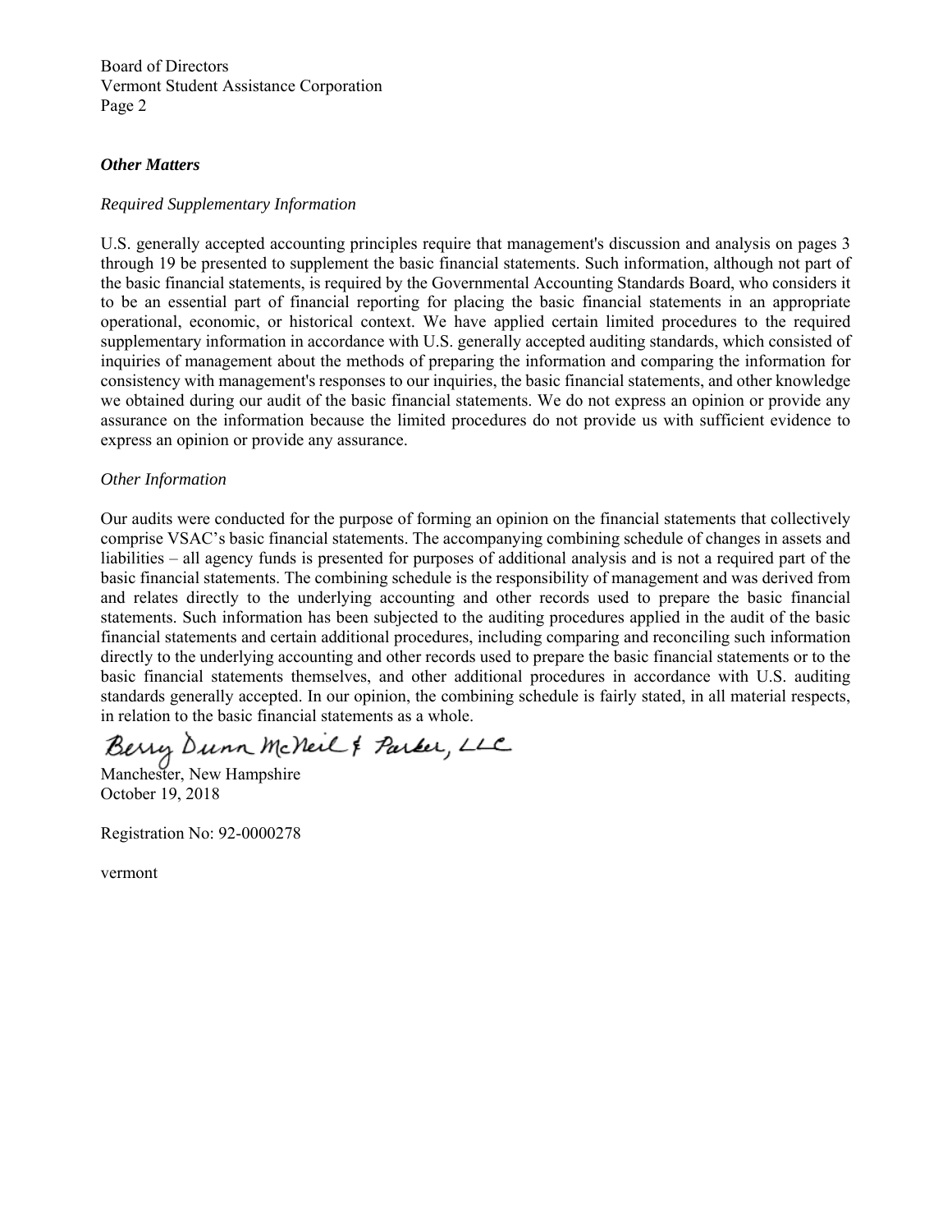Board of Directors
Vermont Student Assistance Corporation
Page 2

***Other Matters***

*Required Supplementary Information*

U.S. generally accepted accounting principles require that management's discussion and analysis on pages 3 through 19 be presented to supplement the basic financial statements. Such information, although not part of the basic financial statements, is required by the Governmental Accounting Standards Board, who considers it to be an essential part of financial reporting for placing the basic financial statements in an appropriate operational, economic, or historical context. We have applied certain limited procedures to the required supplementary information in accordance with U.S. generally accepted auditing standards, which consisted of inquiries of management about the methods of preparing the information and comparing the information for consistency with management's responses to our inquiries, the basic financial statements, and other knowledge we obtained during our audit of the basic financial statements. We do not express an opinion or provide any assurance on the information because the limited procedures do not provide us with sufficient evidence to express an opinion or provide any assurance.

*Other Information*

Our audits were conducted for the purpose of forming an opinion on the financial statements that collectively comprise VSAC's basic financial statements. The accompanying combining schedule of changes in assets and liabilities – all agency funds is presented for purposes of additional analysis and is not a required part of the basic financial statements. The combining schedule is the responsibility of management and was derived from and relates directly to the underlying accounting and other records used to prepare the basic financial statements. Such information has been subjected to the auditing procedures applied in the audit of the basic financial statements and certain additional procedures, including comparing and reconciling such information directly to the underlying accounting and other records used to prepare the basic financial statements or to the basic financial statements themselves, and other additional procedures in accordance with U.S. auditing standards generally accepted. In our opinion, the combining schedule is fairly stated, in all material respects, in relation to the basic financial statements as a whole.

Berry Dunn McNeil & Parker, LLC

Manchester, New Hampshire
October 19, 2018

Registration No: 92-0000278

vermont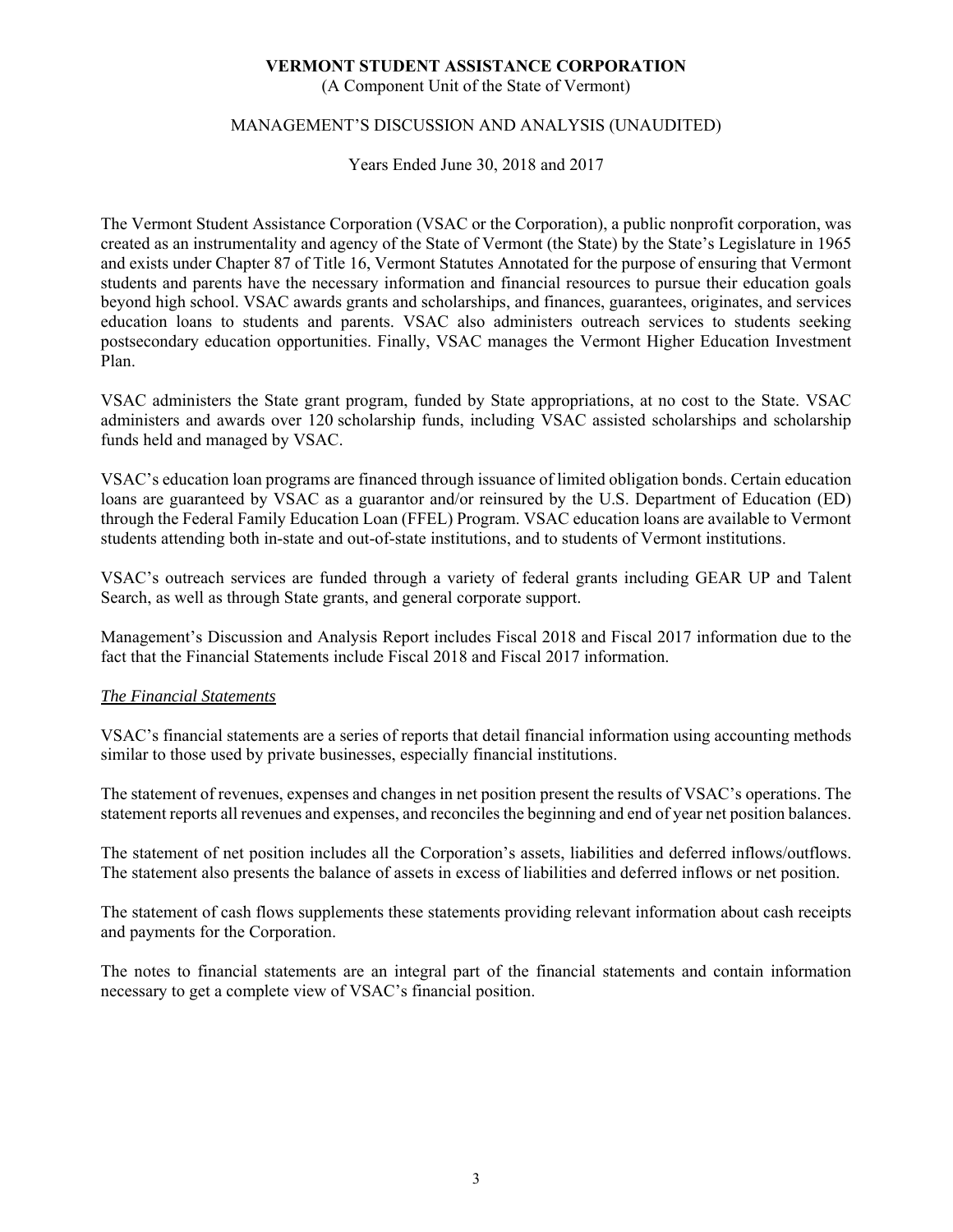**VERMONT STUDENT ASSISTANCE CORPORATION**
(A Component Unit of the State of Vermont)

MANAGEMENT'S DISCUSSION AND ANALYSIS (UNAUDITED)

Years Ended June 30, 2018 and 2017

The Vermont Student Assistance Corporation (VSAC or the Corporation), a public nonprofit corporation, was created as an instrumentality and agency of the State of Vermont (the State) by the State's Legislature in 1965 and exists under Chapter 87 of Title 16, Vermont Statutes Annotated for the purpose of ensuring that Vermont students and parents have the necessary information and financial resources to pursue their education goals beyond high school. VSAC awards grants and scholarships, and finances, guarantees, originates, and services education loans to students and parents. VSAC also administers outreach services to students seeking postsecondary education opportunities. Finally, VSAC manages the Vermont Higher Education Investment Plan.

VSAC administers the State grant program, funded by State appropriations, at no cost to the State. VSAC administers and awards over 120 scholarship funds, including VSAC assisted scholarships and scholarship funds held and managed by VSAC.

VSAC's education loan programs are financed through issuance of limited obligation bonds. Certain education loans are guaranteed by VSAC as a guarantor and/or reinsured by the U.S. Department of Education (ED) through the Federal Family Education Loan (FFEL) Program. VSAC education loans are available to Vermont students attending both in-state and out-of-state institutions, and to students of Vermont institutions.

VSAC's outreach services are funded through a variety of federal grants including GEAR UP and Talent Search, as well as through State grants, and general corporate support.

Management's Discussion and Analysis Report includes Fiscal 2018 and Fiscal 2017 information due to the fact that the Financial Statements include Fiscal 2018 and Fiscal 2017 information.

*The Financial Statements*

VSAC's financial statements are a series of reports that detail financial information using accounting methods similar to those used by private businesses, especially financial institutions.

The statement of revenues, expenses and changes in net position present the results of VSAC's operations. The statement reports all revenues and expenses, and reconciles the beginning and end of year net position balances.

The statement of net position includes all the Corporation's assets, liabilities and deferred inflows/outflows. The statement also presents the balance of assets in excess of liabilities and deferred inflows or net position.

The statement of cash flows supplements these statements providing relevant information about cash receipts and payments for the Corporation.

The notes to financial statements are an integral part of the financial statements and contain information necessary to get a complete view of VSAC's financial position.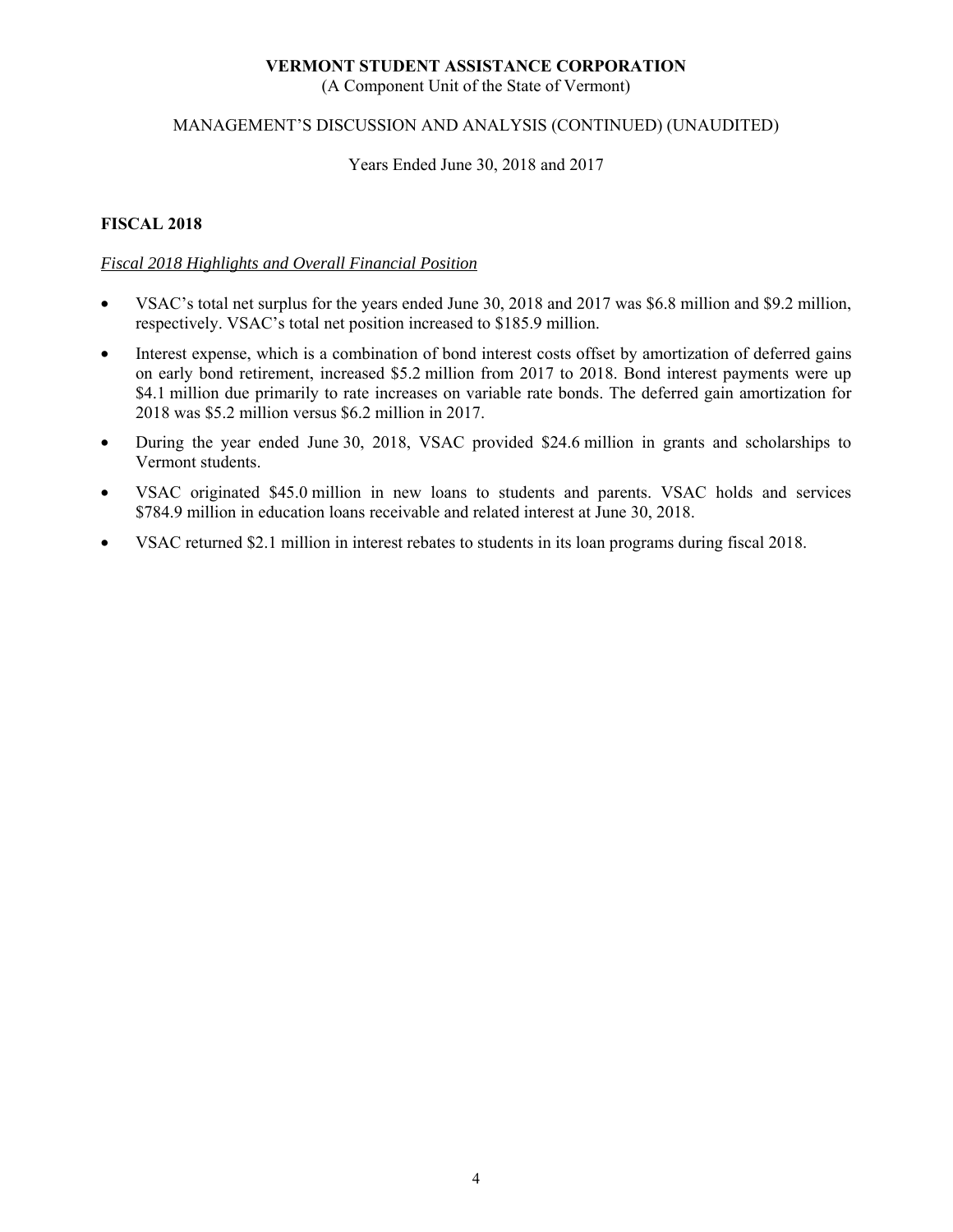## FISCAL 2018

*Fiscal 2018 Highlights and Overall Financial Position*

- VSAC's total net surplus for the years ended June 30, 2018 and 2017 was $6.8 million and $9.2 million, respectively. VSAC's total net position increased to $185.9 million.
- Interest expense, which is a combination of bond interest costs offset by amortization of deferred gains on early bond retirement, increased $5.2 million from 2017 to 2018. Bond interest payments were up $4.1 million due primarily to rate increases on variable rate bonds. The deferred gain amortization for 2018 was $5.2 million versus $6.2 million in 2017.
- During the year ended June 30, 2018, VSAC provided $24.6 million in grants and scholarships to Vermont students.
- VSAC originated $45.0 million in new loans to students and parents. VSAC holds and services $784.9 million in education loans receivable and related interest at June 30, 2018.
- VSAC returned $2.1 million in interest rebates to students in its loan programs during fiscal 2018.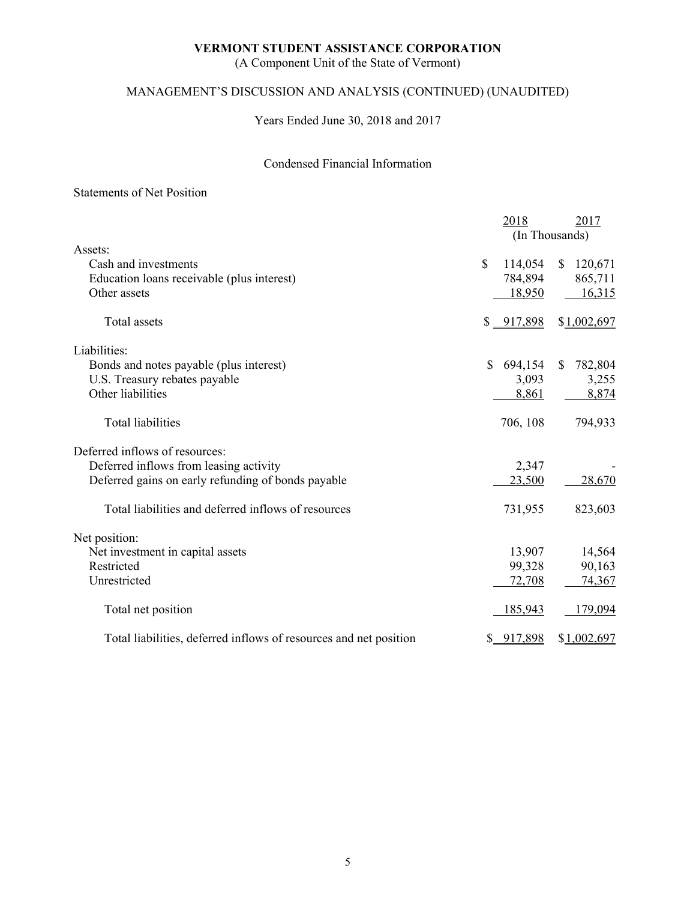# VERMONT STUDENT ASSISTANCE CORPORATION

(A Component Unit of the State of Vermont)

## MANAGEMENT'S DISCUSSION AND ANALYSIS (CONTINUED) (UNAUDITED)

Years Ended June 30, 2018 and 2017

### Condensed Financial Information

Statements of Net Position

| | 2018 | 2017 |
|---|---|---|
| | (In Thousands) | |
| Assets: | | |
| Cash and investments | $ 114,054 | $ 120,671 |
| Education loans receivable (plus interest) | 784,894 | 865,711 |
| Other assets | 18,950 | 16,315 |
| Total assets | $ 917,898 | $ 1,002,697 |
| Liabilities: | | |
| Bonds and notes payable (plus interest) | $ 694,154 | $ 782,804 |
| U.S. Treasury rebates payable | 3,093 | 3,255 |
| Other liabilities | 8,861 | 8,874 |
| Total liabilities | 706, 108 | 794,933 |
| Deferred inflows of resources: | | |
| Deferred inflows from leasing activity | 2,347 | - |
| Deferred gains on early refunding of bonds payable | 23,500 | 28,670 |
| Total liabilities and deferred inflows of resources | 731,955 | 823,603 |
| Net position: | | |
| Net investment in capital assets | 13,907 | 14,564 |
| Restricted | 99,328 | 90,163 |
| Unrestricted | 72,708 | 74,367 |
| Total net position | 185,943 | 179,094 |
| Total liabilities, deferred inflows of resources and net position | $ 917,898 | $ 1,002,697 |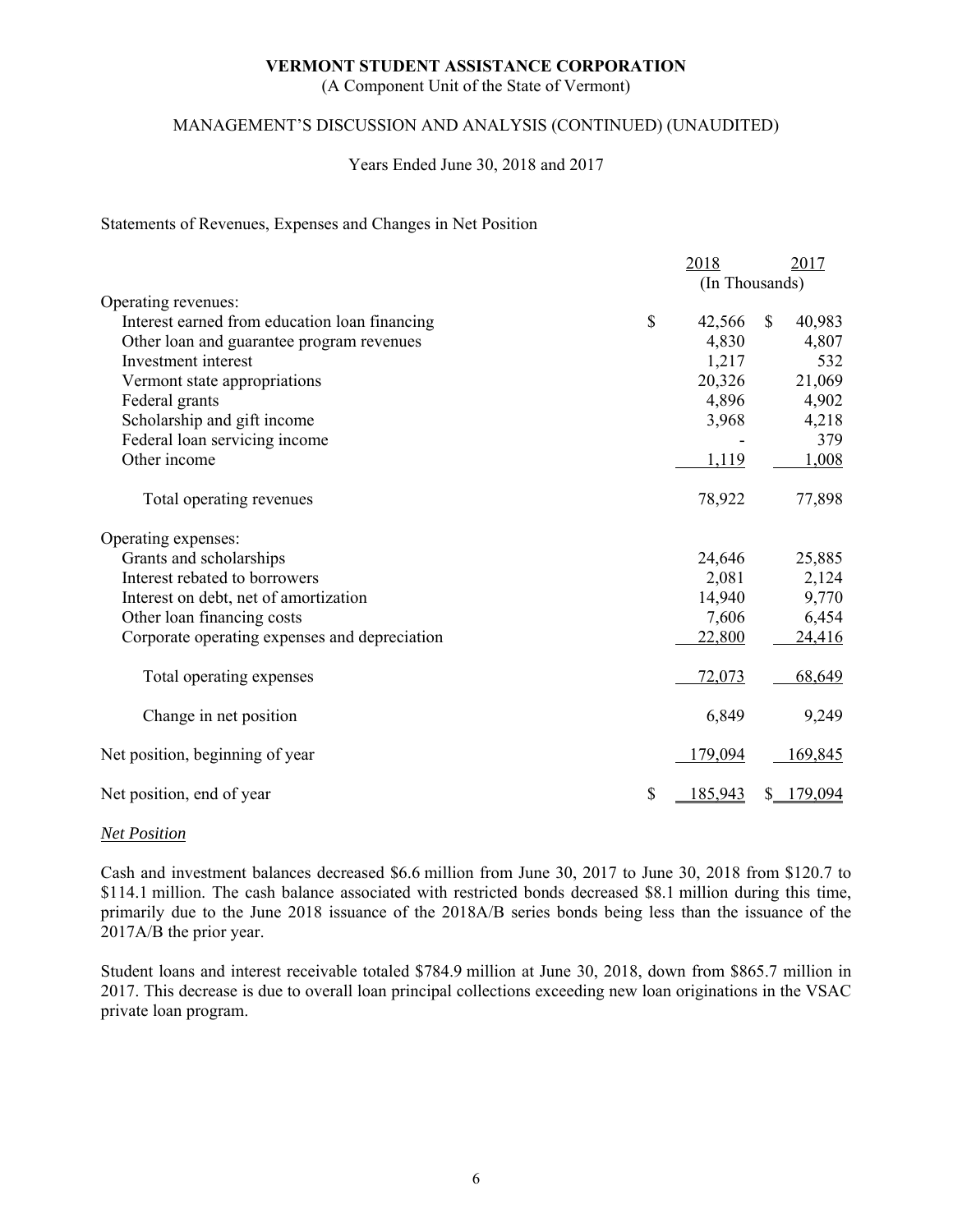# VERMONT STUDENT ASSISTANCE CORPORATION

(A Component Unit of the State of Vermont)

MANAGEMENT'S DISCUSSION AND ANALYSIS (CONTINUED) (UNAUDITED)

Years Ended June 30, 2018 and 2017

Statements of Revenues, Expenses and Changes in Net Position

| | 2018 | 2017 |
|---|---|---|
| | (In Thousands) | |
| Operating revenues: | | |
| Interest earned from education loan financing | $ 42,566 | $ 40,983 |
| Other loan and guarantee program revenues | 4,830 | 4,807 |
| Investment interest | 1,217 | 532 |
| Vermont state appropriations | 20,326 | 21,069 |
| Federal grants | 4,896 | 4,902 |
| Scholarship and gift income | 3,968 | 4,218 |
| Federal loan servicing income | - | 379 |
| Other income | 1,119 | 1,008 |
| Total operating revenues | 78,922 | 77,898 |
| Operating expenses: | | |
| Grants and scholarships | 24,646 | 25,885 |
| Interest rebated to borrowers | 2,081 | 2,124 |
| Interest on debt, net of amortization | 14,940 | 9,770 |
| Other loan financing costs | 7,606 | 6,454 |
| Corporate operating expenses and depreciation | 22,800 | 24,416 |
| Total operating expenses | 72,073 | 68,649 |
| Change in net position | 6,849 | 9,249 |
| Net position, beginning of year | 179,094 | 169,845 |
| Net position, end of year | $ 185,943 | $ 179,094 |

*Net Position*

Cash and investment balances decreased $6.6 million from June 30, 2017 to June 30, 2018 from $120.7 to $114.1 million. The cash balance associated with restricted bonds decreased $8.1 million during this time, primarily due to the June 2018 issuance of the 2018A/B series bonds being less than the issuance of the 2017A/B the prior year.

Student loans and interest receivable totaled $784.9 million at June 30, 2018, down from $865.7 million in 2017. This decrease is due to overall loan principal collections exceeding new loan originations in the VSAC private loan program.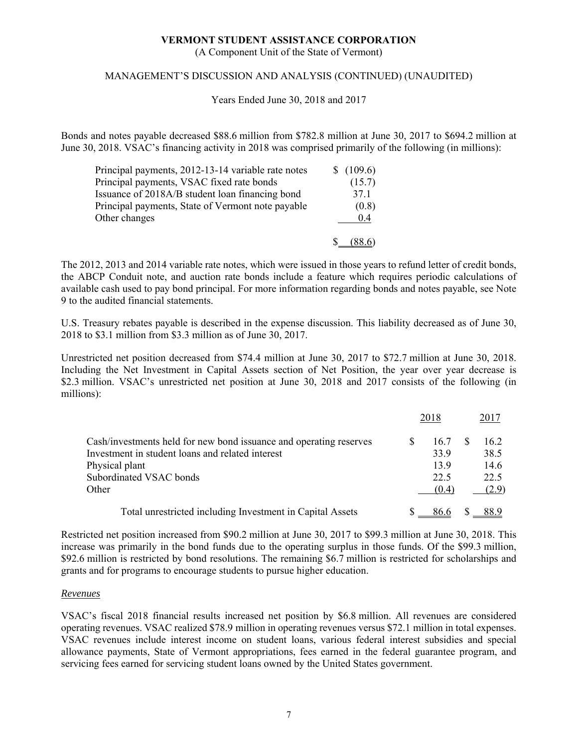Bonds and notes payable decreased \$88.6 million from \$782.8 million at June 30, 2017 to \$694.2 million at June 30, 2018. VSAC's financing activity in 2018 was comprised primarily of the following (in millions):

| | |
|---|---|
| Principal payments, 2012-13-14 variable rate notes | \$ (109.6) |
| Principal payments, VSAC fixed rate bonds | (15.7) |
| Issuance of 2018A/B student loan financing bond | 37.1 |
| Principal payments, State of Vermont note payable | (0.8) |
| Other changes | 0.4 |
| | \$ (88.6) |

The 2012, 2013 and 2014 variable rate notes, which were issued in those years to refund letter of credit bonds, the ABCP Conduit note, and auction rate bonds include a feature which requires periodic calculations of available cash used to pay bond principal. For more information regarding bonds and notes payable, see Note 9 to the audited financial statements.

U.S. Treasury rebates payable is described in the expense discussion. This liability decreased as of June 30, 2018 to \$3.1 million from \$3.3 million as of June 30, 2017.

Unrestricted net position decreased from \$74.4 million at June 30, 2017 to \$72.7 million at June 30, 2018. Including the Net Investment in Capital Assets section of Net Position, the year over year decrease is \$2.3 million. VSAC's unrestricted net position at June 30, 2018 and 2017 consists of the following (in millions):

| | 2018 | 2017 |
|---|---|---|
| Cash/investments held for new bond issuance and operating reserves | \$ 16.7 | \$ 16.2 |
| Investment in student loans and related interest | 33.9 | 38.5 |
| Physical plant | 13.9 | 14.6 |
| Subordinated VSAC bonds | 22.5 | 22.5 |
| Other | (0.4) | (2.9) |
| Total unrestricted including Investment in Capital Assets | \$ 86.6 | \$ 88.9 |

Restricted net position increased from \$90.2 million at June 30, 2017 to \$99.3 million at June 30, 2018. This increase was primarily in the bond funds due to the operating surplus in those funds. Of the \$99.3 million, \$92.6 million is restricted by bond resolutions. The remaining \$6.7 million is restricted for scholarships and grants and for programs to encourage students to pursue higher education.

*Revenues*

VSAC's fiscal 2018 financial results increased net position by \$6.8 million. All revenues are considered operating revenues. VSAC realized \$78.9 million in operating revenues versus \$72.1 million in total expenses. VSAC revenues include interest income on student loans, various federal interest subsidies and special allowance payments, State of Vermont appropriations, fees earned in the federal guarantee program, and servicing fees earned for servicing student loans owned by the United States government.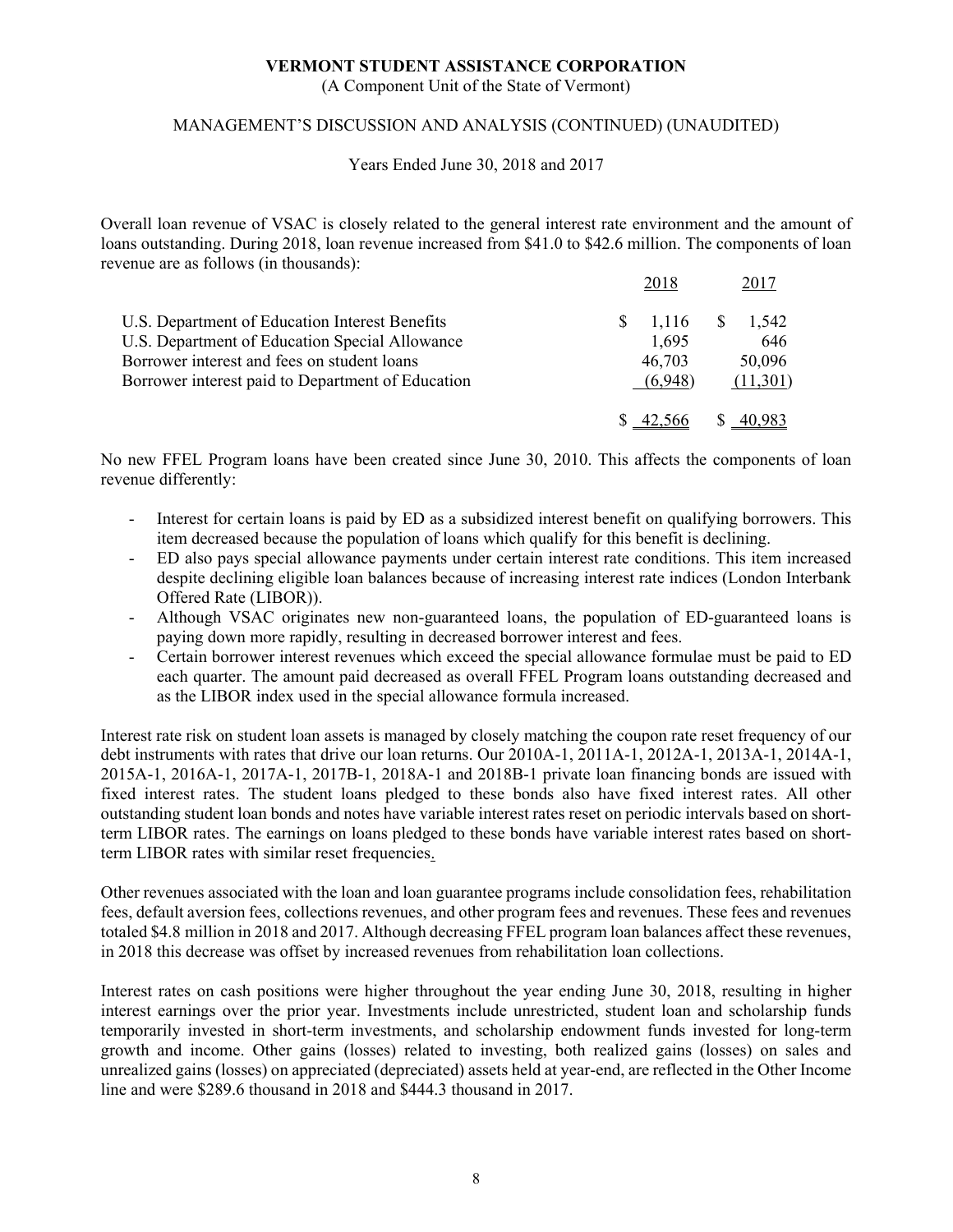Overall loan revenue of VSAC is closely related to the general interest rate environment and the amount of loans outstanding. During 2018, loan revenue increased from $41.0 to $42.6 million. The components of loan revenue are as follows (in thousands):

| | 2018 | 2017 |
|---|---|---|
| U.S. Department of Education Interest Benefits | $ 1,116 | $ 1,542 |
| U.S. Department of Education Special Allowance | 1,695 | 646 |
| Borrower interest and fees on student loans | 46,703 | 50,096 |
| Borrower interest paid to Department of Education | (6,948) | (11,301) |
| | $ 42,566 | $ 40,983 |

No new FFEL Program loans have been created since June 30, 2010. This affects the components of loan revenue differently:

- Interest for certain loans is paid by ED as a subsidized interest benefit on qualifying borrowers. This item decreased because the population of loans which qualify for this benefit is declining.
- ED also pays special allowance payments under certain interest rate conditions. This item increased despite declining eligible loan balances because of increasing interest rate indices (London Interbank Offered Rate (LIBOR)).
- Although VSAC originates new non-guaranteed loans, the population of ED-guaranteed loans is paying down more rapidly, resulting in decreased borrower interest and fees.
- Certain borrower interest revenues which exceed the special allowance formulae must be paid to ED each quarter. The amount paid decreased as overall FFEL Program loans outstanding decreased and as the LIBOR index used in the special allowance formula increased.

Interest rate risk on student loan assets is managed by closely matching the coupon rate reset frequency of our debt instruments with rates that drive our loan returns. Our 2010A-1, 2011A-1, 2012A-1, 2013A-1, 2014A-1, 2015A-1, 2016A-1, 2017A-1, 2017B-1, 2018A-1 and 2018B-1 private loan financing bonds are issued with fixed interest rates. The student loans pledged to these bonds also have fixed interest rates. All other outstanding student loan bonds and notes have variable interest rates reset on periodic intervals based on short-term LIBOR rates. The earnings on loans pledged to these bonds have variable interest rates based on short-term LIBOR rates with similar reset frequencies.

Other revenues associated with the loan and loan guarantee programs include consolidation fees, rehabilitation fees, default aversion fees, collections revenues, and other program fees and revenues. These fees and revenues totaled $4.8 million in 2018 and 2017. Although decreasing FFEL program loan balances affect these revenues, in 2018 this decrease was offset by increased revenues from rehabilitation loan collections.

Interest rates on cash positions were higher throughout the year ending June 30, 2018, resulting in higher interest earnings over the prior year. Investments include unrestricted, student loan and scholarship funds temporarily invested in short-term investments, and scholarship endowment funds invested for long-term growth and income. Other gains (losses) related to investing, both realized gains (losses) on sales and unrealized gains (losses) on appreciated (depreciated) assets held at year-end, are reflected in the Other Income line and were $289.6 thousand in 2018 and $444.3 thousand in 2017.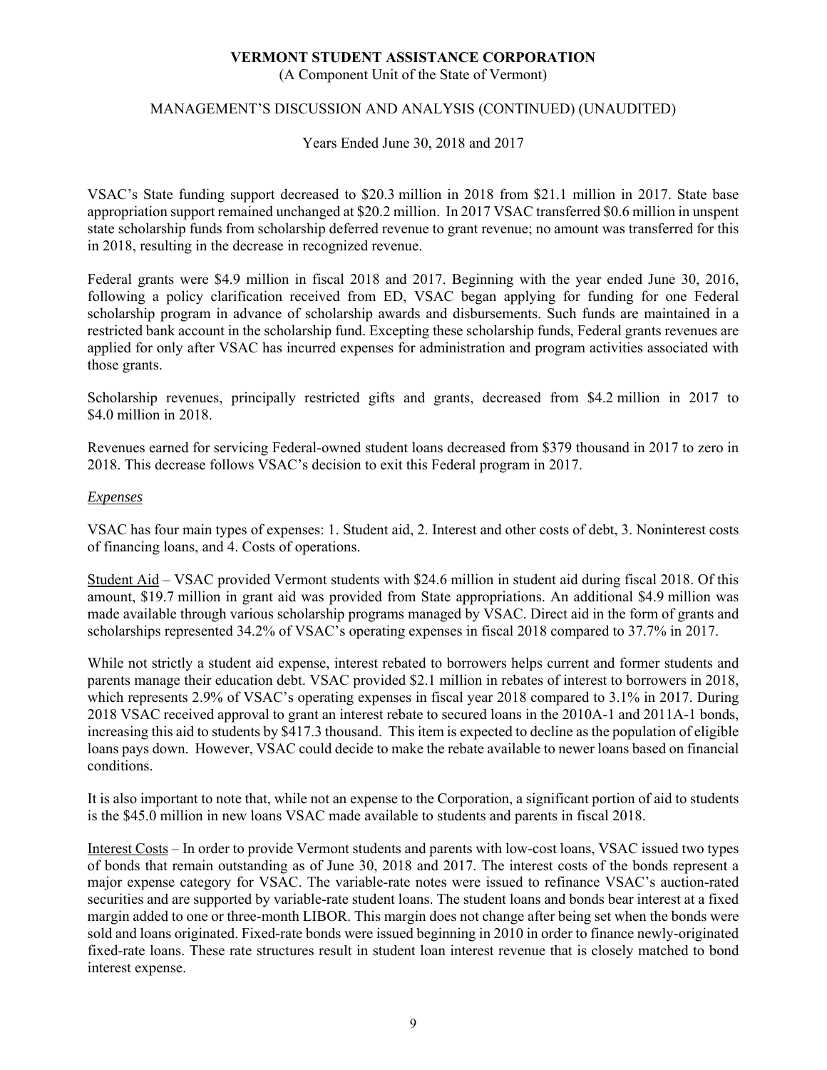VSAC's State funding support decreased to \$20.3 million in 2018 from \$21.1 million in 2017. State base appropriation support remained unchanged at \$20.2 million. In 2017 VSAC transferred \$0.6 million in unspent state scholarship funds from scholarship deferred revenue to grant revenue; no amount was transferred for this in 2018, resulting in the decrease in recognized revenue.

Federal grants were \$4.9 million in fiscal 2018 and 2017. Beginning with the year ended June 30, 2016, following a policy clarification received from ED, VSAC began applying for funding for one Federal scholarship program in advance of scholarship awards and disbursements. Such funds are maintained in a restricted bank account in the scholarship fund. Excepting these scholarship funds, Federal grants revenues are applied for only after VSAC has incurred expenses for administration and program activities associated with those grants.

Scholarship revenues, principally restricted gifts and grants, decreased from \$4.2 million in 2017 to \$4.0 million in 2018.

Revenues earned for servicing Federal-owned student loans decreased from \$379 thousand in 2017 to zero in 2018. This decrease follows VSAC's decision to exit this Federal program in 2017.

*Expenses*

VSAC has four main types of expenses: 1. Student aid, 2. Interest and other costs of debt, 3. Noninterest costs of financing loans, and 4. Costs of operations.

Student Aid – VSAC provided Vermont students with \$24.6 million in student aid during fiscal 2018. Of this amount, \$19.7 million in grant aid was provided from State appropriations. An additional \$4.9 million was made available through various scholarship programs managed by VSAC. Direct aid in the form of grants and scholarships represented 34.2% of VSAC's operating expenses in fiscal 2018 compared to 37.7% in 2017.

While not strictly a student aid expense, interest rebated to borrowers helps current and former students and parents manage their education debt. VSAC provided \$2.1 million in rebates of interest to borrowers in 2018, which represents 2.9% of VSAC's operating expenses in fiscal year 2018 compared to 3.1% in 2017. During 2018 VSAC received approval to grant an interest rebate to secured loans in the 2010A-1 and 2011A-1 bonds, increasing this aid to students by \$417.3 thousand. This item is expected to decline as the population of eligible loans pays down. However, VSAC could decide to make the rebate available to newer loans based on financial conditions.

It is also important to note that, while not an expense to the Corporation, a significant portion of aid to students is the \$45.0 million in new loans VSAC made available to students and parents in fiscal 2018.

Interest Costs – In order to provide Vermont students and parents with low-cost loans, VSAC issued two types of bonds that remain outstanding as of June 30, 2018 and 2017. The interest costs of the bonds represent a major expense category for VSAC. The variable-rate notes were issued to refinance VSAC's auction-rated securities and are supported by variable-rate student loans. The student loans and bonds bear interest at a fixed margin added to one or three-month LIBOR. This margin does not change after being set when the bonds were sold and loans originated. Fixed-rate bonds were issued beginning in 2010 in order to finance newly-originated fixed-rate loans. These rate structures result in student loan interest revenue that is closely matched to bond interest expense.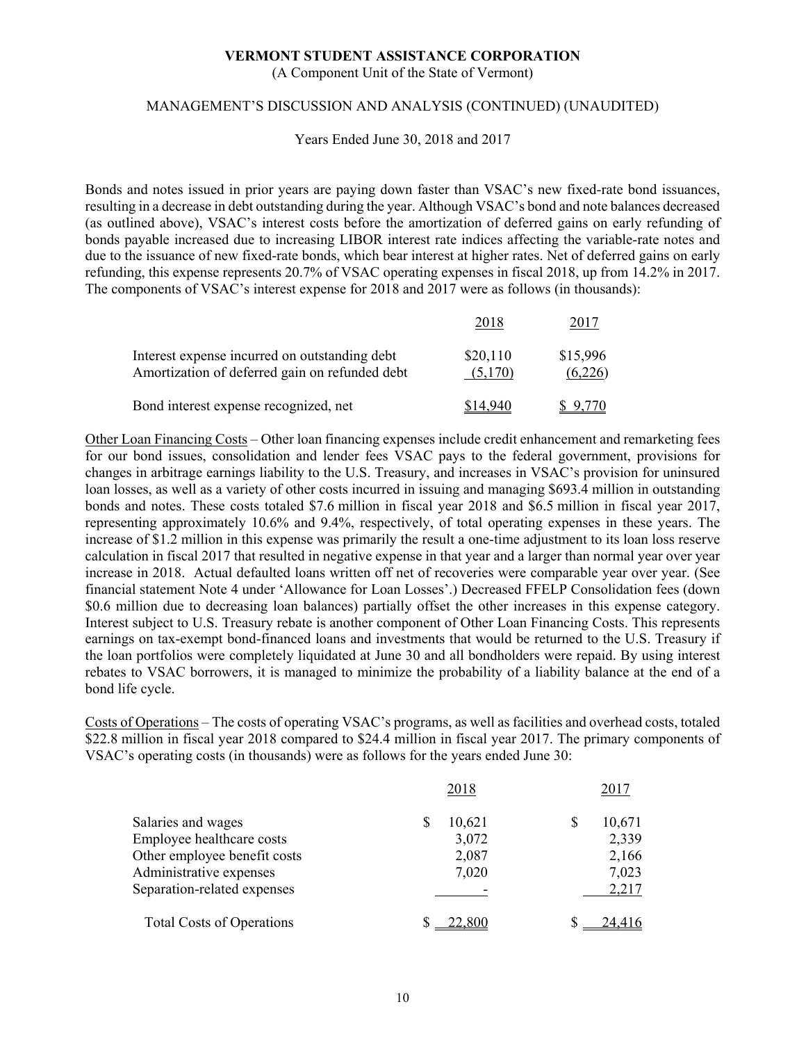**VERMONT STUDENT ASSISTANCE CORPORATION**
(A Component Unit of the State of Vermont)

MANAGEMENT'S DISCUSSION AND ANALYSIS (CONTINUED) (UNAUDITED)

Years Ended June 30, 2018 and 2017

Bonds and notes issued in prior years are paying down faster than VSAC's new fixed-rate bond issuances, resulting in a decrease in debt outstanding during the year. Although VSAC's bond and note balances decreased (as outlined above), VSAC's interest costs before the amortization of deferred gains on early refunding of bonds payable increased due to increasing LIBOR interest rate indices affecting the variable-rate notes and due to the issuance of new fixed-rate bonds, which bear interest at higher rates. Net of deferred gains on early refunding, this expense represents 20.7% of VSAC operating expenses in fiscal 2018, up from 14.2% in 2017. The components of VSAC's interest expense for 2018 and 2017 were as follows (in thousands):

| | 2018 | 2017 |
|---|---|---|
| Interest expense incurred on outstanding debt | $20,110 | $15,996 |
| Amortization of deferred gain on refunded debt | (5,170) | (6,226) |
| Bond interest expense recognized, net | $14,940 | $ 9,770 |

Other Loan Financing Costs – Other loan financing expenses include credit enhancement and remarketing fees for our bond issues, consolidation and lender fees VSAC pays to the federal government, provisions for changes in arbitrage earnings liability to the U.S. Treasury, and increases in VSAC's provision for uninsured loan losses, as well as a variety of other costs incurred in issuing and managing $693.4 million in outstanding bonds and notes. These costs totaled $7.6 million in fiscal year 2018 and $6.5 million in fiscal year 2017, representing approximately 10.6% and 9.4%, respectively, of total operating expenses in these years. The increase of $1.2 million in this expense was primarily the result a one-time adjustment to its loan loss reserve calculation in fiscal 2017 that resulted in negative expense in that year and a larger than normal year over year increase in 2018. Actual defaulted loans written off net of recoveries were comparable year over year. (See financial statement Note 4 under 'Allowance for Loan Losses'.) Decreased FFELP Consolidation fees (down $0.6 million due to decreasing loan balances) partially offset the other increases in this expense category. Interest subject to U.S. Treasury rebate is another component of Other Loan Financing Costs. This represents earnings on tax-exempt bond-financed loans and investments that would be returned to the U.S. Treasury if the loan portfolios were completely liquidated at June 30 and all bondholders were repaid. By using interest rebates to VSAC borrowers, it is managed to minimize the probability of a liability balance at the end of a bond life cycle.

Costs of Operations – The costs of operating VSAC's programs, as well as facilities and overhead costs, totaled $22.8 million in fiscal year 2018 compared to $24.4 million in fiscal year 2017. The primary components of VSAC's operating costs (in thousands) were as follows for the years ended June 30:

| | 2018 | 2017 |
|---|---|---|
| Salaries and wages | $ 10,621 | $ 10,671 |
| Employee healthcare costs | 3,072 | 2,339 |
| Other employee benefit costs | 2,087 | 2,166 |
| Administrative expenses | 7,020 | 7,023 |
| Separation-related expenses | - | 2,217 |
| Total Costs of Operations | $ 22,800 | $ 24,416 |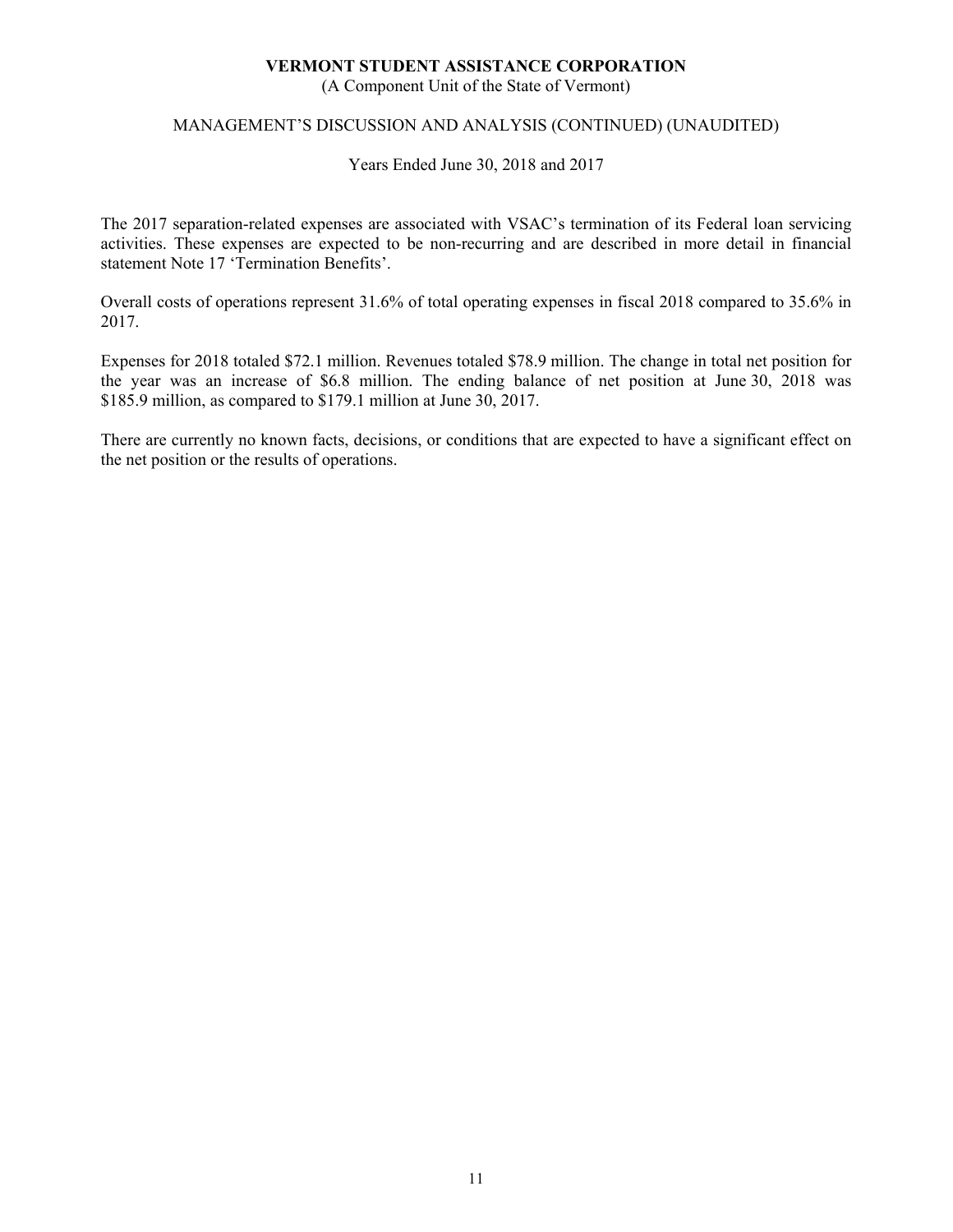The 2017 separation-related expenses are associated with VSAC's termination of its Federal loan servicing activities. These expenses are expected to be non-recurring and are described in more detail in financial statement Note 17 'Termination Benefits'.

Overall costs of operations represent 31.6% of total operating expenses in fiscal 2018 compared to 35.6% in 2017.

Expenses for 2018 totaled $72.1 million. Revenues totaled $78.9 million. The change in total net position for the year was an increase of $6.8 million. The ending balance of net position at June 30, 2018 was $185.9 million, as compared to $179.1 million at June 30, 2017.

There are currently no known facts, decisions, or conditions that are expected to have a significant effect on the net position or the results of operations.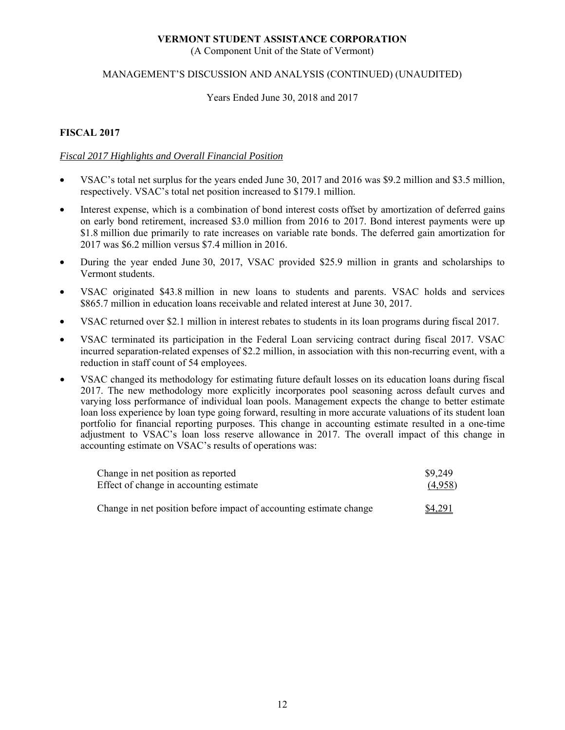## FISCAL 2017

*Fiscal 2017 Highlights and Overall Financial Position*

- VSAC's total net surplus for the years ended June 30, 2017 and 2016 was \$9.2 million and \$3.5 million, respectively. VSAC's total net position increased to \$179.1 million.
- Interest expense, which is a combination of bond interest costs offset by amortization of deferred gains on early bond retirement, increased \$3.0 million from 2016 to 2017. Bond interest payments were up \$1.8 million due primarily to rate increases on variable rate bonds. The deferred gain amortization for 2017 was \$6.2 million versus \$7.4 million in 2016.
- During the year ended June 30, 2017, VSAC provided \$25.9 million in grants and scholarships to Vermont students.
- VSAC originated \$43.8 million in new loans to students and parents. VSAC holds and services \$865.7 million in education loans receivable and related interest at June 30, 2017.
- VSAC returned over \$2.1 million in interest rebates to students in its loan programs during fiscal 2017.
- VSAC terminated its participation in the Federal Loan servicing contract during fiscal 2017. VSAC incurred separation-related expenses of \$2.2 million, in association with this non-recurring event, with a reduction in staff count of 54 employees.
- VSAC changed its methodology for estimating future default losses on its education loans during fiscal 2017. The new methodology more explicitly incorporates pool seasoning across default curves and varying loss performance of individual loan pools. Management expects the change to better estimate loan loss experience by loan type going forward, resulting in more accurate valuations of its student loan portfolio for financial reporting purposes. This change in accounting estimate resulted in a one-time adjustment to VSAC's loan loss reserve allowance in 2017. The overall impact of this change in accounting estimate on VSAC's results of operations was:

| | |
|---|---|
| Change in net position as reported | \$9,249 |
| Effect of change in accounting estimate | (4,958) |
| Change in net position before impact of accounting estimate change | \$4,291 |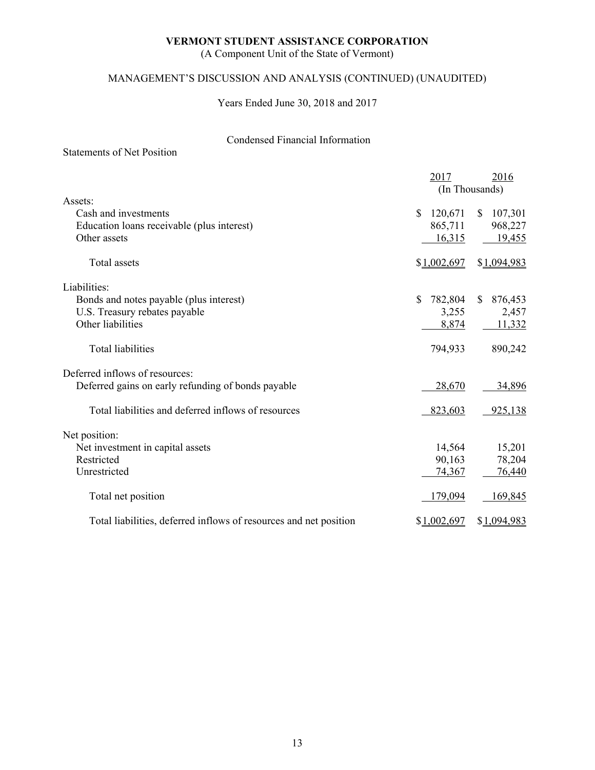# VERMONT STUDENT ASSISTANCE CORPORATION

(A Component Unit of the State of Vermont)

## MANAGEMENT'S DISCUSSION AND ANALYSIS (CONTINUED) (UNAUDITED)

Years Ended June 30, 2018 and 2017

### Condensed Financial Information

Statements of Net Position

| | 2017 | 2016 |
|---|---|---|
| | (In Thousands) | |
| Assets: | | |
| Cash and investments | $ 120,671 | $ 107,301 |
| Education loans receivable (plus interest) | 865,711 | 968,227 |
| Other assets | 16,315 | 19,455 |
| Total assets | $1,002,697 | $1,094,983 |
| Liabilities: | | |
| Bonds and notes payable (plus interest) | $ 782,804 | $ 876,453 |
| U.S. Treasury rebates payable | 3,255 | 2,457 |
| Other liabilities | 8,874 | 11,332 |
| Total liabilities | 794,933 | 890,242 |
| Deferred inflows of resources: | | |
| Deferred gains on early refunding of bonds payable | 28,670 | 34,896 |
| Total liabilities and deferred inflows of resources | 823,603 | 925,138 |
| Net position: | | |
| Net investment in capital assets | 14,564 | 15,201 |
| Restricted | 90,163 | 78,204 |
| Unrestricted | 74,367 | 76,440 |
| Total net position | 179,094 | 169,845 |
| Total liabilities, deferred inflows of resources and net position | $1,002,697 | $1,094,983 |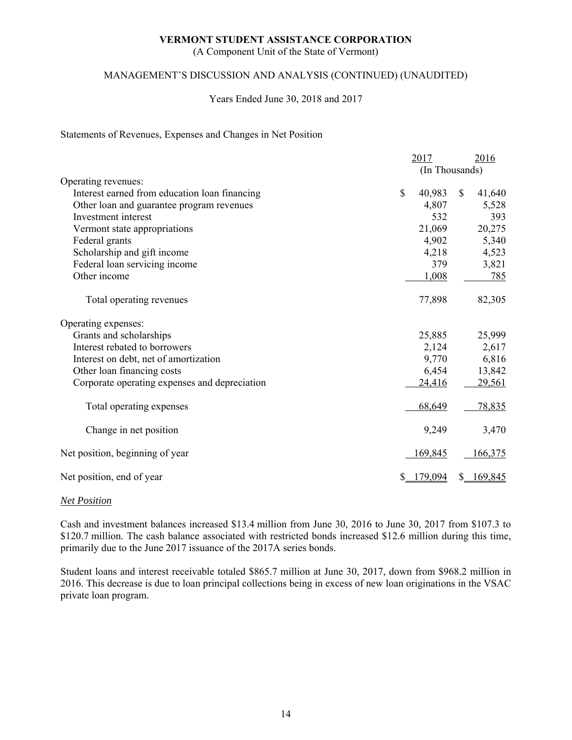# VERMONT STUDENT ASSISTANCE CORPORATION

(A Component Unit of the State of Vermont)

## MANAGEMENT'S DISCUSSION AND ANALYSIS (CONTINUED) (UNAUDITED)

Years Ended June 30, 2018 and 2017

Statements of Revenues, Expenses and Changes in Net Position

| | 2017 | 2016 |
|---|---|---|
| | (In Thousands) | |
| Operating revenues: | | |
| Interest earned from education loan financing | $ 40,983 | $ 41,640 |
| Other loan and guarantee program revenues | 4,807 | 5,528 |
| Investment interest | 532 | 393 |
| Vermont state appropriations | 21,069 | 20,275 |
| Federal grants | 4,902 | 5,340 |
| Scholarship and gift income | 4,218 | 4,523 |
| Federal loan servicing income | 379 | 3,821 |
| Other income | 1,008 | 785 |
| Total operating revenues | 77,898 | 82,305 |
| Operating expenses: | | |
| Grants and scholarships | 25,885 | 25,999 |
| Interest rebated to borrowers | 2,124 | 2,617 |
| Interest on debt, net of amortization | 9,770 | 6,816 |
| Other loan financing costs | 6,454 | 13,842 |
| Corporate operating expenses and depreciation | 24,416 | 29,561 |
| Total operating expenses | 68,649 | 78,835 |
| Change in net position | 9,249 | 3,470 |
| Net position, beginning of year | 169,845 | 166,375 |
| Net position, end of year | $ 179,094 | $ 169,845 |

*Net Position*

Cash and investment balances increased $13.4 million from June 30, 2016 to June 30, 2017 from $107.3 to $120.7 million. The cash balance associated with restricted bonds increased $12.6 million during this time, primarily due to the June 2017 issuance of the 2017A series bonds.

Student loans and interest receivable totaled $865.7 million at June 30, 2017, down from $968.2 million in 2016. This decrease is due to loan principal collections being in excess of new loan originations in the VSAC private loan program.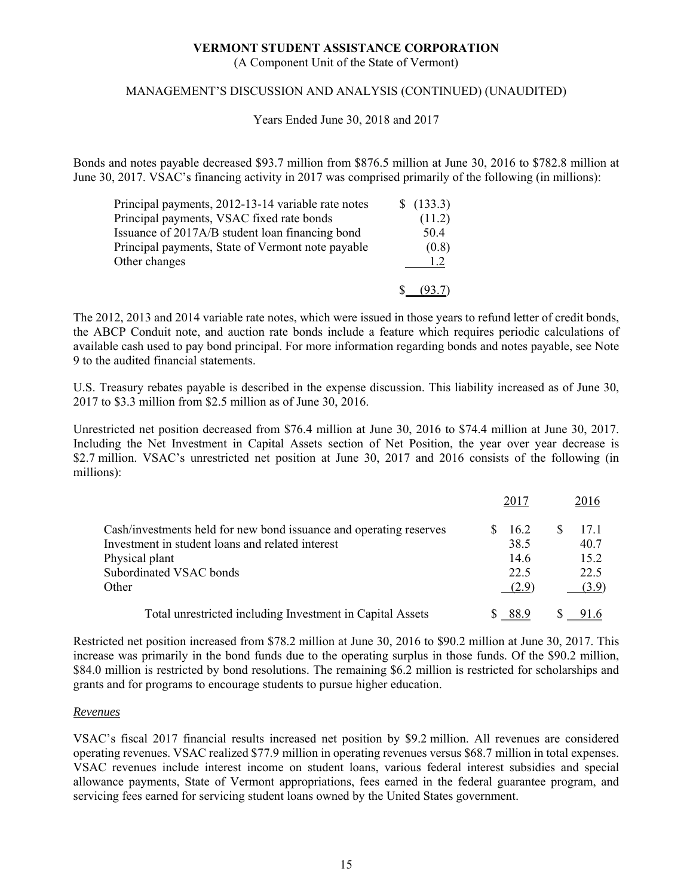Bonds and notes payable decreased \$93.7 million from \$876.5 million at June 30, 2016 to \$782.8 million at June 30, 2017. VSAC's financing activity in 2017 was comprised primarily of the following (in millions):

| | |
|---|---|
| Principal payments, 2012-13-14 variable rate notes | \$ (133.3) |
| Principal payments, VSAC fixed rate bonds | (11.2) |
| Issuance of 2017A/B student loan financing bond | 50.4 |
| Principal payments, State of Vermont note payable | (0.8) |
| Other changes | 1.2 |
| | \$ (93.7) |

The 2012, 2013 and 2014 variable rate notes, which were issued in those years to refund letter of credit bonds, the ABCP Conduit note, and auction rate bonds include a feature which requires periodic calculations of available cash used to pay bond principal. For more information regarding bonds and notes payable, see Note 9 to the audited financial statements.

U.S. Treasury rebates payable is described in the expense discussion. This liability increased as of June 30, 2017 to \$3.3 million from \$2.5 million as of June 30, 2016.

Unrestricted net position decreased from \$76.4 million at June 30, 2016 to \$74.4 million at June 30, 2017. Including the Net Investment in Capital Assets section of Net Position, the year over year decrease is \$2.7 million. VSAC's unrestricted net position at June 30, 2017 and 2016 consists of the following (in millions):

| | 2017 | 2016 |
|---|---|---|
| Cash/investments held for new bond issuance and operating reserves | \$ 16.2 | \$ 17.1 |
| Investment in student loans and related interest | 38.5 | 40.7 |
| Physical plant | 14.6 | 15.2 |
| Subordinated VSAC bonds | 22.5 | 22.5 |
| Other | (2.9) | (3.9) |
| Total unrestricted including Investment in Capital Assets | \$ 88.9 | \$ 91.6 |

Restricted net position increased from \$78.2 million at June 30, 2016 to \$90.2 million at June 30, 2017. This increase was primarily in the bond funds due to the operating surplus in those funds. Of the \$90.2 million, \$84.0 million is restricted by bond resolutions. The remaining \$6.2 million is restricted for scholarships and grants and for programs to encourage students to pursue higher education.

*Revenues*

VSAC's fiscal 2017 financial results increased net position by \$9.2 million. All revenues are considered operating revenues. VSAC realized \$77.9 million in operating revenues versus \$68.7 million in total expenses. VSAC revenues include interest income on student loans, various federal interest subsidies and special allowance payments, State of Vermont appropriations, fees earned in the federal guarantee program, and servicing fees earned for servicing student loans owned by the United States government.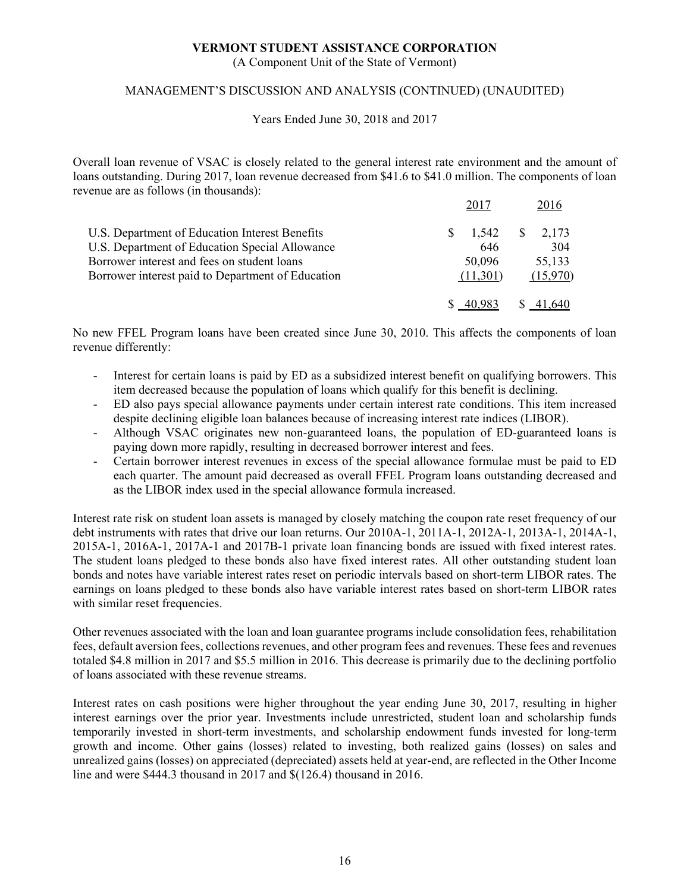# VERMONT STUDENT ASSISTANCE CORPORATION

(A Component Unit of the State of Vermont)

MANAGEMENT'S DISCUSSION AND ANALYSIS (CONTINUED) (UNAUDITED)

Years Ended June 30, 2018 and 2017

Overall loan revenue of VSAC is closely related to the general interest rate environment and the amount of loans outstanding. During 2017, loan revenue decreased from $41.6 to $41.0 million. The components of loan revenue are as follows (in thousands):

| | 2017 | 2016 |
|---|---|---|
| U.S. Department of Education Interest Benefits | $ 1,542 | $ 2,173 |
| U.S. Department of Education Special Allowance | 646 | 304 |
| Borrower interest and fees on student loans | 50,096 | 55,133 |
| Borrower interest paid to Department of Education | (11,301) | (15,970) |
| | $ 40,983 | $ 41,640 |

No new FFEL Program loans have been created since June 30, 2010. This affects the components of loan revenue differently:

- Interest for certain loans is paid by ED as a subsidized interest benefit on qualifying borrowers. This item decreased because the population of loans which qualify for this benefit is declining.
- ED also pays special allowance payments under certain interest rate conditions. This item increased despite declining eligible loan balances because of increasing interest rate indices (LIBOR).
- Although VSAC originates new non-guaranteed loans, the population of ED-guaranteed loans is paying down more rapidly, resulting in decreased borrower interest and fees.
- Certain borrower interest revenues in excess of the special allowance formulae must be paid to ED each quarter. The amount paid decreased as overall FFEL Program loans outstanding decreased and as the LIBOR index used in the special allowance formula increased.

Interest rate risk on student loan assets is managed by closely matching the coupon rate reset frequency of our debt instruments with rates that drive our loan returns. Our 2010A-1, 2011A-1, 2012A-1, 2013A-1, 2014A-1, 2015A-1, 2016A-1, 2017A-1 and 2017B-1 private loan financing bonds are issued with fixed interest rates. The student loans pledged to these bonds also have fixed interest rates. All other outstanding student loan bonds and notes have variable interest rates reset on periodic intervals based on short-term LIBOR rates. The earnings on loans pledged to these bonds also have variable interest rates based on short-term LIBOR rates with similar reset frequencies.

Other revenues associated with the loan and loan guarantee programs include consolidation fees, rehabilitation fees, default aversion fees, collections revenues, and other program fees and revenues. These fees and revenues totaled $4.8 million in 2017 and $5.5 million in 2016. This decrease is primarily due to the declining portfolio of loans associated with these revenue streams.

Interest rates on cash positions were higher throughout the year ending June 30, 2017, resulting in higher interest earnings over the prior year. Investments include unrestricted, student loan and scholarship funds temporarily invested in short-term investments, and scholarship endowment funds invested for long-term growth and income. Other gains (losses) related to investing, both realized gains (losses) on sales and unrealized gains (losses) on appreciated (depreciated) assets held at year-end, are reflected in the Other Income line and were $444.3 thousand in 2017 and $(126.4) thousand in 2016.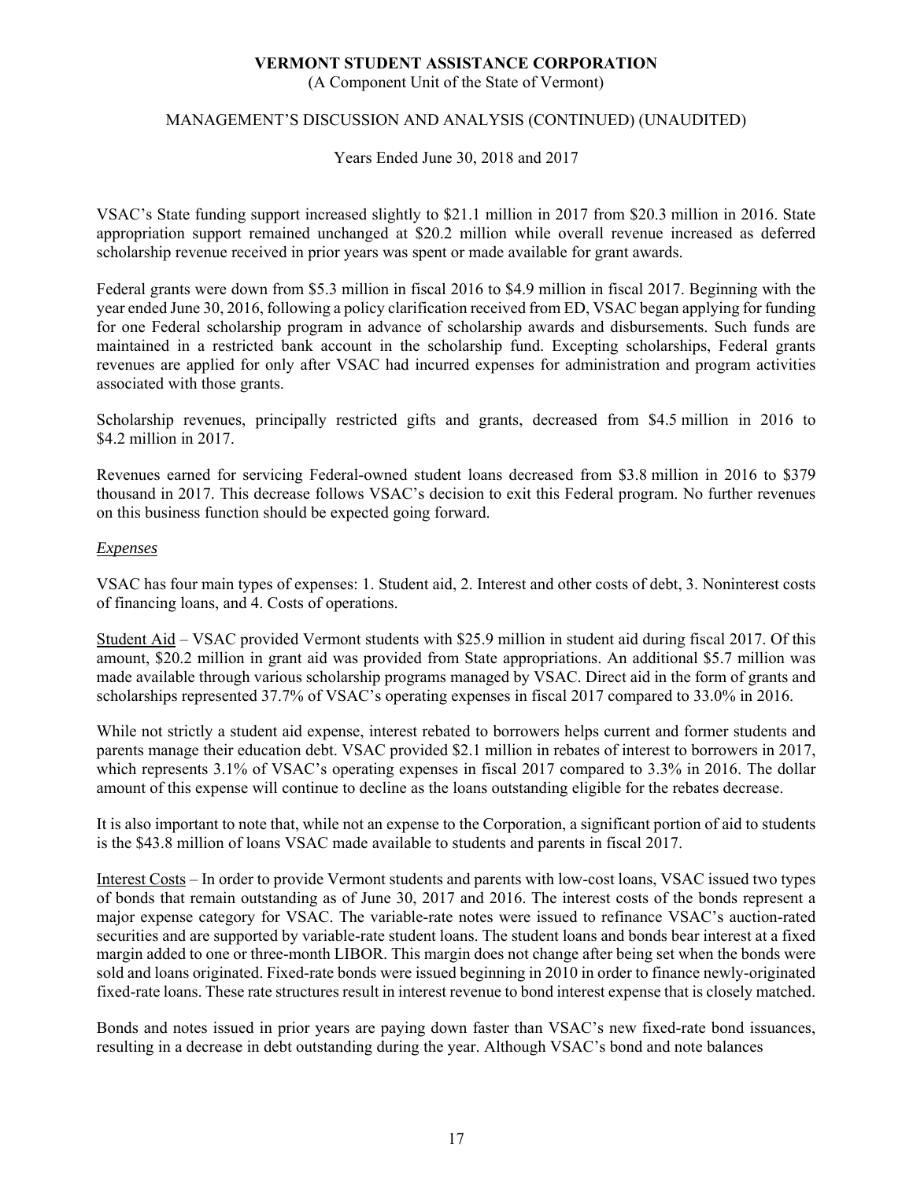VSAC's State funding support increased slightly to $21.1 million in 2017 from $20.3 million in 2016. State appropriation support remained unchanged at $20.2 million while overall revenue increased as deferred scholarship revenue received in prior years was spent or made available for grant awards.

Federal grants were down from $5.3 million in fiscal 2016 to $4.9 million in fiscal 2017. Beginning with the year ended June 30, 2016, following a policy clarification received from ED, VSAC began applying for funding for one Federal scholarship program in advance of scholarship awards and disbursements. Such funds are maintained in a restricted bank account in the scholarship fund. Excepting scholarships, Federal grants revenues are applied for only after VSAC had incurred expenses for administration and program activities associated with those grants.

Scholarship revenues, principally restricted gifts and grants, decreased from $4.5 million in 2016 to $4.2 million in 2017.

Revenues earned for servicing Federal-owned student loans decreased from $3.8 million in 2016 to $379 thousand in 2017. This decrease follows VSAC's decision to exit this Federal program. No further revenues on this business function should be expected going forward.

*Expenses*

VSAC has four main types of expenses: 1. Student aid, 2. Interest and other costs of debt, 3. Noninterest costs of financing loans, and 4. Costs of operations.

Student Aid – VSAC provided Vermont students with $25.9 million in student aid during fiscal 2017. Of this amount, $20.2 million in grant aid was provided from State appropriations. An additional $5.7 million was made available through various scholarship programs managed by VSAC. Direct aid in the form of grants and scholarships represented 37.7% of VSAC's operating expenses in fiscal 2017 compared to 33.0% in 2016.

While not strictly a student aid expense, interest rebated to borrowers helps current and former students and parents manage their education debt. VSAC provided $2.1 million in rebates of interest to borrowers in 2017, which represents 3.1% of VSAC's operating expenses in fiscal 2017 compared to 3.3% in 2016. The dollar amount of this expense will continue to decline as the loans outstanding eligible for the rebates decrease.

It is also important to note that, while not an expense to the Corporation, a significant portion of aid to students is the $43.8 million of loans VSAC made available to students and parents in fiscal 2017.

Interest Costs – In order to provide Vermont students and parents with low-cost loans, VSAC issued two types of bonds that remain outstanding as of June 30, 2017 and 2016. The interest costs of the bonds represent a major expense category for VSAC. The variable-rate notes were issued to refinance VSAC's auction-rated securities and are supported by variable-rate student loans. The student loans and bonds bear interest at a fixed margin added to one or three-month LIBOR. This margin does not change after being set when the bonds were sold and loans originated. Fixed-rate bonds were issued beginning in 2010 in order to finance newly-originated fixed-rate loans. These rate structures result in interest revenue to bond interest expense that is closely matched.

Bonds and notes issued in prior years are paying down faster than VSAC's new fixed-rate bond issuances, resulting in a decrease in debt outstanding during the year. Although VSAC's bond and note balances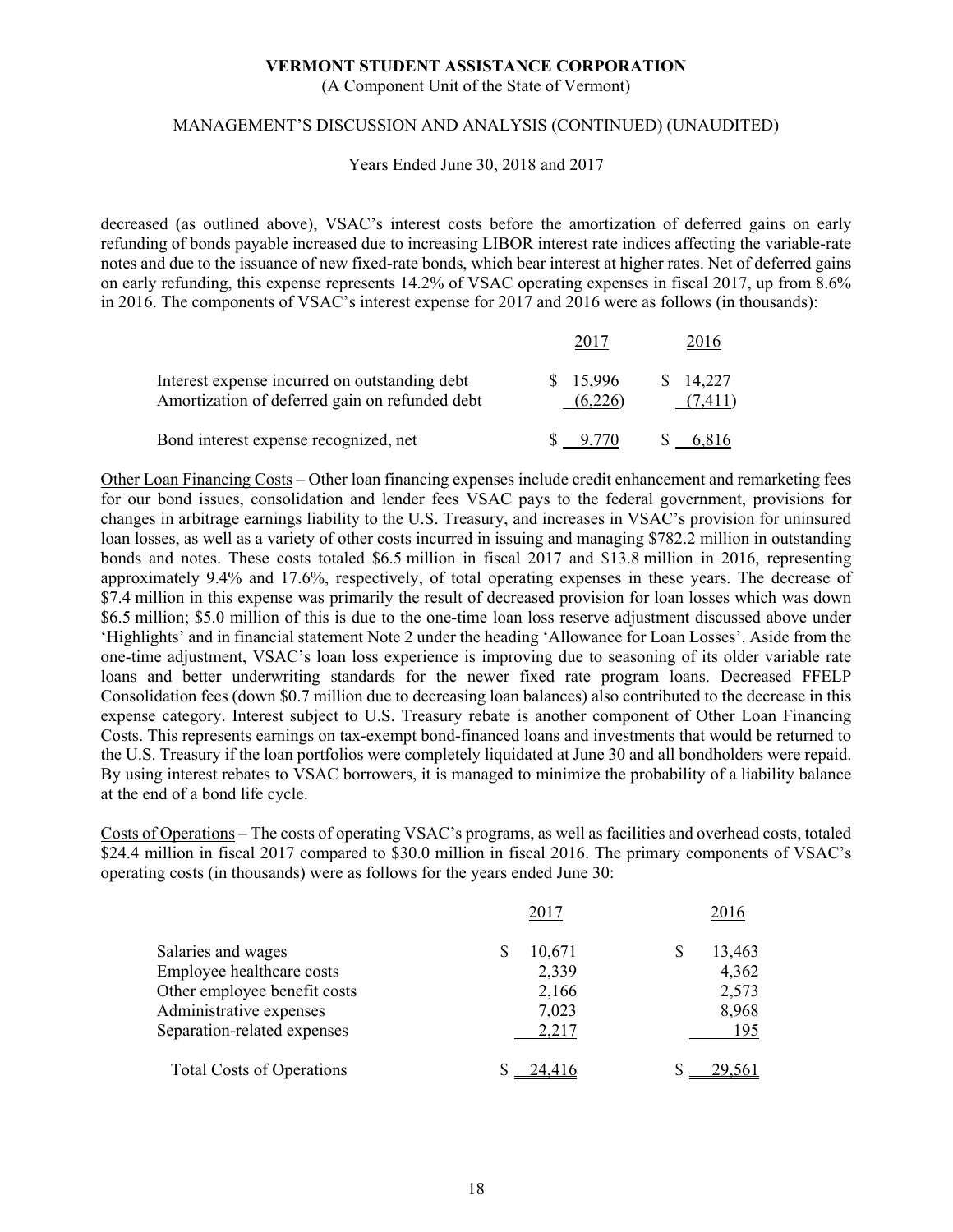decreased (as outlined above), VSAC's interest costs before the amortization of deferred gains on early refunding of bonds payable increased due to increasing LIBOR interest rate indices affecting the variable-rate notes and due to the issuance of new fixed-rate bonds, which bear interest at higher rates. Net of deferred gains on early refunding, this expense represents 14.2% of VSAC operating expenses in fiscal 2017, up from 8.6% in 2016. The components of VSAC's interest expense for 2017 and 2016 were as follows (in thousands):

| | 2017 | 2016 |
|---|---|---|
| Interest expense incurred on outstanding debt | $ 15,996 | $ 14,227 |
| Amortization of deferred gain on refunded debt | (6,226) | (7,411) |
| Bond interest expense recognized, net | $ 9,770 | $ 6,816 |

Other Loan Financing Costs – Other loan financing expenses include credit enhancement and remarketing fees for our bond issues, consolidation and lender fees VSAC pays to the federal government, provisions for changes in arbitrage earnings liability to the U.S. Treasury, and increases in VSAC's provision for uninsured loan losses, as well as a variety of other costs incurred in issuing and managing $782.2 million in outstanding bonds and notes. These costs totaled $6.5 million in fiscal 2017 and $13.8 million in 2016, representing approximately 9.4% and 17.6%, respectively, of total operating expenses in these years. The decrease of $7.4 million in this expense was primarily the result of decreased provision for loan losses which was down $6.5 million; $5.0 million of this is due to the one-time loan loss reserve adjustment discussed above under 'Highlights' and in financial statement Note 2 under the heading 'Allowance for Loan Losses'. Aside from the one-time adjustment, VSAC's loan loss experience is improving due to seasoning of its older variable rate loans and better underwriting standards for the newer fixed rate program loans. Decreased FFELP Consolidation fees (down $0.7 million due to decreasing loan balances) also contributed to the decrease in this expense category. Interest subject to U.S. Treasury rebate is another component of Other Loan Financing Costs. This represents earnings on tax-exempt bond-financed loans and investments that would be returned to the U.S. Treasury if the loan portfolios were completely liquidated at June 30 and all bondholders were repaid. By using interest rebates to VSAC borrowers, it is managed to minimize the probability of a liability balance at the end of a bond life cycle.

Costs of Operations – The costs of operating VSAC's programs, as well as facilities and overhead costs, totaled $24.4 million in fiscal 2017 compared to $30.0 million in fiscal 2016. The primary components of VSAC's operating costs (in thousands) were as follows for the years ended June 30:

| | 2017 | 2016 |
|---|---|---|
| Salaries and wages | $ 10,671 | $ 13,463 |
| Employee healthcare costs | 2,339 | 4,362 |
| Other employee benefit costs | 2,166 | 2,573 |
| Administrative expenses | 7,023 | 8,968 |
| Separation-related expenses | 2,217 | 195 |
| Total Costs of Operations | $ 24,416 | $ 29,561 |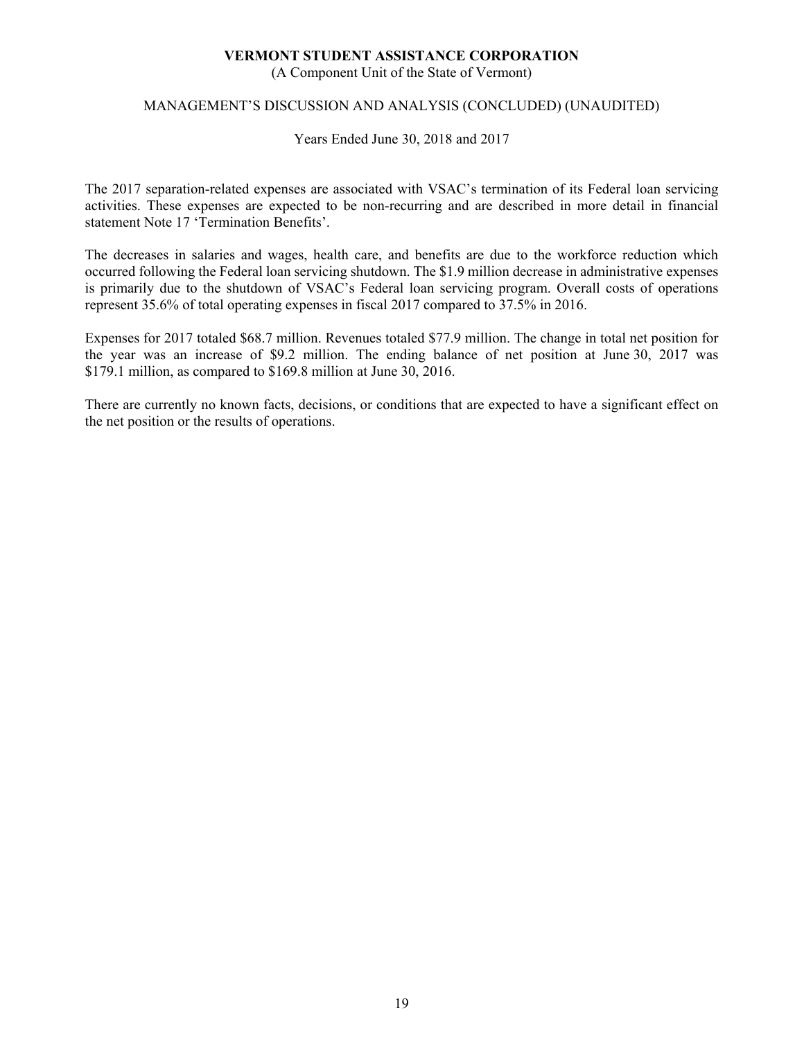The 2017 separation-related expenses are associated with VSAC's termination of its Federal loan servicing activities. These expenses are expected to be non-recurring and are described in more detail in financial statement Note 17 'Termination Benefits'.

The decreases in salaries and wages, health care, and benefits are due to the workforce reduction which occurred following the Federal loan servicing shutdown. The $1.9 million decrease in administrative expenses is primarily due to the shutdown of VSAC's Federal loan servicing program. Overall costs of operations represent 35.6% of total operating expenses in fiscal 2017 compared to 37.5% in 2016.

Expenses for 2017 totaled $68.7 million. Revenues totaled $77.9 million. The change in total net position for the year was an increase of $9.2 million. The ending balance of net position at June 30, 2017 was $179.1 million, as compared to $169.8 million at June 30, 2016.

There are currently no known facts, decisions, or conditions that are expected to have a significant effect on the net position or the results of operations.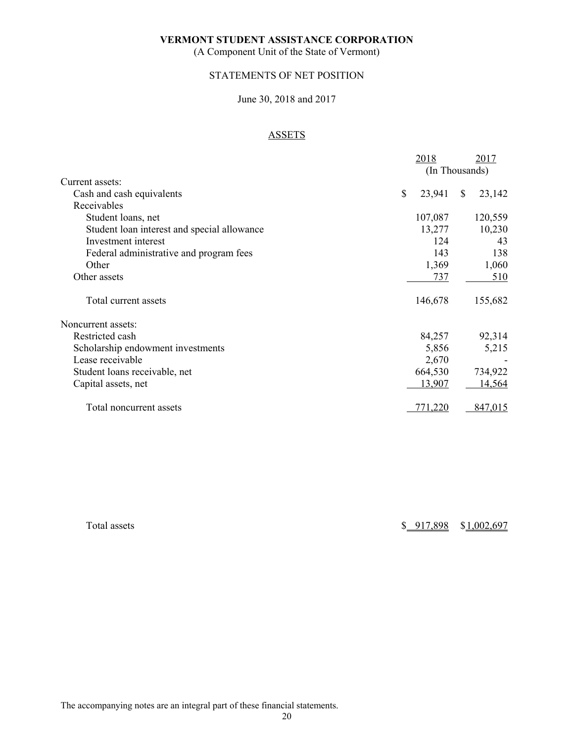**VERMONT STUDENT ASSISTANCE CORPORATION**

(A Component Unit of the State of Vermont)

STATEMENTS OF NET POSITION

June 30, 2018 and 2017

ASSETS

| | 2018 | 2017 |
|---|---|---|
| | (In Thousands) | |
| Current assets: | | |
| Cash and cash equivalents | $ 23,941 | $ 23,142 |
| Receivables | | |
| Student loans, net | 107,087 | 120,559 |
| Student loan interest and special allowance | 13,277 | 10,230 |
| Investment interest | 124 | 43 |
| Federal administrative and program fees | 143 | 138 |
| Other | 1,369 | 1,060 |
| Other assets | 737 | 510 |
| Total current assets | 146,678 | 155,682 |
| Noncurrent assets: | | |
| Restricted cash | 84,257 | 92,314 |
| Scholarship endowment investments | 5,856 | 5,215 |
| Lease receivable | 2,670 | - |
| Student loans receivable, net | 664,530 | 734,922 |
| Capital assets, net | 13,907 | 14,564 |
| Total noncurrent assets | 771,220 | 847,015 |
| Total assets | $ 917,898 | $ 1,002,697 |

The accompanying notes are an integral part of these financial statements.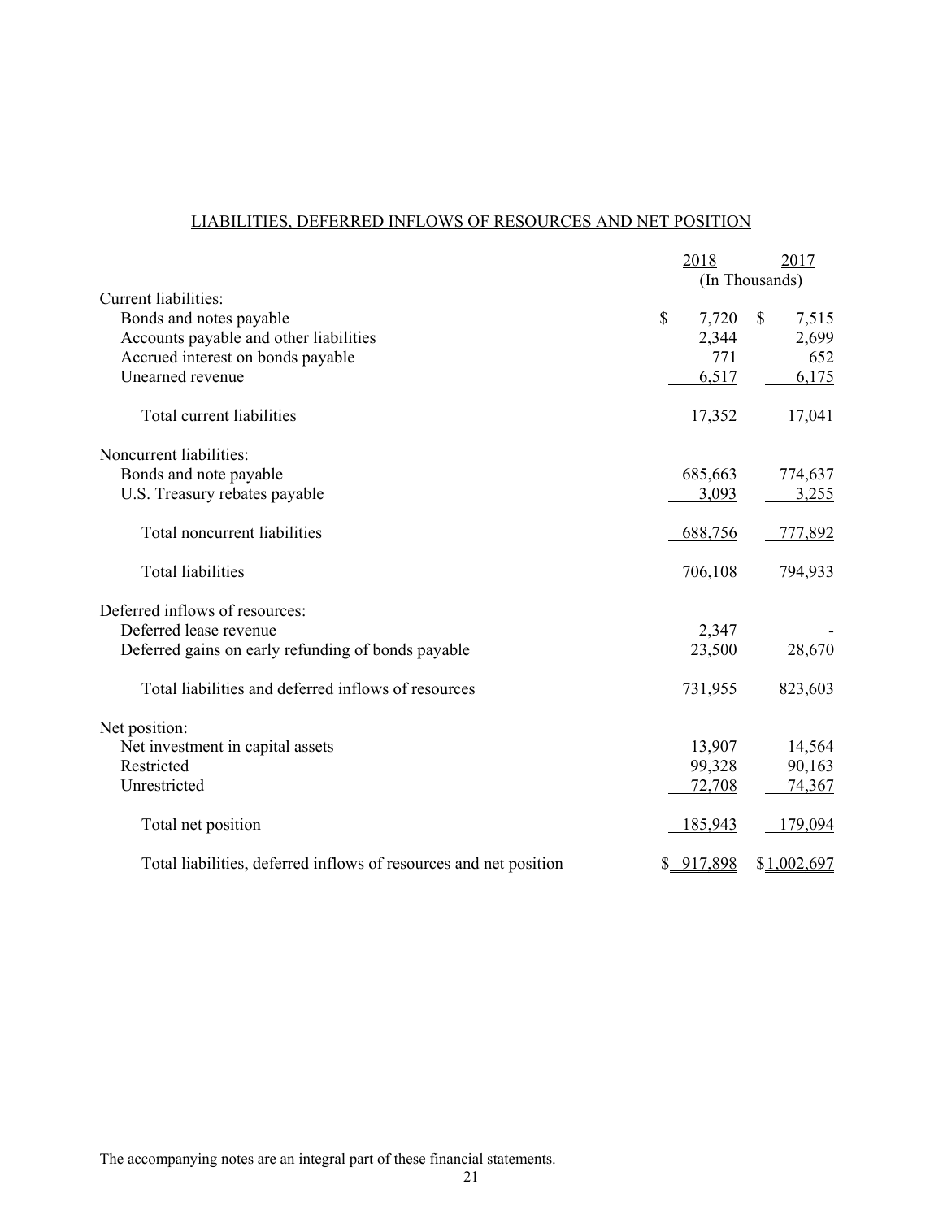## LIABILITIES, DEFERRED INFLOWS OF RESOURCES AND NET POSITION

| | 2018 | 2017 |
|---|---|---|
| | (In Thousands) | |
| Current liabilities: | | |
| Bonds and notes payable | $ 7,720 | $ 7,515 |
| Accounts payable and other liabilities | 2,344 | 2,699 |
| Accrued interest on bonds payable | 771 | 652 |
| Unearned revenue | 6,517 | 6,175 |
| Total current liabilities | 17,352 | 17,041 |
| Noncurrent liabilities: | | |
| Bonds and note payable | 685,663 | 774,637 |
| U.S. Treasury rebates payable | 3,093 | 3,255 |
| Total noncurrent liabilities | 688,756 | 777,892 |
| Total liabilities | 706,108 | 794,933 |
| Deferred inflows of resources: | | |
| Deferred lease revenue | 2,347 | - |
| Deferred gains on early refunding of bonds payable | 23,500 | 28,670 |
| Total liabilities and deferred inflows of resources | 731,955 | 823,603 |
| Net position: | | |
| Net investment in capital assets | 13,907 | 14,564 |
| Restricted | 99,328 | 90,163 |
| Unrestricted | 72,708 | 74,367 |
| Total net position | 185,943 | 179,094 |
| Total liabilities, deferred inflows of resources and net position | $ 917,898 | $ 1,002,697 |

The accompanying notes are an integral part of these financial statements.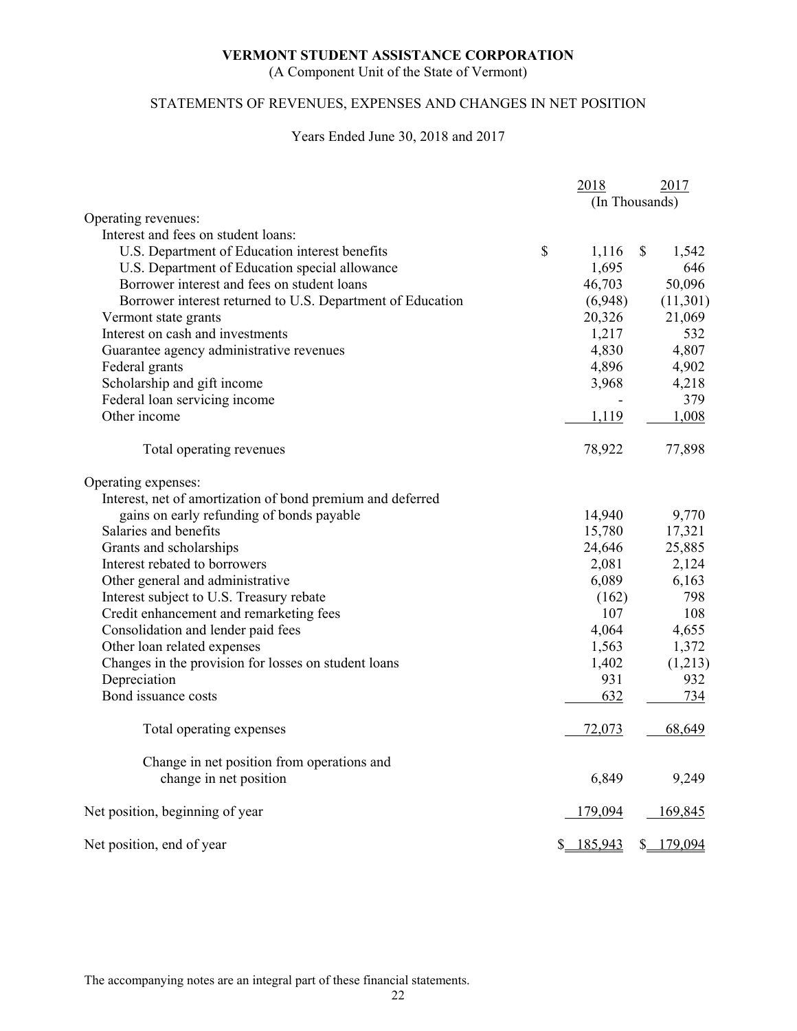**VERMONT STUDENT ASSISTANCE CORPORATION**

(A Component Unit of the State of Vermont)

STATEMENTS OF REVENUES, EXPENSES AND CHANGES IN NET POSITION

Years Ended June 30, 2018 and 2017

| | 2018 | 2017 |
|---|---|---|
| | (In Thousands) | |
| Operating revenues: | | |
| Interest and fees on student loans: | | |
| U.S. Department of Education interest benefits | $ 1,116 | $ 1,542 |
| U.S. Department of Education special allowance | 1,695 | 646 |
| Borrower interest and fees on student loans | 46,703 | 50,096 |
| Borrower interest returned to U.S. Department of Education | (6,948) | (11,301) |
| Vermont state grants | 20,326 | 21,069 |
| Interest on cash and investments | 1,217 | 532 |
| Guarantee agency administrative revenues | 4,830 | 4,807 |
| Federal grants | 4,896 | 4,902 |
| Scholarship and gift income | 3,968 | 4,218 |
| Federal loan servicing income | - | 379 |
| Other income | 1,119 | 1,008 |
| Total operating revenues | 78,922 | 77,898 |
| Operating expenses: | | |
| Interest, net of amortization of bond premium and deferred gains on early refunding of bonds payable | 14,940 | 9,770 |
| Salaries and benefits | 15,780 | 17,321 |
| Grants and scholarships | 24,646 | 25,885 |
| Interest rebated to borrowers | 2,081 | 2,124 |
| Other general and administrative | 6,089 | 6,163 |
| Interest subject to U.S. Treasury rebate | (162) | 798 |
| Credit enhancement and remarketing fees | 107 | 108 |
| Consolidation and lender paid fees | 4,064 | 4,655 |
| Other loan related expenses | 1,563 | 1,372 |
| Changes in the provision for losses on student loans | 1,402 | (1,213) |
| Depreciation | 931 | 932 |
| Bond issuance costs | 632 | 734 |
| Total operating expenses | 72,073 | 68,649 |
| Change in net position from operations and change in net position | 6,849 | 9,249 |
| Net position, beginning of year | 179,094 | 169,845 |
| Net position, end of year | $ 185,943 | $ 179,094 |

The accompanying notes are an integral part of these financial statements.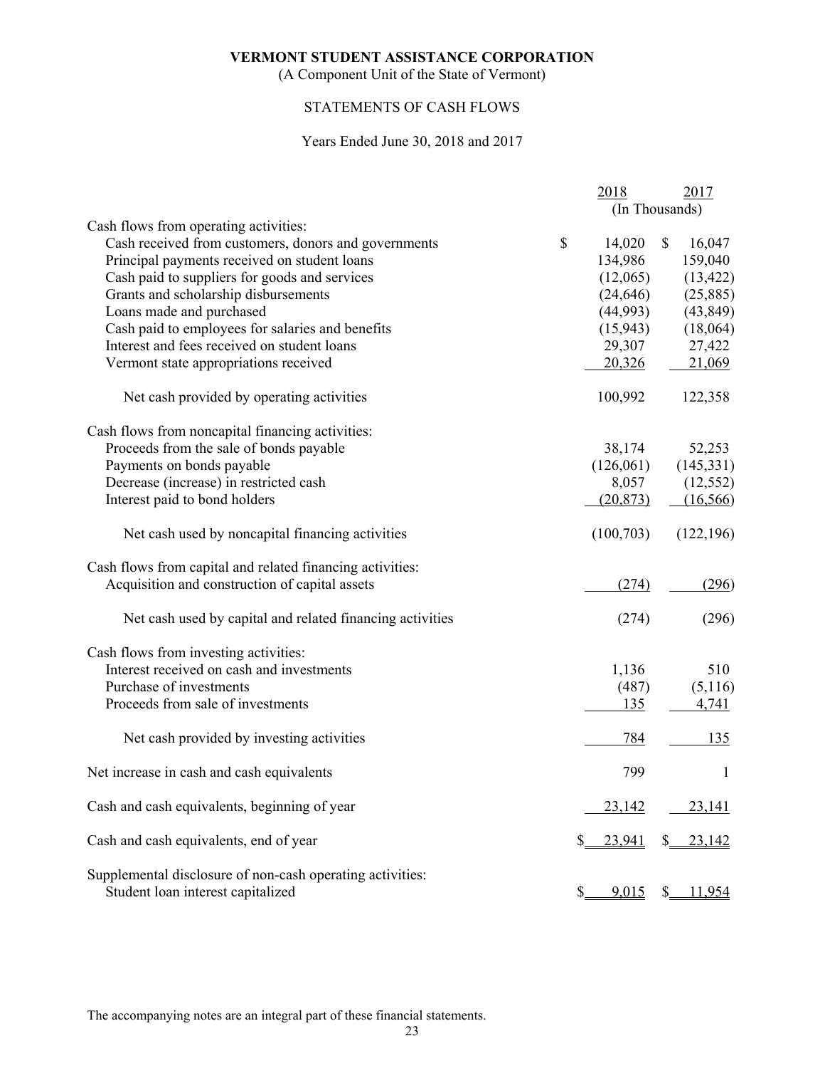# VERMONT STUDENT ASSISTANCE CORPORATION

(A Component Unit of the State of Vermont)

## STATEMENTS OF CASH FLOWS

Years Ended June 30, 2018 and 2017

| | 2018 | 2017 |
|---|---|---|
| | (In Thousands) | |
| Cash flows from operating activities: | | |
| Cash received from customers, donors and governments | $ 14,020 | $ 16,047 |
| Principal payments received on student loans | 134,986 | 159,040 |
| Cash paid to suppliers for goods and services | (12,065) | (13,422) |
| Grants and scholarship disbursements | (24,646) | (25,885) |
| Loans made and purchased | (44,993) | (43,849) |
| Cash paid to employees for salaries and benefits | (15,943) | (18,064) |
| Interest and fees received on student loans | 29,307 | 27,422 |
| Vermont state appropriations received | 20,326 | 21,069 |
| Net cash provided by operating activities | 100,992 | 122,358 |
| Cash flows from noncapital financing activities: | | |
| Proceeds from the sale of bonds payable | 38,174 | 52,253 |
| Payments on bonds payable | (126,061) | (145,331) |
| Decrease (increase) in restricted cash | 8,057 | (12,552) |
| Interest paid to bond holders | (20,873) | (16,566) |
| Net cash used by noncapital financing activities | (100,703) | (122,196) |
| Cash flows from capital and related financing activities: | | |
| Acquisition and construction of capital assets | (274) | (296) |
| Net cash used by capital and related financing activities | (274) | (296) |
| Cash flows from investing activities: | | |
| Interest received on cash and investments | 1,136 | 510 |
| Purchase of investments | (487) | (5,116) |
| Proceeds from sale of investments | 135 | 4,741 |
| Net cash provided by investing activities | 784 | 135 |
| Net increase in cash and cash equivalents | 799 | 1 |
| Cash and cash equivalents, beginning of year | 23,142 | 23,141 |
| Cash and cash equivalents, end of year | $ 23,941 | $ 23,142 |
| Supplemental disclosure of non-cash operating activities: | | |
| Student loan interest capitalized | $ 9,015 | $ 11,954 |

The accompanying notes are an integral part of these financial statements.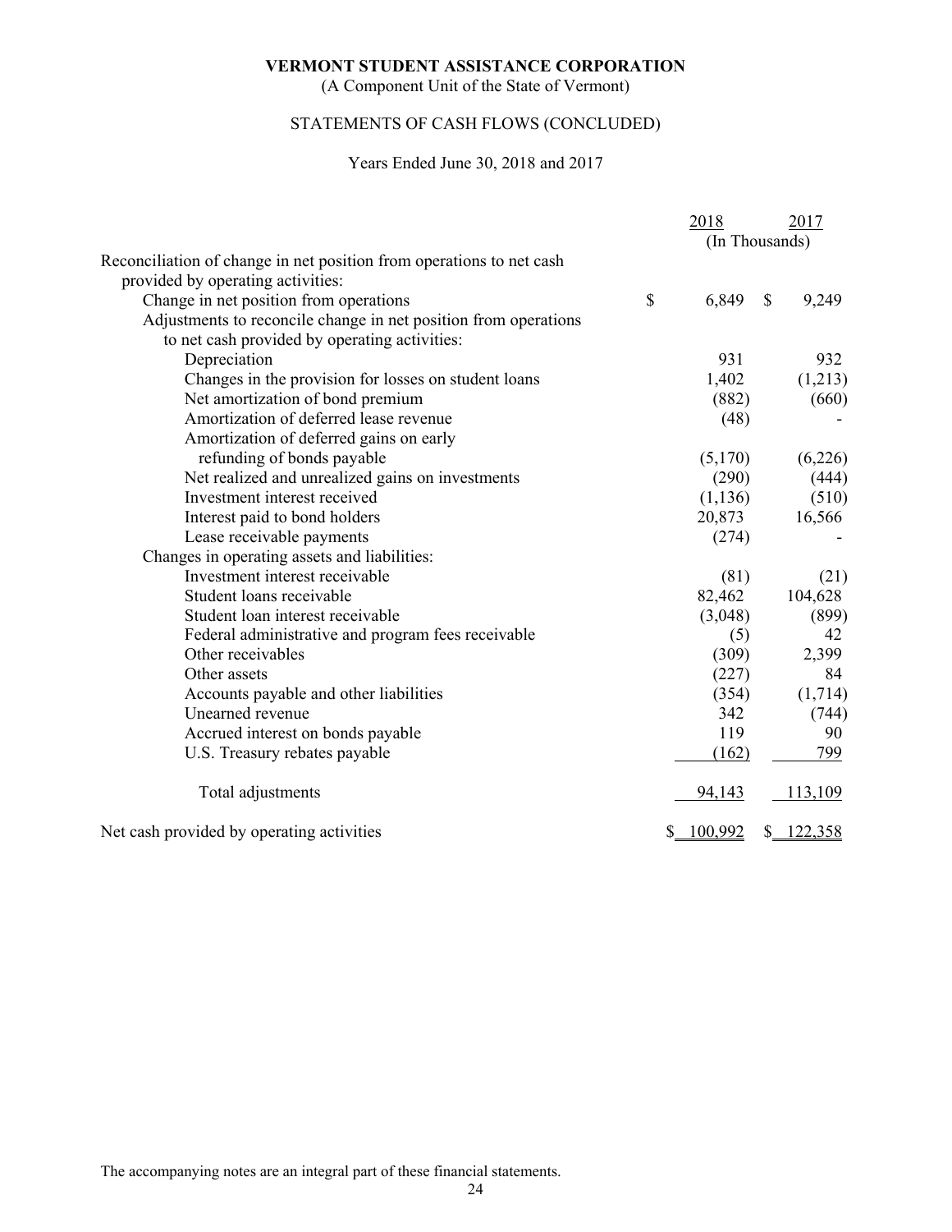**VERMONT STUDENT ASSISTANCE CORPORATION**

(A Component Unit of the State of Vermont)

STATEMENTS OF CASH FLOWS (CONCLUDED)

Years Ended June 30, 2018 and 2017

| | 2018 | 2017 |
|---|---|---|
| | (In Thousands) | |
| Reconciliation of change in net position from operations to net cash provided by operating activities: | | |
| Change in net position from operations | $ 6,849 | $ 9,249 |
| Adjustments to reconcile change in net position from operations to net cash provided by operating activities: | | |
| Depreciation | 931 | 932 |
| Changes in the provision for losses on student loans | 1,402 | (1,213) |
| Net amortization of bond premium | (882) | (660) |
| Amortization of deferred lease revenue | (48) | - |
| Amortization of deferred gains on early refunding of bonds payable | (5,170) | (6,226) |
| Net realized and unrealized gains on investments | (290) | (444) |
| Investment interest received | (1,136) | (510) |
| Interest paid to bond holders | 20,873 | 16,566 |
| Lease receivable payments | (274) | - |
| Changes in operating assets and liabilities: | | |
| Investment interest receivable | (81) | (21) |
| Student loans receivable | 82,462 | 104,628 |
| Student loan interest receivable | (3,048) | (899) |
| Federal administrative and program fees receivable | (5) | 42 |
| Other receivables | (309) | 2,399 |
| Other assets | (227) | 84 |
| Accounts payable and other liabilities | (354) | (1,714) |
| Unearned revenue | 342 | (744) |
| Accrued interest on bonds payable | 119 | 90 |
| U.S. Treasury rebates payable | (162) | 799 |
| Total adjustments | 94,143 | 113,109 |
| Net cash provided by operating activities | $ 100,992 | $ 122,358 |

The accompanying notes are an integral part of these financial statements.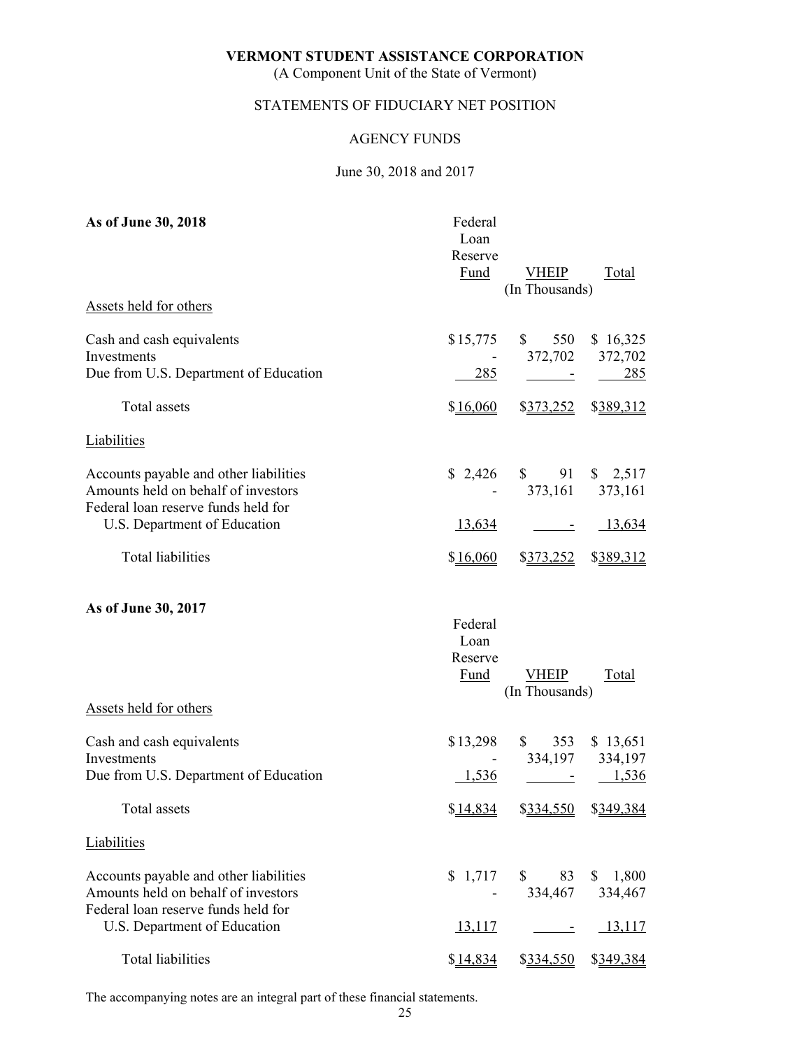# VERMONT STUDENT ASSISTANCE CORPORATION

(A Component Unit of the State of Vermont)

STATEMENTS OF FIDUCIARY NET POSITION

AGENCY FUNDS

June 30, 2018 and 2017

**As of June 30, 2018**

| | Federal Loan Reserve Fund | VHEIP | Total |
|---|---|---|---|
| | | (In Thousands) | |
| Assets held for others | | | |
| Cash and cash equivalents | $15,775 | $ 550 | $ 16,325 |
| Investments | - | 372,702 | 372,702 |
| Due from U.S. Department of Education | 285 | - | 285 |
| Total assets | $16,060 | $373,252 | $389,312 |
| Liabilities | | | |
| Accounts payable and other liabilities | $ 2,426 | $ 91 | $ 2,517 |
| Amounts held on behalf of investors | - | 373,161 | 373,161 |
| Federal loan reserve funds held for U.S. Department of Education | 13,634 | - | 13,634 |
| Total liabilities | $16,060 | $373,252 | $389,312 |

**As of June 30, 2017**

| | Federal Loan Reserve Fund | VHEIP | Total |
|---|---|---|---|
| | | (In Thousands) | |
| Assets held for others | | | |
| Cash and cash equivalents | $13,298 | $ 353 | $ 13,651 |
| Investments | - | 334,197 | 334,197 |
| Due from U.S. Department of Education | 1,536 | - | 1,536 |
| Total assets | $14,834 | $334,550 | $349,384 |
| Liabilities | | | |
| Accounts payable and other liabilities | $ 1,717 | $ 83 | $ 1,800 |
| Amounts held on behalf of investors | - | 334,467 | 334,467 |
| Federal loan reserve funds held for U.S. Department of Education | 13,117 | - | 13,117 |
| Total liabilities | $14,834 | $334,550 | $349,384 |

The accompanying notes are an integral part of these financial statements.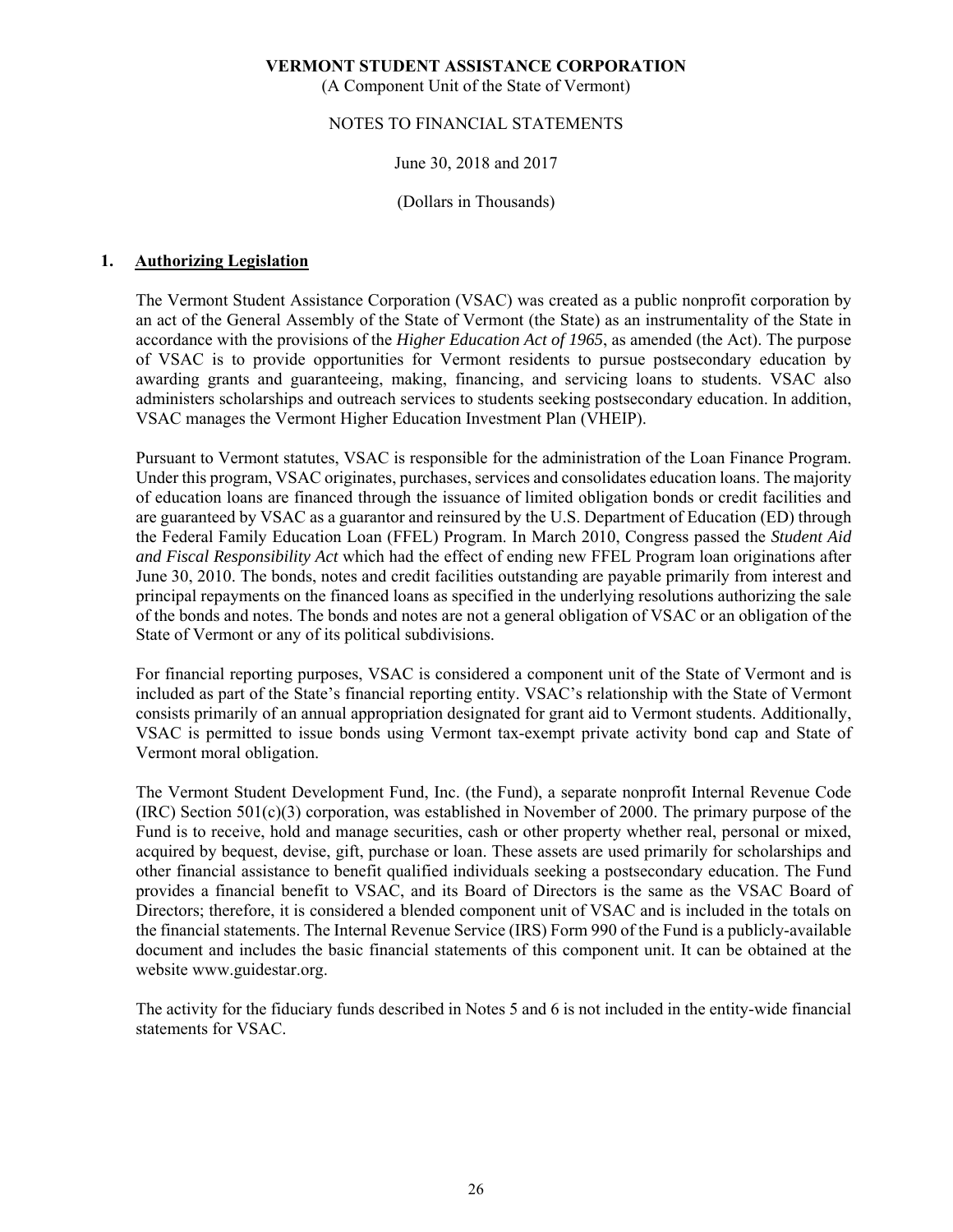**VERMONT STUDENT ASSISTANCE CORPORATION**
(A Component Unit of the State of Vermont)

NOTES TO FINANCIAL STATEMENTS

June 30, 2018 and 2017

(Dollars in Thousands)

## 1. Authorizing Legislation

The Vermont Student Assistance Corporation (VSAC) was created as a public nonprofit corporation by an act of the General Assembly of the State of Vermont (the State) as an instrumentality of the State in accordance with the provisions of the *Higher Education Act of 1965*, as amended (the Act). The purpose of VSAC is to provide opportunities for Vermont residents to pursue postsecondary education by awarding grants and guaranteeing, making, financing, and servicing loans to students. VSAC also administers scholarships and outreach services to students seeking postsecondary education. In addition, VSAC manages the Vermont Higher Education Investment Plan (VHEIP).

Pursuant to Vermont statutes, VSAC is responsible for the administration of the Loan Finance Program. Under this program, VSAC originates, purchases, services and consolidates education loans. The majority of education loans are financed through the issuance of limited obligation bonds or credit facilities and are guaranteed by VSAC as a guarantor and reinsured by the U.S. Department of Education (ED) through the Federal Family Education Loan (FFEL) Program. In March 2010, Congress passed the *Student Aid and Fiscal Responsibility Act* which had the effect of ending new FFEL Program loan originations after June 30, 2010. The bonds, notes and credit facilities outstanding are payable primarily from interest and principal repayments on the financed loans as specified in the underlying resolutions authorizing the sale of the bonds and notes. The bonds and notes are not a general obligation of VSAC or an obligation of the State of Vermont or any of its political subdivisions.

For financial reporting purposes, VSAC is considered a component unit of the State of Vermont and is included as part of the State's financial reporting entity. VSAC's relationship with the State of Vermont consists primarily of an annual appropriation designated for grant aid to Vermont students. Additionally, VSAC is permitted to issue bonds using Vermont tax-exempt private activity bond cap and State of Vermont moral obligation.

The Vermont Student Development Fund, Inc. (the Fund), a separate nonprofit Internal Revenue Code (IRC) Section 501(c)(3) corporation, was established in November of 2000. The primary purpose of the Fund is to receive, hold and manage securities, cash or other property whether real, personal or mixed, acquired by bequest, devise, gift, purchase or loan. These assets are used primarily for scholarships and other financial assistance to benefit qualified individuals seeking a postsecondary education. The Fund provides a financial benefit to VSAC, and its Board of Directors is the same as the VSAC Board of Directors; therefore, it is considered a blended component unit of VSAC and is included in the totals on the financial statements. The Internal Revenue Service (IRS) Form 990 of the Fund is a publicly-available document and includes the basic financial statements of this component unit. It can be obtained at the website www.guidestar.org.

The activity for the fiduciary funds described in Notes 5 and 6 is not included in the entity-wide financial statements for VSAC.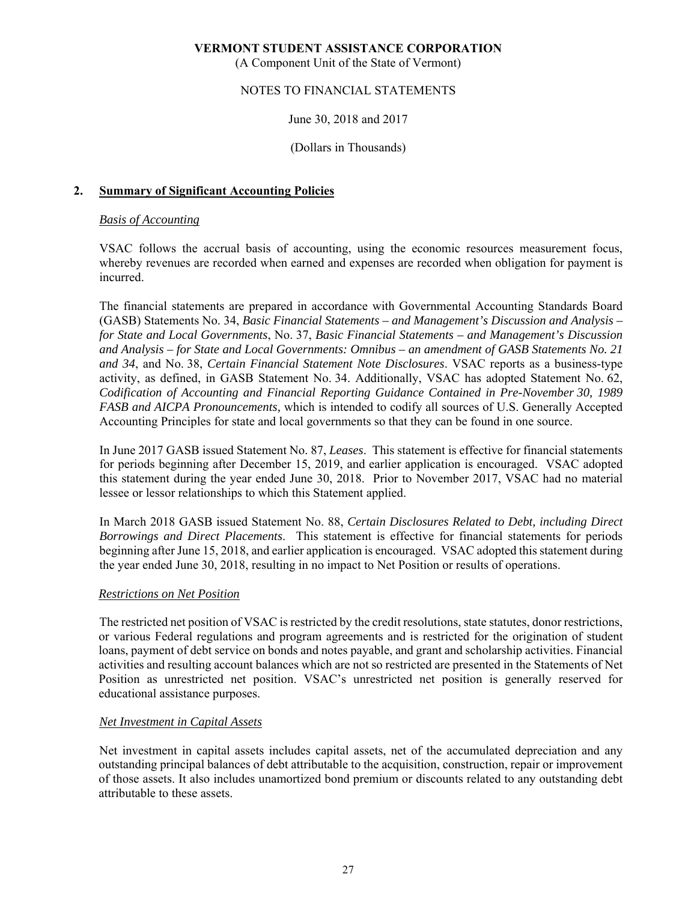## 2. Summary of Significant Accounting Policies

### *Basis of Accounting*

VSAC follows the accrual basis of accounting, using the economic resources measurement focus, whereby revenues are recorded when earned and expenses are recorded when obligation for payment is incurred.

The financial statements are prepared in accordance with Governmental Accounting Standards Board (GASB) Statements No. 34, *Basic Financial Statements – and Management's Discussion and Analysis – for State and Local Governments*, No. 37, *Basic Financial Statements – and Management's Discussion and Analysis – for State and Local Governments: Omnibus – an amendment of GASB Statements No. 21 and 34*, and No. 38, *Certain Financial Statement Note Disclosures*. VSAC reports as a business-type activity, as defined, in GASB Statement No. 34. Additionally, VSAC has adopted Statement No. 62, *Codification of Accounting and Financial Reporting Guidance Contained in Pre-November 30, 1989 FASB and AICPA Pronouncements,* which is intended to codify all sources of U.S. Generally Accepted Accounting Principles for state and local governments so that they can be found in one source.

In June 2017 GASB issued Statement No. 87, *Leases*. This statement is effective for financial statements for periods beginning after December 15, 2019, and earlier application is encouraged. VSAC adopted this statement during the year ended June 30, 2018. Prior to November 2017, VSAC had no material lessee or lessor relationships to which this Statement applied.

In March 2018 GASB issued Statement No. 88, *Certain Disclosures Related to Debt, including Direct Borrowings and Direct Placements*. This statement is effective for financial statements for periods beginning after June 15, 2018, and earlier application is encouraged. VSAC adopted this statement during the year ended June 30, 2018, resulting in no impact to Net Position or results of operations.

### *Restrictions on Net Position*

The restricted net position of VSAC is restricted by the credit resolutions, state statutes, donor restrictions, or various Federal regulations and program agreements and is restricted for the origination of student loans, payment of debt service on bonds and notes payable, and grant and scholarship activities. Financial activities and resulting account balances which are not so restricted are presented in the Statements of Net Position as unrestricted net position. VSAC's unrestricted net position is generally reserved for educational assistance purposes.

### *Net Investment in Capital Assets*

Net investment in capital assets includes capital assets, net of the accumulated depreciation and any outstanding principal balances of debt attributable to the acquisition, construction, repair or improvement of those assets. It also includes unamortized bond premium or discounts related to any outstanding debt attributable to these assets.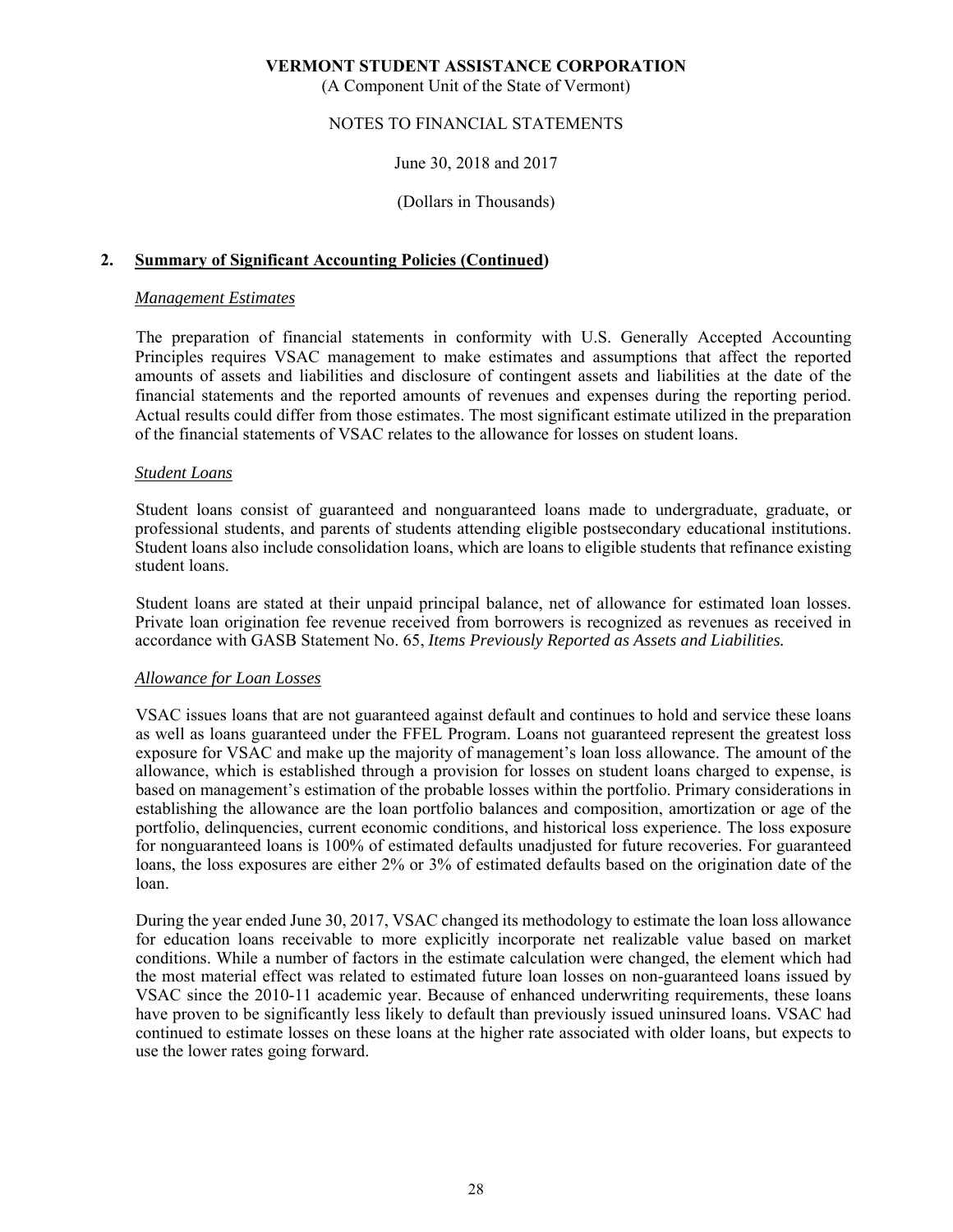## 2. Summary of Significant Accounting Policies (Continued)

### *Management Estimates*

The preparation of financial statements in conformity with U.S. Generally Accepted Accounting Principles requires VSAC management to make estimates and assumptions that affect the reported amounts of assets and liabilities and disclosure of contingent assets and liabilities at the date of the financial statements and the reported amounts of revenues and expenses during the reporting period. Actual results could differ from those estimates. The most significant estimate utilized in the preparation of the financial statements of VSAC relates to the allowance for losses on student loans.

### *Student Loans*

Student loans consist of guaranteed and nonguaranteed loans made to undergraduate, graduate, or professional students, and parents of students attending eligible postsecondary educational institutions. Student loans also include consolidation loans, which are loans to eligible students that refinance existing student loans.

Student loans are stated at their unpaid principal balance, net of allowance for estimated loan losses. Private loan origination fee revenue received from borrowers is recognized as revenues as received in accordance with GASB Statement No. 65, *Items Previously Reported as Assets and Liabilities.*

### *Allowance for Loan Losses*

VSAC issues loans that are not guaranteed against default and continues to hold and service these loans as well as loans guaranteed under the FFEL Program. Loans not guaranteed represent the greatest loss exposure for VSAC and make up the majority of management's loan loss allowance. The amount of the allowance, which is established through a provision for losses on student loans charged to expense, is based on management's estimation of the probable losses within the portfolio. Primary considerations in establishing the allowance are the loan portfolio balances and composition, amortization or age of the portfolio, delinquencies, current economic conditions, and historical loss experience. The loss exposure for nonguaranteed loans is 100% of estimated defaults unadjusted for future recoveries. For guaranteed loans, the loss exposures are either 2% or 3% of estimated defaults based on the origination date of the loan.

During the year ended June 30, 2017, VSAC changed its methodology to estimate the loan loss allowance for education loans receivable to more explicitly incorporate net realizable value based on market conditions. While a number of factors in the estimate calculation were changed, the element which had the most material effect was related to estimated future loan losses on non-guaranteed loans issued by VSAC since the 2010-11 academic year. Because of enhanced underwriting requirements, these loans have proven to be significantly less likely to default than previously issued uninsured loans. VSAC had continued to estimate losses on these loans at the higher rate associated with older loans, but expects to use the lower rates going forward.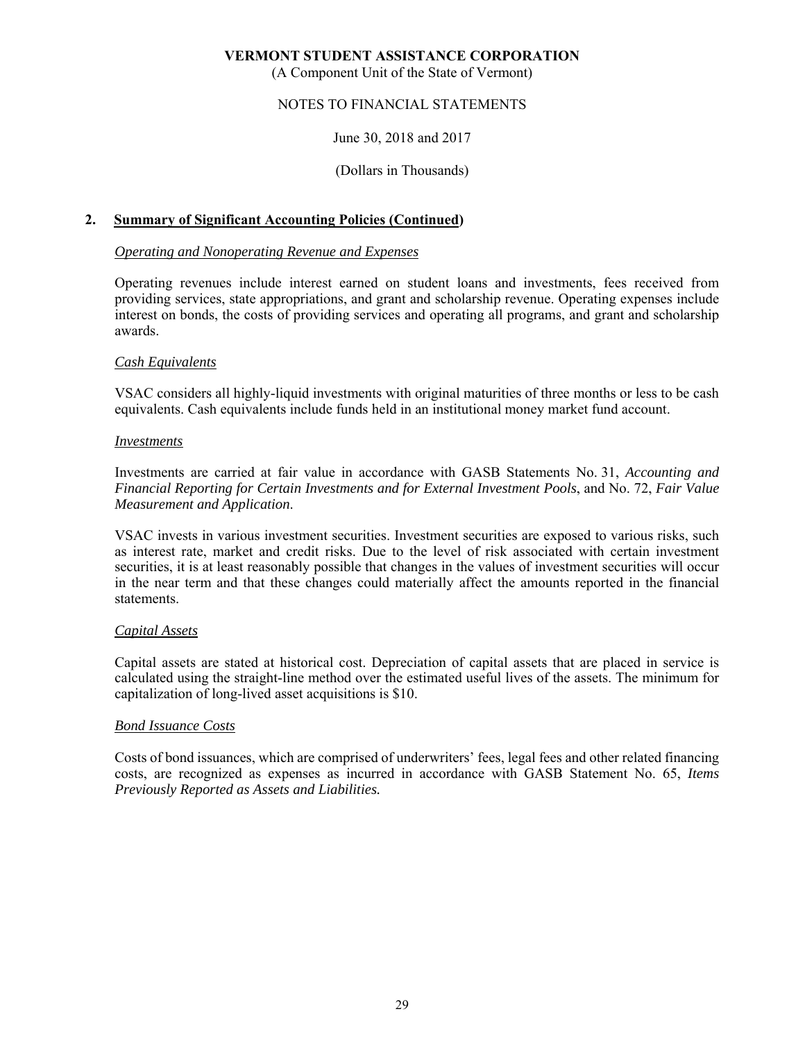## 2. Summary of Significant Accounting Policies (Continued)

### *Operating and Nonoperating Revenue and Expenses*

Operating revenues include interest earned on student loans and investments, fees received from providing services, state appropriations, and grant and scholarship revenue. Operating expenses include interest on bonds, the costs of providing services and operating all programs, and grant and scholarship awards.

### *Cash Equivalents*

VSAC considers all highly-liquid investments with original maturities of three months or less to be cash equivalents. Cash equivalents include funds held in an institutional money market fund account.

### *Investments*

Investments are carried at fair value in accordance with GASB Statements No. 31, *Accounting and Financial Reporting for Certain Investments and for External Investment Pools*, and No. 72, *Fair Value Measurement and Application*.

VSAC invests in various investment securities. Investment securities are exposed to various risks, such as interest rate, market and credit risks. Due to the level of risk associated with certain investment securities, it is at least reasonably possible that changes in the values of investment securities will occur in the near term and that these changes could materially affect the amounts reported in the financial statements.

### *Capital Assets*

Capital assets are stated at historical cost. Depreciation of capital assets that are placed in service is calculated using the straight-line method over the estimated useful lives of the assets. The minimum for capitalization of long-lived asset acquisitions is $10.

### *Bond Issuance Costs*

Costs of bond issuances, which are comprised of underwriters' fees, legal fees and other related financing costs, are recognized as expenses as incurred in accordance with GASB Statement No. 65, *Items Previously Reported as Assets and Liabilities.*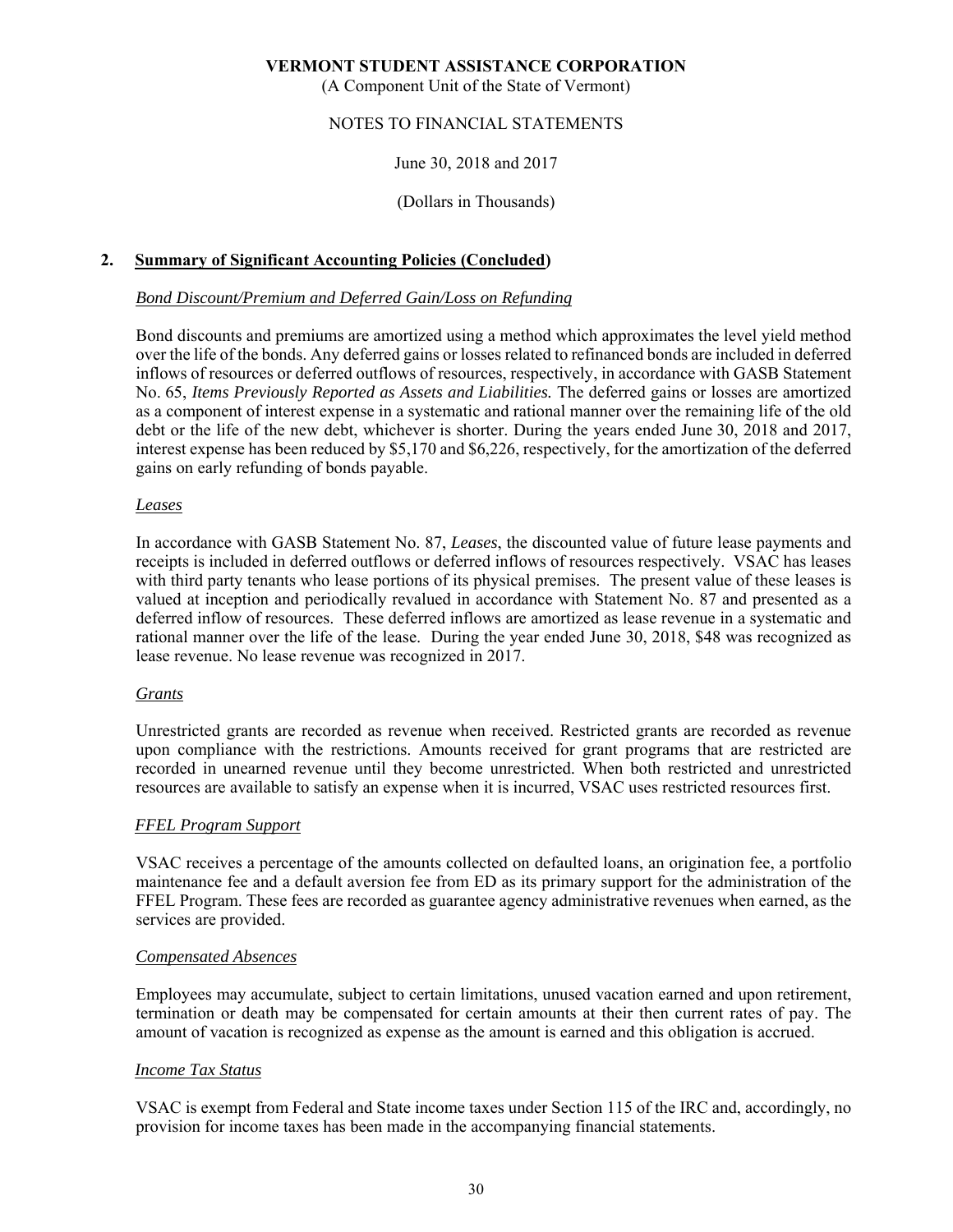## 2. **Summary of Significant Accounting Policies (Concluded)**

### *Bond Discount/Premium and Deferred Gain/Loss on Refunding*

Bond discounts and premiums are amortized using a method which approximates the level yield method over the life of the bonds. Any deferred gains or losses related to refinanced bonds are included in deferred inflows of resources or deferred outflows of resources, respectively, in accordance with GASB Statement No. 65, *Items Previously Reported as Assets and Liabilities.* The deferred gains or losses are amortized as a component of interest expense in a systematic and rational manner over the remaining life of the old debt or the life of the new debt, whichever is shorter. During the years ended June 30, 2018 and 2017, interest expense has been reduced by $5,170 and $6,226, respectively, for the amortization of the deferred gains on early refunding of bonds payable.

### *Leases*

In accordance with GASB Statement No. 87, *Leases*, the discounted value of future lease payments and receipts is included in deferred outflows or deferred inflows of resources respectively. VSAC has leases with third party tenants who lease portions of its physical premises. The present value of these leases is valued at inception and periodically revalued in accordance with Statement No. 87 and presented as a deferred inflow of resources. These deferred inflows are amortized as lease revenue in a systematic and rational manner over the life of the lease. During the year ended June 30, 2018, $48 was recognized as lease revenue. No lease revenue was recognized in 2017.

### *Grants*

Unrestricted grants are recorded as revenue when received. Restricted grants are recorded as revenue upon compliance with the restrictions. Amounts received for grant programs that are restricted are recorded in unearned revenue until they become unrestricted. When both restricted and unrestricted resources are available to satisfy an expense when it is incurred, VSAC uses restricted resources first.

### *FFEL Program Support*

VSAC receives a percentage of the amounts collected on defaulted loans, an origination fee, a portfolio maintenance fee and a default aversion fee from ED as its primary support for the administration of the FFEL Program. These fees are recorded as guarantee agency administrative revenues when earned, as the services are provided.

### *Compensated Absences*

Employees may accumulate, subject to certain limitations, unused vacation earned and upon retirement, termination or death may be compensated for certain amounts at their then current rates of pay. The amount of vacation is recognized as expense as the amount is earned and this obligation is accrued.

### *Income Tax Status*

VSAC is exempt from Federal and State income taxes under Section 115 of the IRC and, accordingly, no provision for income taxes has been made in the accompanying financial statements.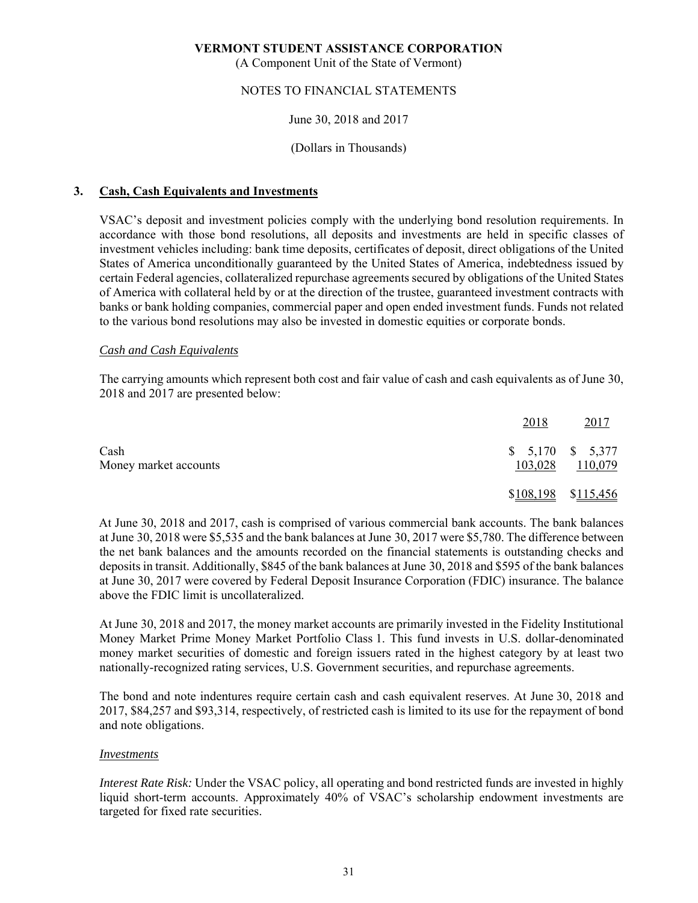## 3. Cash, Cash Equivalents and Investments

VSAC's deposit and investment policies comply with the underlying bond resolution requirements. In accordance with those bond resolutions, all deposits and investments are held in specific classes of investment vehicles including: bank time deposits, certificates of deposit, direct obligations of the United States of America unconditionally guaranteed by the United States of America, indebtedness issued by certain Federal agencies, collateralized repurchase agreements secured by obligations of the United States of America with collateral held by or at the direction of the trustee, guaranteed investment contracts with banks or bank holding companies, commercial paper and open ended investment funds. Funds not related to the various bond resolutions may also be invested in domestic equities or corporate bonds.

*Cash and Cash Equivalents*

The carrying amounts which represent both cost and fair value of cash and cash equivalents as of June 30, 2018 and 2017 are presented below:

| | 2018 | 2017 |
|---|---|---|
| Cash | $ 5,170 | $ 5,377 |
| Money market accounts | 103,028 | 110,079 |
| | $108,198 | $115,456 |

At June 30, 2018 and 2017, cash is comprised of various commercial bank accounts. The bank balances at June 30, 2018 were $5,535 and the bank balances at June 30, 2017 were $5,780. The difference between the net bank balances and the amounts recorded on the financial statements is outstanding checks and deposits in transit. Additionally, $845 of the bank balances at June 30, 2018 and $595 of the bank balances at June 30, 2017 were covered by Federal Deposit Insurance Corporation (FDIC) insurance. The balance above the FDIC limit is uncollateralized.

At June 30, 2018 and 2017, the money market accounts are primarily invested in the Fidelity Institutional Money Market Prime Money Market Portfolio Class 1. This fund invests in U.S. dollar-denominated money market securities of domestic and foreign issuers rated in the highest category by at least two nationally-recognized rating services, U.S. Government securities, and repurchase agreements.

The bond and note indentures require certain cash and cash equivalent reserves. At June 30, 2018 and 2017, $84,257 and $93,314, respectively, of restricted cash is limited to its use for the repayment of bond and note obligations.

*Investments*

*Interest Rate Risk:* Under the VSAC policy, all operating and bond restricted funds are invested in highly liquid short-term accounts. Approximately 40% of VSAC's scholarship endowment investments are targeted for fixed rate securities.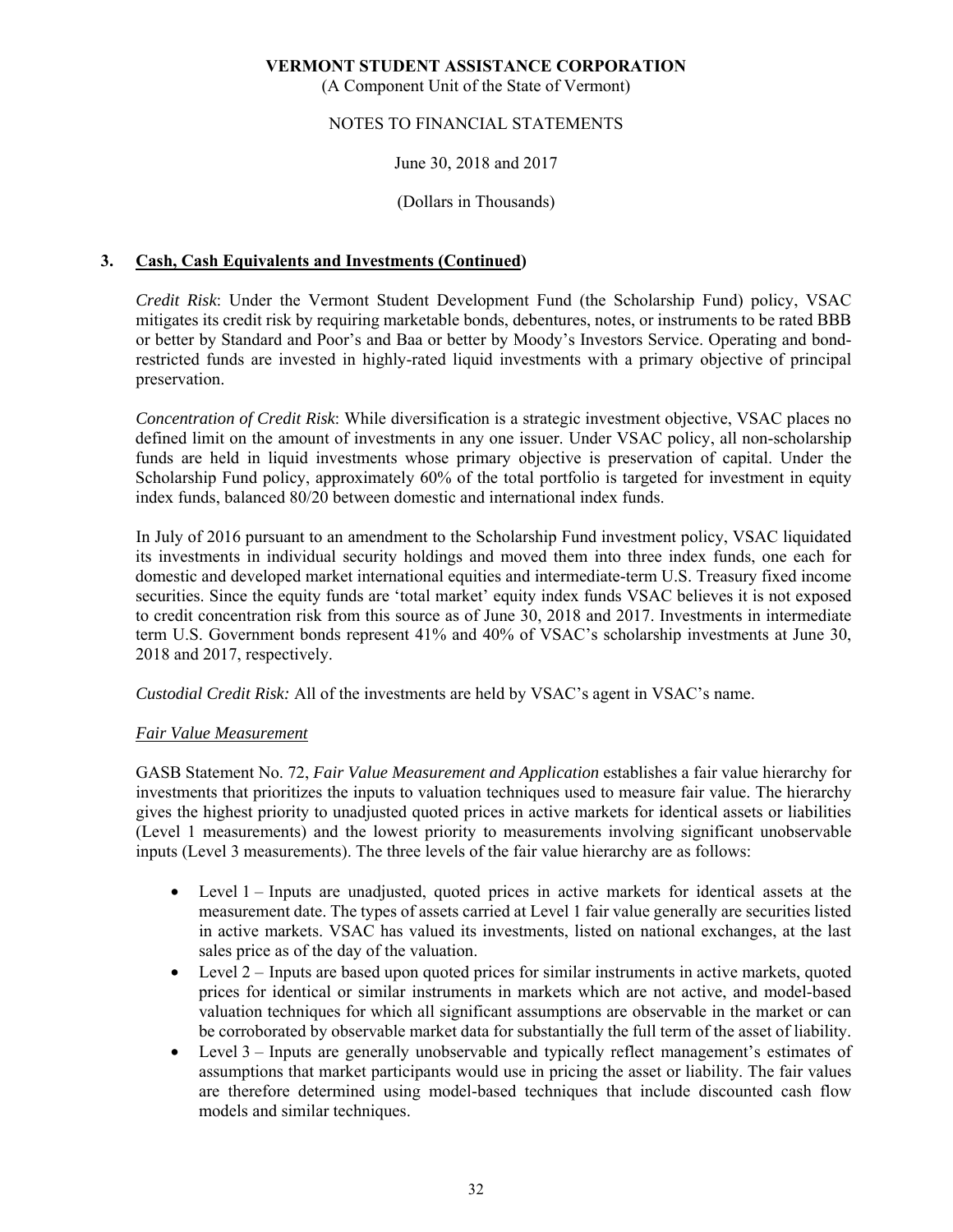## 3. Cash, Cash Equivalents and Investments (Continued)

*Credit Risk*: Under the Vermont Student Development Fund (the Scholarship Fund) policy, VSAC mitigates its credit risk by requiring marketable bonds, debentures, notes, or instruments to be rated BBB or better by Standard and Poor's and Baa or better by Moody's Investors Service. Operating and bond-restricted funds are invested in highly-rated liquid investments with a primary objective of principal preservation.

*Concentration of Credit Risk*: While diversification is a strategic investment objective, VSAC places no defined limit on the amount of investments in any one issuer. Under VSAC policy, all non-scholarship funds are held in liquid investments whose primary objective is preservation of capital. Under the Scholarship Fund policy, approximately 60% of the total portfolio is targeted for investment in equity index funds, balanced 80/20 between domestic and international index funds.

In July of 2016 pursuant to an amendment to the Scholarship Fund investment policy, VSAC liquidated its investments in individual security holdings and moved them into three index funds, one each for domestic and developed market international equities and intermediate-term U.S. Treasury fixed income securities. Since the equity funds are 'total market' equity index funds VSAC believes it is not exposed to credit concentration risk from this source as of June 30, 2018 and 2017. Investments in intermediate term U.S. Government bonds represent 41% and 40% of VSAC's scholarship investments at June 30, 2018 and 2017, respectively.

*Custodial Credit Risk:* All of the investments are held by VSAC's agent in VSAC's name.

### *Fair Value Measurement*

GASB Statement No. 72, *Fair Value Measurement and Application* establishes a fair value hierarchy for investments that prioritizes the inputs to valuation techniques used to measure fair value. The hierarchy gives the highest priority to unadjusted quoted prices in active markets for identical assets or liabilities (Level 1 measurements) and the lowest priority to measurements involving significant unobservable inputs (Level 3 measurements). The three levels of the fair value hierarchy are as follows:

- Level 1 – Inputs are unadjusted, quoted prices in active markets for identical assets at the measurement date. The types of assets carried at Level 1 fair value generally are securities listed in active markets. VSAC has valued its investments, listed on national exchanges, at the last sales price as of the day of the valuation.
- Level 2 – Inputs are based upon quoted prices for similar instruments in active markets, quoted prices for identical or similar instruments in markets which are not active, and model-based valuation techniques for which all significant assumptions are observable in the market or can be corroborated by observable market data for substantially the full term of the asset of liability.
- Level 3 – Inputs are generally unobservable and typically reflect management's estimates of assumptions that market participants would use in pricing the asset or liability. The fair values are therefore determined using model-based techniques that include discounted cash flow models and similar techniques.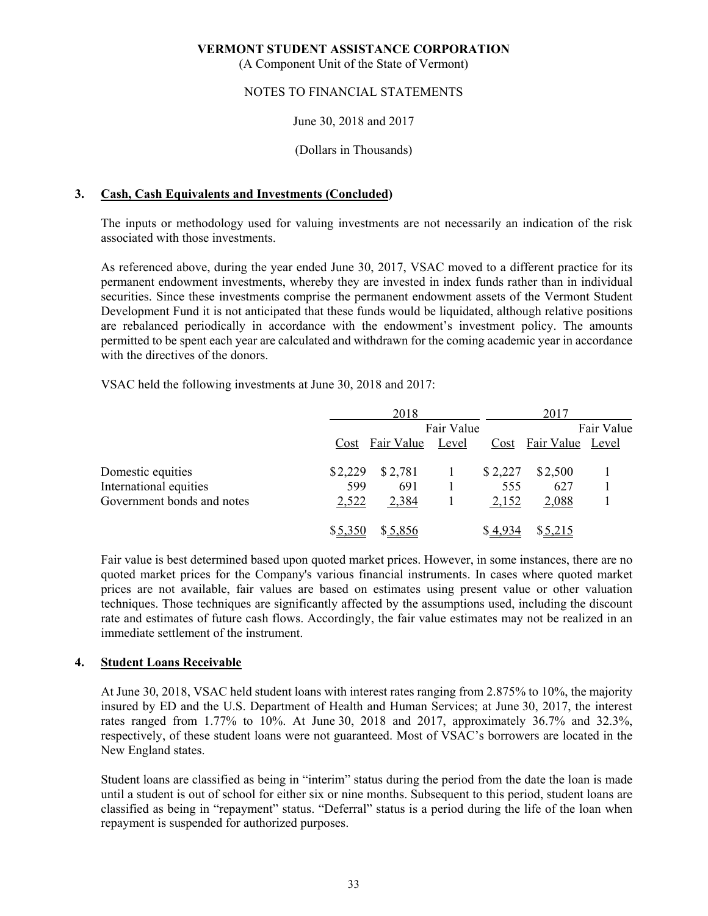**VERMONT STUDENT ASSISTANCE CORPORATION**
(A Component Unit of the State of Vermont)

NOTES TO FINANCIAL STATEMENTS

June 30, 2018 and 2017

(Dollars in Thousands)

## 3. Cash, Cash Equivalents and Investments (Concluded)

The inputs or methodology used for valuing investments are not necessarily an indication of the risk associated with those investments.

As referenced above, during the year ended June 30, 2017, VSAC moved to a different practice for its permanent endowment investments, whereby they are invested in index funds rather than in individual securities. Since these investments comprise the permanent endowment assets of the Vermont Student Development Fund it is not anticipated that these funds would be liquidated, although relative positions are rebalanced periodically in accordance with the endowment's investment policy. The amounts permitted to be spent each year are calculated and withdrawn for the coming academic year in accordance with the directives of the donors.

VSAC held the following investments at June 30, 2018 and 2017:

| | 2018 | | | 2017 | | |
|---|---|---|---|---|---|---|
| | Cost | Fair Value | Fair Value Level | Cost | Fair Value | Fair Value Level |
| Domestic equities | $2,229 | $2,781 | 1 | $2,227 | $2,500 | 1 |
| International equities | 599 | 691 | 1 | 555 | 627 | 1 |
| Government bonds and notes | 2,522 | 2,384 | 1 | 2,152 | 2,088 | 1 |
| | $5,350 | $5,856 | | $4,934 | $5,215 | |

Fair value is best determined based upon quoted market prices. However, in some instances, there are no quoted market prices for the Company's various financial instruments. In cases where quoted market prices are not available, fair values are based on estimates using present value or other valuation techniques. Those techniques are significantly affected by the assumptions used, including the discount rate and estimates of future cash flows. Accordingly, the fair value estimates may not be realized in an immediate settlement of the instrument.

## 4. Student Loans Receivable

At June 30, 2018, VSAC held student loans with interest rates ranging from 2.875% to 10%, the majority insured by ED and the U.S. Department of Health and Human Services; at June 30, 2017, the interest rates ranged from 1.77% to 10%. At June 30, 2018 and 2017, approximately 36.7% and 32.3%, respectively, of these student loans were not guaranteed. Most of VSAC's borrowers are located in the New England states.

Student loans are classified as being in "interim" status during the period from the date the loan is made until a student is out of school for either six or nine months. Subsequent to this period, student loans are classified as being in "repayment" status. "Deferral" status is a period during the life of the loan when repayment is suspended for authorized purposes.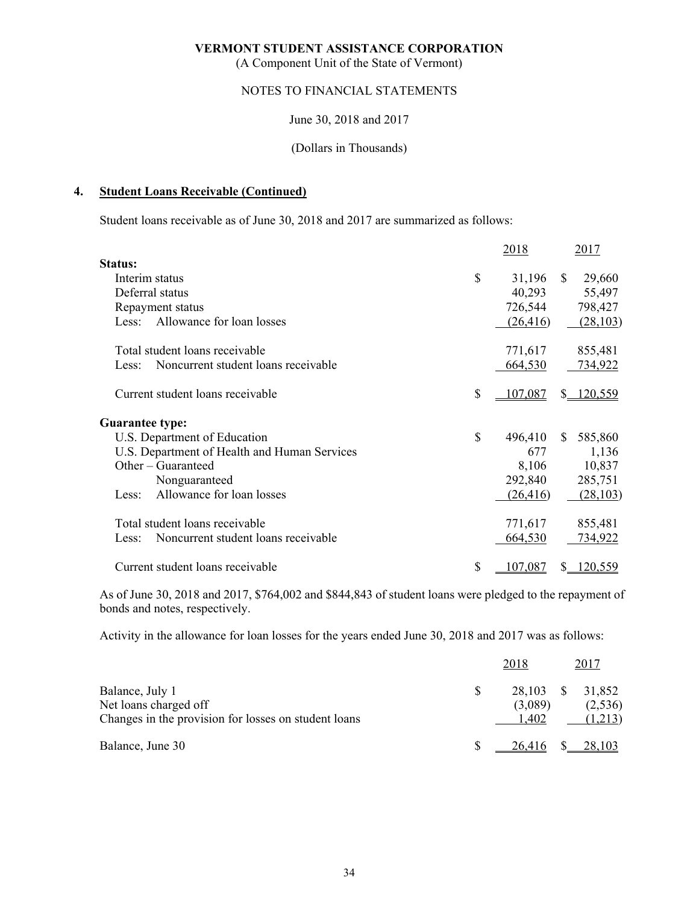**VERMONT STUDENT ASSISTANCE CORPORATION**
(A Component Unit of the State of Vermont)

NOTES TO FINANCIAL STATEMENTS

June 30, 2018 and 2017

(Dollars in Thousands)

## 4. Student Loans Receivable (Continued)

Student loans receivable as of June 30, 2018 and 2017 are summarized as follows:

| | 2018 | 2017 |
|---|---|---|
| **Status:** | | |
| Interim status | $ 31,196 | $ 29,660 |
| Deferral status | 40,293 | 55,497 |
| Repayment status | 726,544 | 798,427 |
| Less: Allowance for loan losses | (26,416) | (28,103) |
| Total student loans receivable | 771,617 | 855,481 |
| Less: Noncurrent student loans receivable | 664,530 | 734,922 |
| Current student loans receivable | $ 107,087 | $ 120,559 |
| **Guarantee type:** | | |
| U.S. Department of Education | $ 496,410 | $ 585,860 |
| U.S. Department of Health and Human Services | 677 | 1,136 |
| Other – Guaranteed | 8,106 | 10,837 |
| Nonguaranteed | 292,840 | 285,751 |
| Less: Allowance for loan losses | (26,416) | (28,103) |
| Total student loans receivable | 771,617 | 855,481 |
| Less: Noncurrent student loans receivable | 664,530 | 734,922 |
| Current student loans receivable | $ 107,087 | $ 120,559 |

As of June 30, 2018 and 2017, $764,002 and $844,843 of student loans were pledged to the repayment of bonds and notes, respectively.

Activity in the allowance for loan losses for the years ended June 30, 2018 and 2017 was as follows:

| | 2018 | 2017 |
|---|---|---|
| Balance, July 1 | $ 28,103 | $ 31,852 |
| Net loans charged off | (3,089) | (2,536) |
| Changes in the provision for losses on student loans | 1,402 | (1,213) |
| Balance, June 30 | $ 26,416 | $ 28,103 |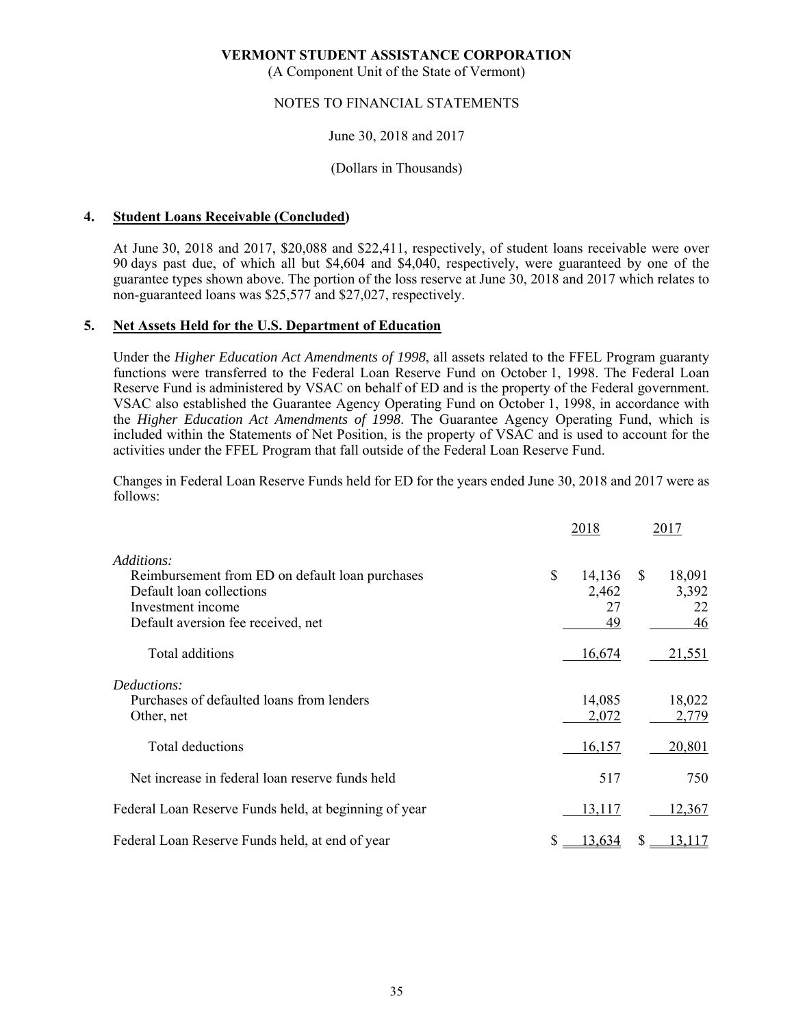**VERMONT STUDENT ASSISTANCE CORPORATION**
(A Component Unit of the State of Vermont)

NOTES TO FINANCIAL STATEMENTS

June 30, 2018 and 2017

(Dollars in Thousands)

## 4. Student Loans Receivable (Concluded)

At June 30, 2018 and 2017, $20,088 and $22,411, respectively, of student loans receivable were over 90 days past due, of which all but $4,604 and $4,040, respectively, were guaranteed by one of the guarantee types shown above. The portion of the loss reserve at June 30, 2018 and 2017 which relates to non-guaranteed loans was $25,577 and $27,027, respectively.

## 5. Net Assets Held for the U.S. Department of Education

Under the *Higher Education Act Amendments of 1998*, all assets related to the FFEL Program guaranty functions were transferred to the Federal Loan Reserve Fund on October 1, 1998. The Federal Loan Reserve Fund is administered by VSAC on behalf of ED and is the property of the Federal government. VSAC also established the Guarantee Agency Operating Fund on October 1, 1998, in accordance with the *Higher Education Act Amendments of 1998*. The Guarantee Agency Operating Fund, which is included within the Statements of Net Position, is the property of VSAC and is used to account for the activities under the FFEL Program that fall outside of the Federal Loan Reserve Fund.

Changes in Federal Loan Reserve Funds held for ED for the years ended June 30, 2018 and 2017 were as follows:

| | 2018 | 2017 |
|---|---|---|
| *Additions:* | | |
| Reimbursement from ED on default loan purchases | $ 14,136 | $ 18,091 |
| Default loan collections | 2,462 | 3,392 |
| Investment income | 27 | 22 |
| Default aversion fee received, net | 49 | 46 |
| Total additions | 16,674 | 21,551 |
| *Deductions:* | | |
| Purchases of defaulted loans from lenders | 14,085 | 18,022 |
| Other, net | 2,072 | 2,779 |
| Total deductions | 16,157 | 20,801 |
| Net increase in federal loan reserve funds held | 517 | 750 |
| Federal Loan Reserve Funds held, at beginning of year | 13,117 | 12,367 |
| Federal Loan Reserve Funds held, at end of year | $ 13,634 | $ 13,117 |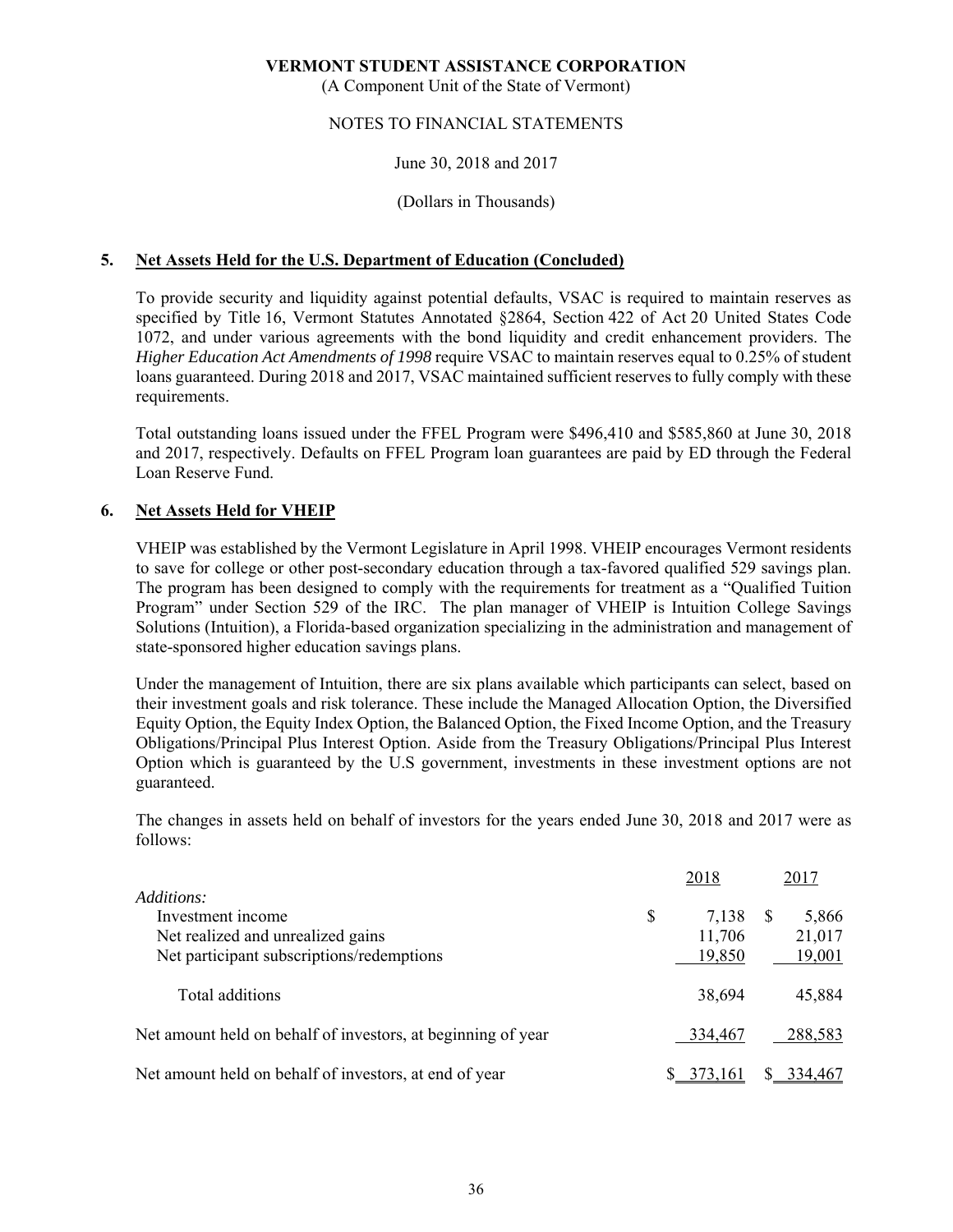**VERMONT STUDENT ASSISTANCE CORPORATION**
(A Component Unit of the State of Vermont)

NOTES TO FINANCIAL STATEMENTS

June 30, 2018 and 2017

(Dollars in Thousands)

## 5. Net Assets Held for the U.S. Department of Education (Concluded)

To provide security and liquidity against potential defaults, VSAC is required to maintain reserves as specified by Title 16, Vermont Statutes Annotated §2864, Section 422 of Act 20 United States Code 1072, and under various agreements with the bond liquidity and credit enhancement providers. The *Higher Education Act Amendments of 1998* require VSAC to maintain reserves equal to 0.25% of student loans guaranteed. During 2018 and 2017, VSAC maintained sufficient reserves to fully comply with these requirements.

Total outstanding loans issued under the FFEL Program were $496,410 and $585,860 at June 30, 2018 and 2017, respectively. Defaults on FFEL Program loan guarantees are paid by ED through the Federal Loan Reserve Fund.

## 6. Net Assets Held for VHEIP

VHEIP was established by the Vermont Legislature in April 1998. VHEIP encourages Vermont residents to save for college or other post-secondary education through a tax-favored qualified 529 savings plan. The program has been designed to comply with the requirements for treatment as a "Qualified Tuition Program" under Section 529 of the IRC. The plan manager of VHEIP is Intuition College Savings Solutions (Intuition), a Florida-based organization specializing in the administration and management of state-sponsored higher education savings plans.

Under the management of Intuition, there are six plans available which participants can select, based on their investment goals and risk tolerance. These include the Managed Allocation Option, the Diversified Equity Option, the Equity Index Option, the Balanced Option, the Fixed Income Option, and the Treasury Obligations/Principal Plus Interest Option. Aside from the Treasury Obligations/Principal Plus Interest Option which is guaranteed by the U.S government, investments in these investment options are not guaranteed.

The changes in assets held on behalf of investors for the years ended June 30, 2018 and 2017 were as follows:

| | 2018 | 2017 |
|---|---|---|
| *Additions:* | | |
| Investment income | $ 7,138 | $ 5,866 |
| Net realized and unrealized gains | 11,706 | 21,017 |
| Net participant subscriptions/redemptions | 19,850 | 19,001 |
| Total additions | 38,694 | 45,884 |
| Net amount held on behalf of investors, at beginning of year | 334,467 | 288,583 |
| Net amount held on behalf of investors, at end of year | $ 373,161 | $ 334,467 |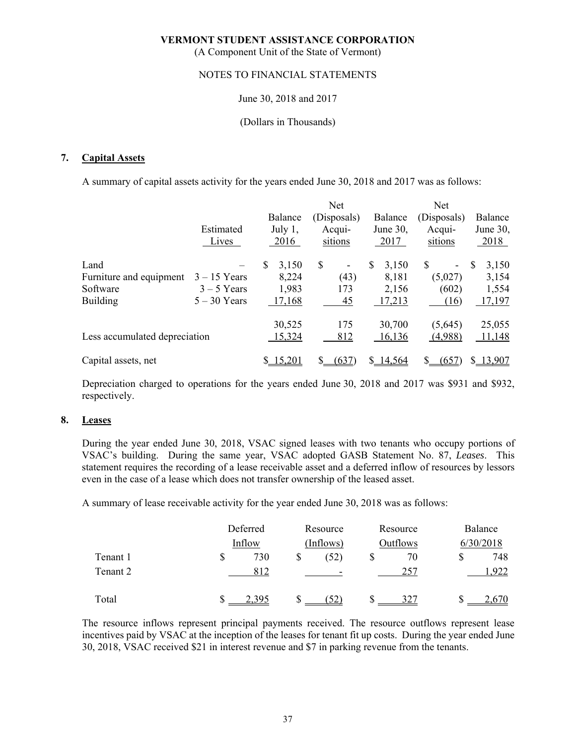**VERMONT STUDENT ASSISTANCE CORPORATION**
(A Component Unit of the State of Vermont)

NOTES TO FINANCIAL STATEMENTS

June 30, 2018 and 2017

(Dollars in Thousands)

## 7. Capital Assets

A summary of capital assets activity for the years ended June 30, 2018 and 2017 was as follows:

| | Estimated Lives | Balance July 1, 2016 | Net (Disposals) Acqui-sitions | Balance June 30, 2017 | Net (Disposals) Acqui-sitions | Balance June 30, 2018 |
|---|---|---|---|---|---|---|
| Land | – | $ 3,150 | $ - | $ 3,150 | $ - | $ 3,150 |
| Furniture and equipment | 3 – 15 Years | 8,224 | (43) | 8,181 | (5,027) | 3,154 |
| Software | 3 – 5 Years | 1,983 | 173 | 2,156 | (602) | 1,554 |
| Building | 5 – 30 Years | 17,168 | 45 | 17,213 | (16) | 17,197 |
| | | 30,525 | 175 | 30,700 | (5,645) | 25,055 |
| Less accumulated depreciation | | 15,324 | 812 | 16,136 | (4,988) | 11,148 |
| Capital assets, net | | $ 15,201 | $ (637) | $ 14,564 | $ (657) | $ 13,907 |

Depreciation charged to operations for the years ended June 30, 2018 and 2017 was $931 and $932, respectively.

## 8. Leases

During the year ended June 30, 2018, VSAC signed leases with two tenants who occupy portions of VSAC's building. During the same year, VSAC adopted GASB Statement No. 87, *Leases*. This statement requires the recording of a lease receivable asset and a deferred inflow of resources by lessors even in the case of a lease which does not transfer ownership of the leased asset.

A summary of lease receivable activity for the year ended June 30, 2018 was as follows:

| | Deferred Inflow | Resource (Inflows) | Resource Outflows | Balance 6/30/2018 |
|---|---|---|---|---|
| Tenant 1 | $ 730 | $ (52) | $ 70 | $ 748 |
| Tenant 2 | 812 | - | 257 | 1,922 |
| Total | $ 2,395 | $ (52) | $ 327 | $ 2,670 |

The resource inflows represent principal payments received. The resource outflows represent lease incentives paid by VSAC at the inception of the leases for tenant fit up costs. During the year ended June 30, 2018, VSAC received $21 in interest revenue and $7 in parking revenue from the tenants.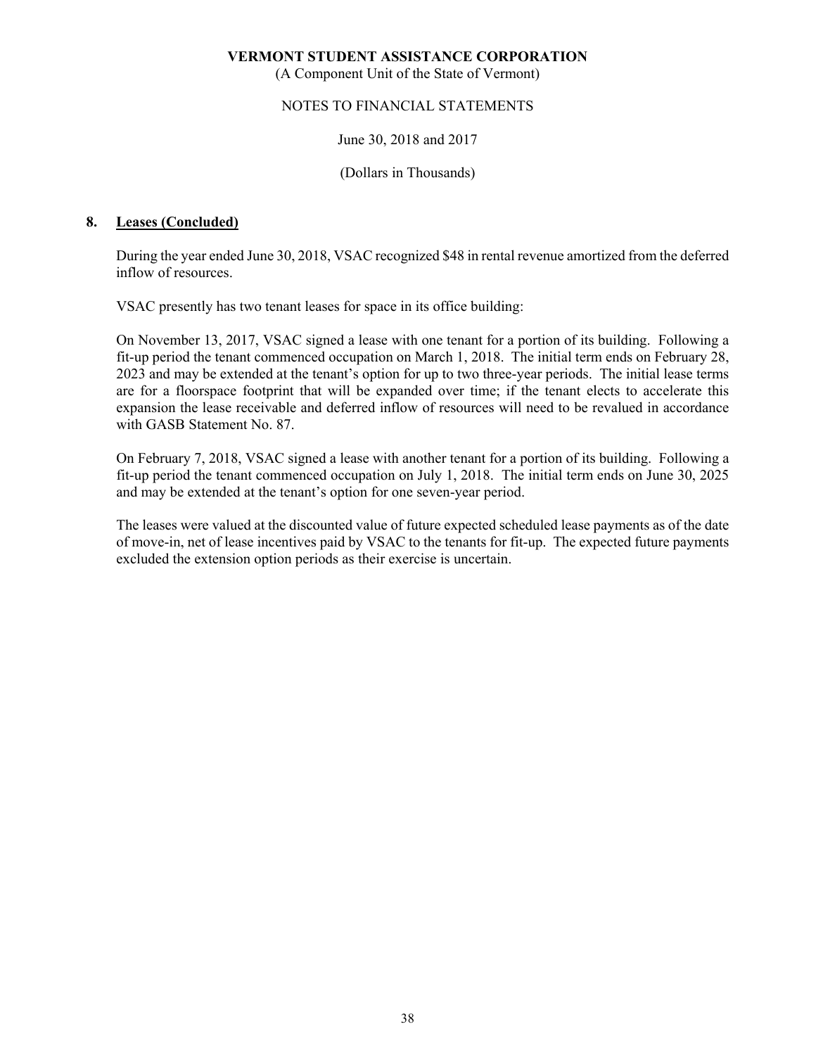## 8. Leases (Concluded)

During the year ended June 30, 2018, VSAC recognized $48 in rental revenue amortized from the deferred inflow of resources.

VSAC presently has two tenant leases for space in its office building:

On November 13, 2017, VSAC signed a lease with one tenant for a portion of its building. Following a fit-up period the tenant commenced occupation on March 1, 2018. The initial term ends on February 28, 2023 and may be extended at the tenant's option for up to two three-year periods. The initial lease terms are for a floorspace footprint that will be expanded over time; if the tenant elects to accelerate this expansion the lease receivable and deferred inflow of resources will need to be revalued in accordance with GASB Statement No. 87.

On February 7, 2018, VSAC signed a lease with another tenant for a portion of its building. Following a fit-up period the tenant commenced occupation on July 1, 2018. The initial term ends on June 30, 2025 and may be extended at the tenant's option for one seven-year period.

The leases were valued at the discounted value of future expected scheduled lease payments as of the date of move-in, net of lease incentives paid by VSAC to the tenants for fit-up. The expected future payments excluded the extension option periods as their exercise is uncertain.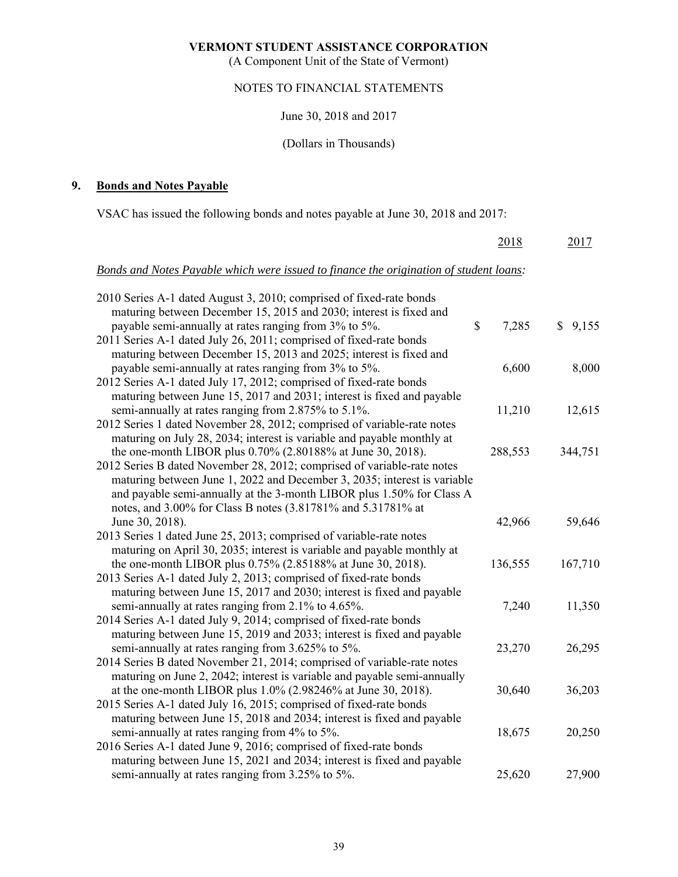**VERMONT STUDENT ASSISTANCE CORPORATION**

(A Component Unit of the State of Vermont)

NOTES TO FINANCIAL STATEMENTS

June 30, 2018 and 2017

(Dollars in Thousands)

## 9. Bonds and Notes Payable

VSAC has issued the following bonds and notes payable at June 30, 2018 and 2017:

| | 2018 | 2017 |
|---|---|---|
| *Bonds and Notes Payable which were issued to finance the origination of student loans:* | | |
| 2010 Series A-1 dated August 3, 2010; comprised of fixed-rate bonds maturing between December 15, 2015 and 2030; interest is fixed and payable semi-annually at rates ranging from 3% to 5%. | $ 7,285 | $ 9,155 |
| 2011 Series A-1 dated July 26, 2011; comprised of fixed-rate bonds maturing between December 15, 2013 and 2025; interest is fixed and payable semi-annually at rates ranging from 3% to 5%. | 6,600 | 8,000 |
| 2012 Series A-1 dated July 17, 2012; comprised of fixed-rate bonds maturing between June 15, 2017 and 2031; interest is fixed and payable semi-annually at rates ranging from 2.875% to 5.1%. | 11,210 | 12,615 |
| 2012 Series 1 dated November 28, 2012; comprised of variable-rate notes maturing on July 28, 2034; interest is variable and payable monthly at the one-month LIBOR plus 0.70% (2.80188% at June 30, 2018). | 288,553 | 344,751 |
| 2012 Series B dated November 28, 2012; comprised of variable-rate notes maturing between June 1, 2022 and December 3, 2035; interest is variable and payable semi-annually at the 3-month LIBOR plus 1.50% for Class A notes, and 3.00% for Class B notes (3.81781% and 5.31781% at June 30, 2018). | 42,966 | 59,646 |
| 2013 Series 1 dated June 25, 2013; comprised of variable-rate notes maturing on April 30, 2035; interest is variable and payable monthly at the one-month LIBOR plus 0.75% (2.85188% at June 30, 2018). | 136,555 | 167,710 |
| 2013 Series A-1 dated July 2, 2013; comprised of fixed-rate bonds maturing between June 15, 2017 and 2030; interest is fixed and payable semi-annually at rates ranging from 2.1% to 4.65%. | 7,240 | 11,350 |
| 2014 Series A-1 dated July 9, 2014; comprised of fixed-rate bonds maturing between June 15, 2019 and 2033; interest is fixed and payable semi-annually at rates ranging from 3.625% to 5%. | 23,270 | 26,295 |
| 2014 Series B dated November 21, 2014; comprised of variable-rate notes maturing on June 2, 2042; interest is variable and payable semi-annually at the one-month LIBOR plus 1.0% (2.98246% at June 30, 2018). | 30,640 | 36,203 |
| 2015 Series A-1 dated July 16, 2015; comprised of fixed-rate bonds maturing between June 15, 2018 and 2034; interest is fixed and payable semi-annually at rates ranging from 4% to 5%. | 18,675 | 20,250 |
| 2016 Series A-1 dated June 9, 2016; comprised of fixed-rate bonds maturing between June 15, 2021 and 2034; interest is fixed and payable semi-annually at rates ranging from 3.25% to 5%. | 25,620 | 27,900 |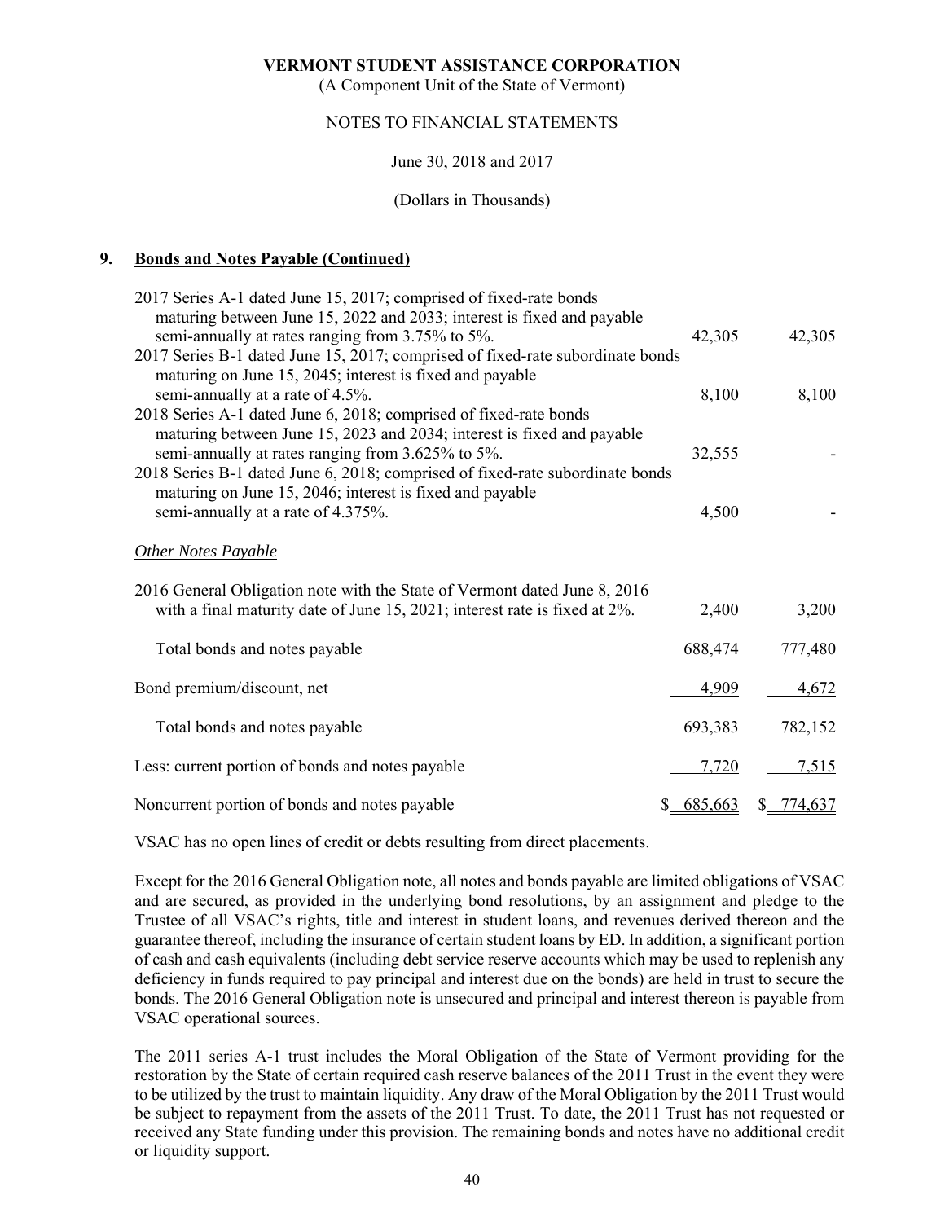**VERMONT STUDENT ASSISTANCE CORPORATION**

(A Component Unit of the State of Vermont)

NOTES TO FINANCIAL STATEMENTS

June 30, 2018 and 2017

(Dollars in Thousands)

## 9. Bonds and Notes Payable (Continued)

| | 2018 | 2017 |
|---|---|---|
| 2017 Series A-1 dated June 15, 2017; comprised of fixed-rate bonds maturing between June 15, 2022 and 2033; interest is fixed and payable semi-annually at rates ranging from 3.75% to 5%. | 42,305 | 42,305 |
| 2017 Series B-1 dated June 15, 2017; comprised of fixed-rate subordinate bonds maturing on June 15, 2045; interest is fixed and payable semi-annually at a rate of 4.5%. | 8,100 | 8,100 |
| 2018 Series A-1 dated June 6, 2018; comprised of fixed-rate bonds maturing between June 15, 2023 and 2034; interest is fixed and payable semi-annually at rates ranging from 3.625% to 5%. | 32,555 | - |
| 2018 Series B-1 dated June 6, 2018; comprised of fixed-rate subordinate bonds maturing on June 15, 2046; interest is fixed and payable semi-annually at a rate of 4.375%. | 4,500 | - |
| *Other Notes Payable* | | |
| 2016 General Obligation note with the State of Vermont dated June 8, 2016 with a final maturity date of June 15, 2021; interest rate is fixed at 2%. | 2,400 | 3,200 |
| Total bonds and notes payable | 688,474 | 777,480 |
| Bond premium/discount, net | 4,909 | 4,672 |
| Total bonds and notes payable | 693,383 | 782,152 |
| Less: current portion of bonds and notes payable | 7,720 | 7,515 |
| Noncurrent portion of bonds and notes payable | $ 685,663 | $ 774,637 |

VSAC has no open lines of credit or debts resulting from direct placements.

Except for the 2016 General Obligation note, all notes and bonds payable are limited obligations of VSAC and are secured, as provided in the underlying bond resolutions, by an assignment and pledge to the Trustee of all VSAC's rights, title and interest in student loans, and revenues derived thereon and the guarantee thereof, including the insurance of certain student loans by ED. In addition, a significant portion of cash and cash equivalents (including debt service reserve accounts which may be used to replenish any deficiency in funds required to pay principal and interest due on the bonds) are held in trust to secure the bonds. The 2016 General Obligation note is unsecured and principal and interest thereon is payable from VSAC operational sources.

The 2011 series A-1 trust includes the Moral Obligation of the State of Vermont providing for the restoration by the State of certain required cash reserve balances of the 2011 Trust in the event they were to be utilized by the trust to maintain liquidity. Any draw of the Moral Obligation by the 2011 Trust would be subject to repayment from the assets of the 2011 Trust. To date, the 2011 Trust has not requested or received any State funding under this provision. The remaining bonds and notes have no additional credit or liquidity support.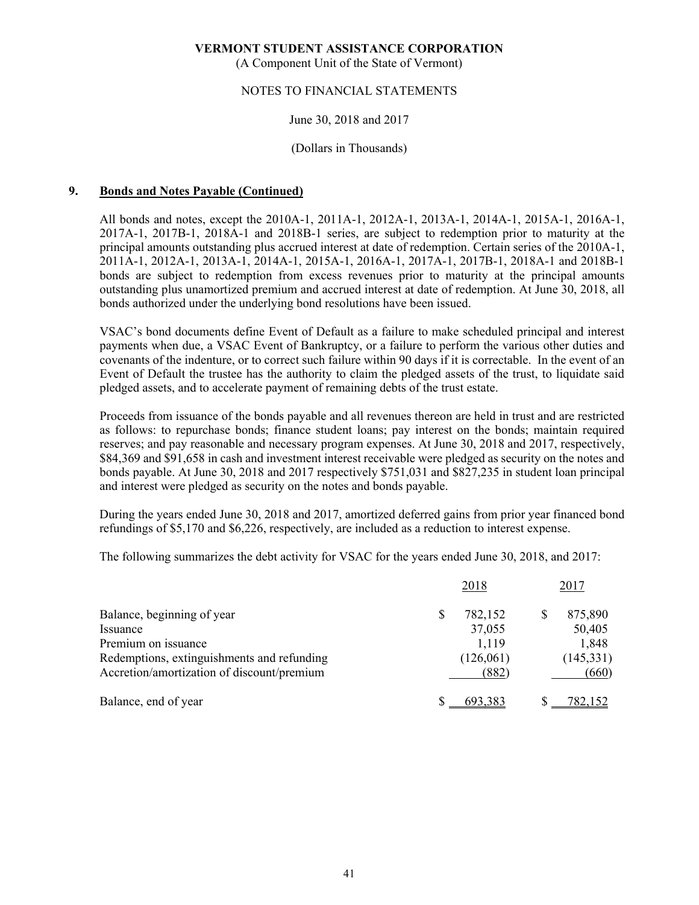**VERMONT STUDENT ASSISTANCE CORPORATION**

(A Component Unit of the State of Vermont)

NOTES TO FINANCIAL STATEMENTS

June 30, 2018 and 2017

(Dollars in Thousands)

## 9. Bonds and Notes Payable (Continued)

All bonds and notes, except the 2010A-1, 2011A-1, 2012A-1, 2013A-1, 2014A-1, 2015A-1, 2016A-1, 2017A-1, 2017B-1, 2018A-1 and 2018B-1 series, are subject to redemption prior to maturity at the principal amounts outstanding plus accrued interest at date of redemption. Certain series of the 2010A-1, 2011A-1, 2012A-1, 2013A-1, 2014A-1, 2015A-1, 2016A-1, 2017A-1, 2017B-1, 2018A-1 and 2018B-1 bonds are subject to redemption from excess revenues prior to maturity at the principal amounts outstanding plus unamortized premium and accrued interest at date of redemption. At June 30, 2018, all bonds authorized under the underlying bond resolutions have been issued.

VSAC's bond documents define Event of Default as a failure to make scheduled principal and interest payments when due, a VSAC Event of Bankruptcy, or a failure to perform the various other duties and covenants of the indenture, or to correct such failure within 90 days if it is correctable. In the event of an Event of Default the trustee has the authority to claim the pledged assets of the trust, to liquidate said pledged assets, and to accelerate payment of remaining debts of the trust estate.

Proceeds from issuance of the bonds payable and all revenues thereon are held in trust and are restricted as follows: to repurchase bonds; finance student loans; pay interest on the bonds; maintain required reserves; and pay reasonable and necessary program expenses. At June 30, 2018 and 2017, respectively, $84,369 and $91,658 in cash and investment interest receivable were pledged as security on the notes and bonds payable. At June 30, 2018 and 2017 respectively $751,031 and $827,235 in student loan principal and interest were pledged as security on the notes and bonds payable.

During the years ended June 30, 2018 and 2017, amortized deferred gains from prior year financed bond refundings of $5,170 and $6,226, respectively, are included as a reduction to interest expense.

The following summarizes the debt activity for VSAC for the years ended June 30, 2018, and 2017:

| | 2018 | 2017 |
|---|---|---|
| Balance, beginning of year | $ 782,152 | $ 875,890 |
| Issuance | 37,055 | 50,405 |
| Premium on issuance | 1,119 | 1,848 |
| Redemptions, extinguishments and refunding | (126,061) | (145,331) |
| Accretion/amortization of discount/premium | (882) | (660) |
| Balance, end of year | $ 693,383 | $ 782,152 |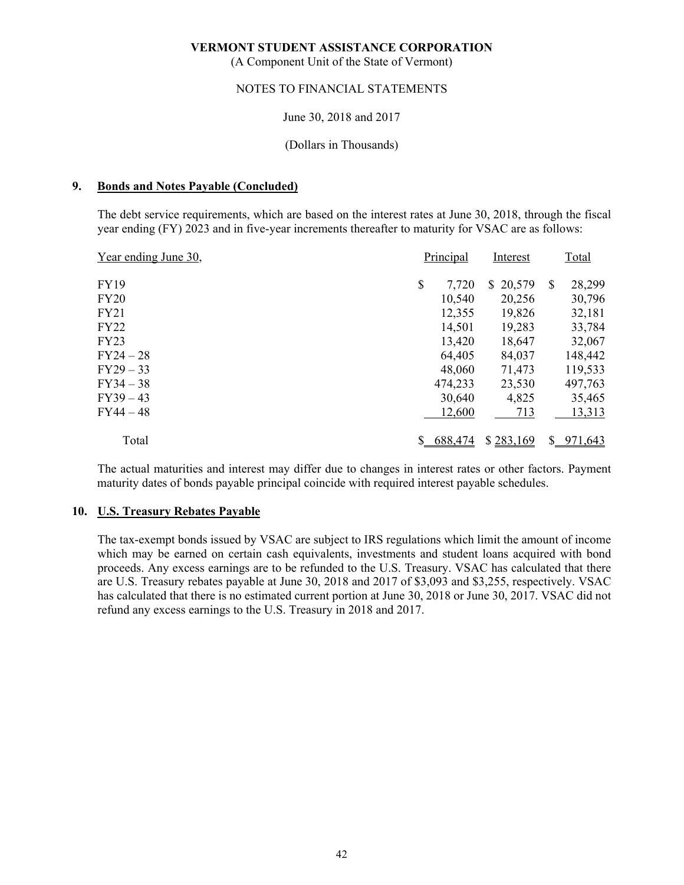**VERMONT STUDENT ASSISTANCE CORPORATION**
(A Component Unit of the State of Vermont)

NOTES TO FINANCIAL STATEMENTS

June 30, 2018 and 2017

(Dollars in Thousands)

## 9. Bonds and Notes Payable (Concluded)

The debt service requirements, which are based on the interest rates at June 30, 2018, through the fiscal year ending (FY) 2023 and in five-year increments thereafter to maturity for VSAC are as follows:

| Year ending June 30, | Principal | Interest | Total |
|---|---|---|---|
| FY19 | $ 7,720 | $ 20,579 | $ 28,299 |
| FY20 | 10,540 | 20,256 | 30,796 |
| FY21 | 12,355 | 19,826 | 32,181 |
| FY22 | 14,501 | 19,283 | 33,784 |
| FY23 | 13,420 | 18,647 | 32,067 |
| FY24 – 28 | 64,405 | 84,037 | 148,442 |
| FY29 – 33 | 48,060 | 71,473 | 119,533 |
| FY34 – 38 | 474,233 | 23,530 | 497,763 |
| FY39 – 43 | 30,640 | 4,825 | 35,465 |
| FY44 – 48 | 12,600 | 713 | 13,313 |
| Total | $ 688,474 | $ 283,169 | $ 971,643 |

The actual maturities and interest may differ due to changes in interest rates or other factors. Payment maturity dates of bonds payable principal coincide with required interest payable schedules.

## 10. U.S. Treasury Rebates Payable

The tax-exempt bonds issued by VSAC are subject to IRS regulations which limit the amount of income which may be earned on certain cash equivalents, investments and student loans acquired with bond proceeds. Any excess earnings are to be refunded to the U.S. Treasury. VSAC has calculated that there are U.S. Treasury rebates payable at June 30, 2018 and 2017 of $3,093 and $3,255, respectively. VSAC has calculated that there is no estimated current portion at June 30, 2018 or June 30, 2017. VSAC did not refund any excess earnings to the U.S. Treasury in 2018 and 2017.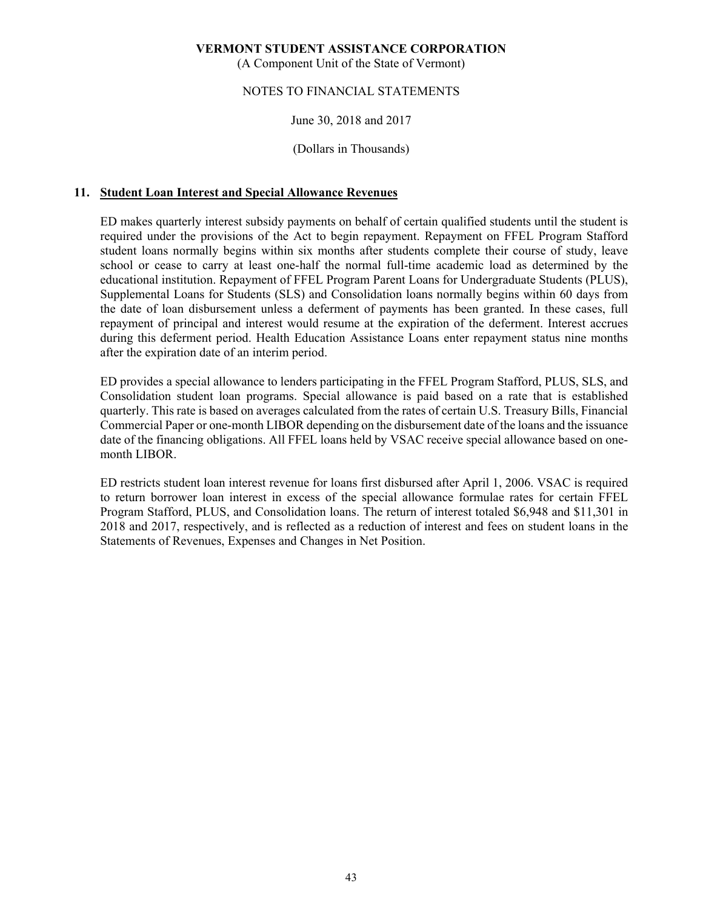VERMONT STUDENT ASSISTANCE CORPORATION

(A Component Unit of the State of Vermont)

NOTES TO FINANCIAL STATEMENTS

June 30, 2018 and 2017

(Dollars in Thousands)

## 11. Student Loan Interest and Special Allowance Revenues

ED makes quarterly interest subsidy payments on behalf of certain qualified students until the student is required under the provisions of the Act to begin repayment. Repayment on FFEL Program Stafford student loans normally begins within six months after students complete their course of study, leave school or cease to carry at least one-half the normal full-time academic load as determined by the educational institution. Repayment of FFEL Program Parent Loans for Undergraduate Students (PLUS), Supplemental Loans for Students (SLS) and Consolidation loans normally begins within 60 days from the date of loan disbursement unless a deferment of payments has been granted. In these cases, full repayment of principal and interest would resume at the expiration of the deferment. Interest accrues during this deferment period. Health Education Assistance Loans enter repayment status nine months after the expiration date of an interim period.

ED provides a special allowance to lenders participating in the FFEL Program Stafford, PLUS, SLS, and Consolidation student loan programs. Special allowance is paid based on a rate that is established quarterly. This rate is based on averages calculated from the rates of certain U.S. Treasury Bills, Financial Commercial Paper or one-month LIBOR depending on the disbursement date of the loans and the issuance date of the financing obligations. All FFEL loans held by VSAC receive special allowance based on one-month LIBOR.

ED restricts student loan interest revenue for loans first disbursed after April 1, 2006. VSAC is required to return borrower loan interest in excess of the special allowance formulae rates for certain FFEL Program Stafford, PLUS, and Consolidation loans. The return of interest totaled $6,948 and $11,301 in 2018 and 2017, respectively, and is reflected as a reduction of interest and fees on student loans in the Statements of Revenues, Expenses and Changes in Net Position.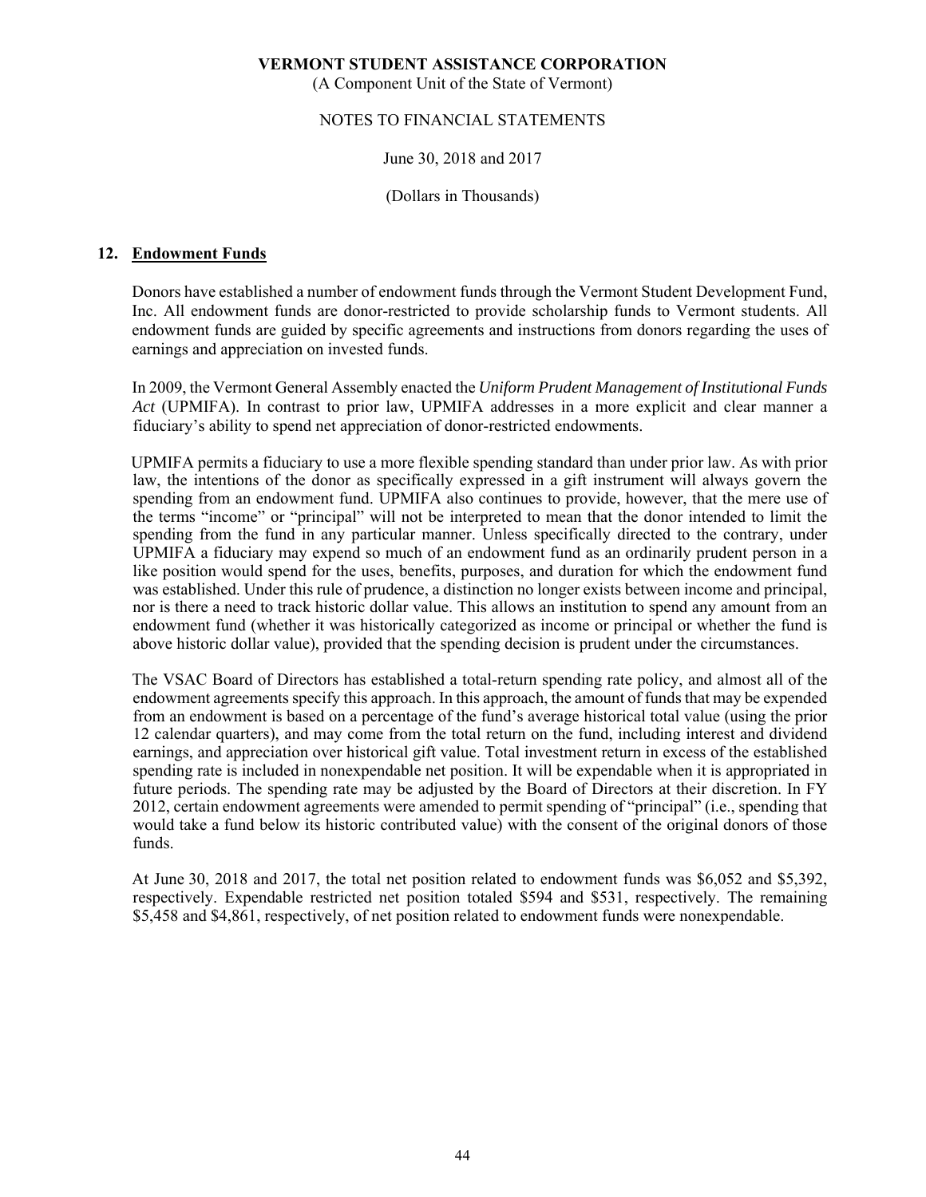## 12. Endowment Funds

Donors have established a number of endowment funds through the Vermont Student Development Fund, Inc. All endowment funds are donor-restricted to provide scholarship funds to Vermont students. All endowment funds are guided by specific agreements and instructions from donors regarding the uses of earnings and appreciation on invested funds.

In 2009, the Vermont General Assembly enacted the *Uniform Prudent Management of Institutional Funds Act* (UPMIFA). In contrast to prior law, UPMIFA addresses in a more explicit and clear manner a fiduciary's ability to spend net appreciation of donor-restricted endowments.

UPMIFA permits a fiduciary to use a more flexible spending standard than under prior law. As with prior law, the intentions of the donor as specifically expressed in a gift instrument will always govern the spending from an endowment fund. UPMIFA also continues to provide, however, that the mere use of the terms "income" or "principal" will not be interpreted to mean that the donor intended to limit the spending from the fund in any particular manner. Unless specifically directed to the contrary, under UPMIFA a fiduciary may expend so much of an endowment fund as an ordinarily prudent person in a like position would spend for the uses, benefits, purposes, and duration for which the endowment fund was established. Under this rule of prudence, a distinction no longer exists between income and principal, nor is there a need to track historic dollar value. This allows an institution to spend any amount from an endowment fund (whether it was historically categorized as income or principal or whether the fund is above historic dollar value), provided that the spending decision is prudent under the circumstances.

The VSAC Board of Directors has established a total-return spending rate policy, and almost all of the endowment agreements specify this approach. In this approach, the amount of funds that may be expended from an endowment is based on a percentage of the fund's average historical total value (using the prior 12 calendar quarters), and may come from the total return on the fund, including interest and dividend earnings, and appreciation over historical gift value. Total investment return in excess of the established spending rate is included in nonexpendable net position. It will be expendable when it is appropriated in future periods. The spending rate may be adjusted by the Board of Directors at their discretion. In FY 2012, certain endowment agreements were amended to permit spending of "principal" (i.e., spending that would take a fund below its historic contributed value) with the consent of the original donors of those funds.

At June 30, 2018 and 2017, the total net position related to endowment funds was $6,052 and $5,392, respectively. Expendable restricted net position totaled $594 and $531, respectively. The remaining $5,458 and $4,861, respectively, of net position related to endowment funds were nonexpendable.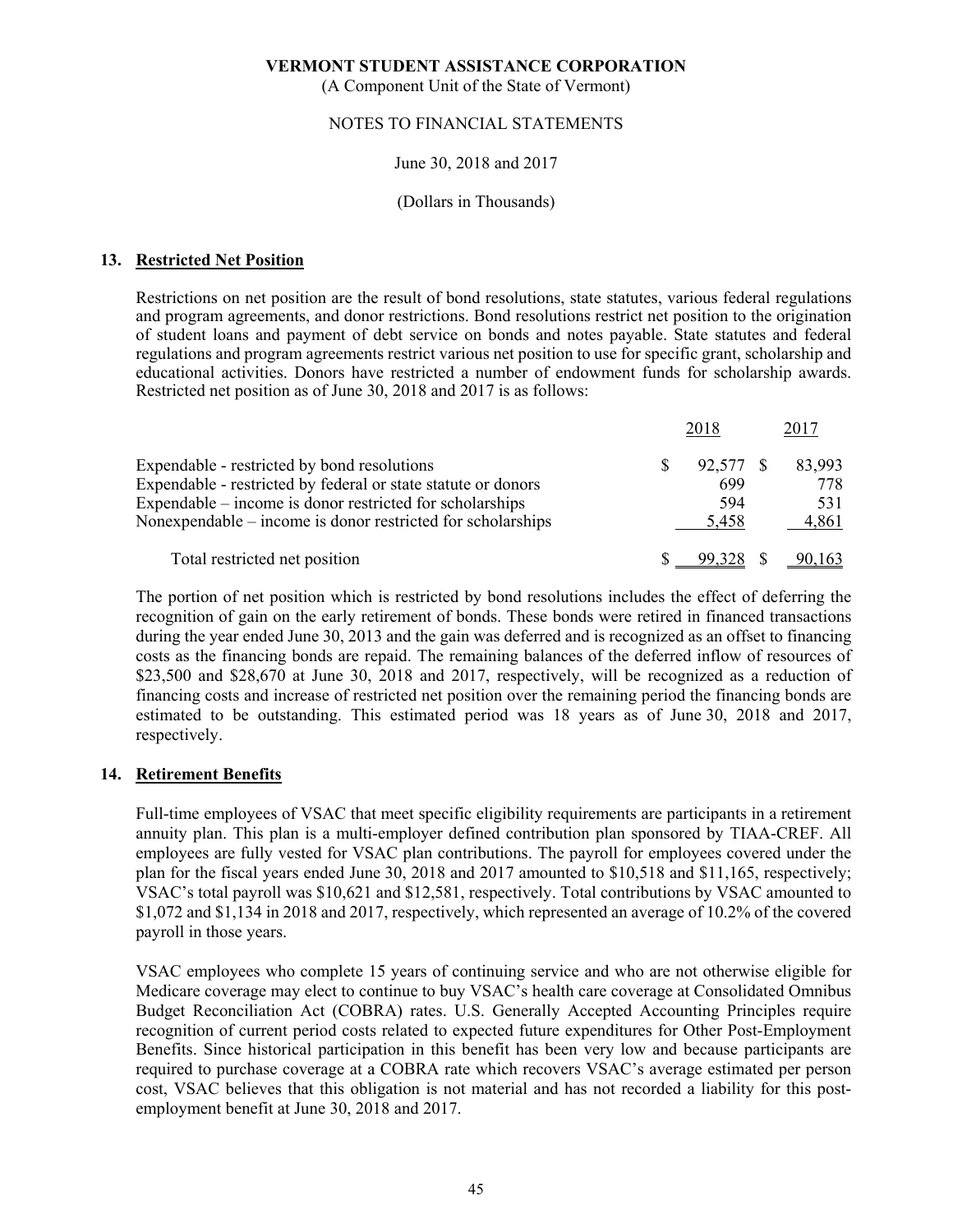**VERMONT STUDENT ASSISTANCE CORPORATION**
(A Component Unit of the State of Vermont)

NOTES TO FINANCIAL STATEMENTS

June 30, 2018 and 2017

(Dollars in Thousands)

## 13. Restricted Net Position

Restrictions on net position are the result of bond resolutions, state statutes, various federal regulations and program agreements, and donor restrictions. Bond resolutions restrict net position to the origination of student loans and payment of debt service on bonds and notes payable. State statutes and federal regulations and program agreements restrict various net position to use for specific grant, scholarship and educational activities. Donors have restricted a number of endowment funds for scholarship awards. Restricted net position as of June 30, 2018 and 2017 is as follows:

| | 2018 | 2017 |
|---|---|---|
| Expendable - restricted by bond resolutions | $ 92,577 | $ 83,993 |
| Expendable - restricted by federal or state statute or donors | 699 | 778 |
| Expendable – income is donor restricted for scholarships | 594 | 531 |
| Nonexpendable – income is donor restricted for scholarships | 5,458 | 4,861 |
| Total restricted net position | $ 99,328 | $ 90,163 |

The portion of net position which is restricted by bond resolutions includes the effect of deferring the recognition of gain on the early retirement of bonds. These bonds were retired in financed transactions during the year ended June 30, 2013 and the gain was deferred and is recognized as an offset to financing costs as the financing bonds are repaid. The remaining balances of the deferred inflow of resources of $23,500 and $28,670 at June 30, 2018 and 2017, respectively, will be recognized as a reduction of financing costs and increase of restricted net position over the remaining period the financing bonds are estimated to be outstanding. This estimated period was 18 years as of June 30, 2018 and 2017, respectively.

## 14. Retirement Benefits

Full-time employees of VSAC that meet specific eligibility requirements are participants in a retirement annuity plan. This plan is a multi-employer defined contribution plan sponsored by TIAA-CREF. All employees are fully vested for VSAC plan contributions. The payroll for employees covered under the plan for the fiscal years ended June 30, 2018 and 2017 amounted to $10,518 and $11,165, respectively; VSAC's total payroll was $10,621 and $12,581, respectively. Total contributions by VSAC amounted to $1,072 and $1,134 in 2018 and 2017, respectively, which represented an average of 10.2% of the covered payroll in those years.

VSAC employees who complete 15 years of continuing service and who are not otherwise eligible for Medicare coverage may elect to continue to buy VSAC's health care coverage at Consolidated Omnibus Budget Reconciliation Act (COBRA) rates. U.S. Generally Accepted Accounting Principles require recognition of current period costs related to expected future expenditures for Other Post-Employment Benefits. Since historical participation in this benefit has been very low and because participants are required to purchase coverage at a COBRA rate which recovers VSAC's average estimated per person cost, VSAC believes that this obligation is not material and has not recorded a liability for this post-employment benefit at June 30, 2018 and 2017.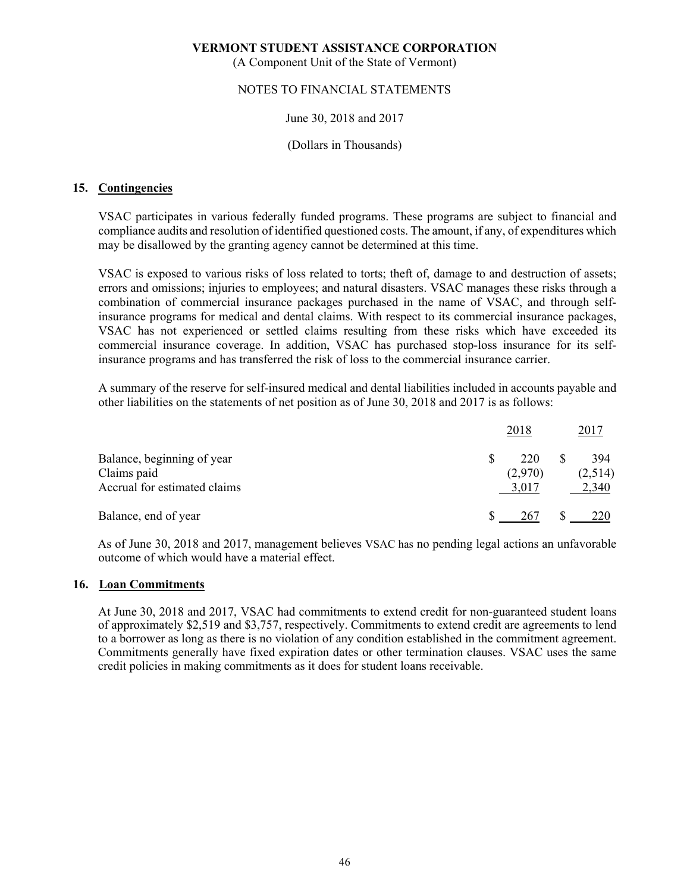**VERMONT STUDENT ASSISTANCE CORPORATION**

(A Component Unit of the State of Vermont)

NOTES TO FINANCIAL STATEMENTS

June 30, 2018 and 2017

(Dollars in Thousands)

## 15. Contingencies

VSAC participates in various federally funded programs. These programs are subject to financial and compliance audits and resolution of identified questioned costs. The amount, if any, of expenditures which may be disallowed by the granting agency cannot be determined at this time.

VSAC is exposed to various risks of loss related to torts; theft of, damage to and destruction of assets; errors and omissions; injuries to employees; and natural disasters. VSAC manages these risks through a combination of commercial insurance packages purchased in the name of VSAC, and through self-insurance programs for medical and dental claims. With respect to its commercial insurance packages, VSAC has not experienced or settled claims resulting from these risks which have exceeded its commercial insurance coverage. In addition, VSAC has purchased stop-loss insurance for its self-insurance programs and has transferred the risk of loss to the commercial insurance carrier.

A summary of the reserve for self-insured medical and dental liabilities included in accounts payable and other liabilities on the statements of net position as of June 30, 2018 and 2017 is as follows:

| | 2018 | 2017 |
|---|---|---|
| Balance, beginning of year | $ 220 | $ 394 |
| Claims paid | (2,970) | (2,514) |
| Accrual for estimated claims | 3,017 | 2,340 |
| Balance, end of year | $ 267 | $ 220 |

As of June 30, 2018 and 2017, management believes VSAC has no pending legal actions an unfavorable outcome of which would have a material effect.

## 16. Loan Commitments

At June 30, 2018 and 2017, VSAC had commitments to extend credit for non-guaranteed student loans of approximately $2,519 and $3,757, respectively. Commitments to extend credit are agreements to lend to a borrower as long as there is no violation of any condition established in the commitment agreement. Commitments generally have fixed expiration dates or other termination clauses. VSAC uses the same credit policies in making commitments as it does for student loans receivable.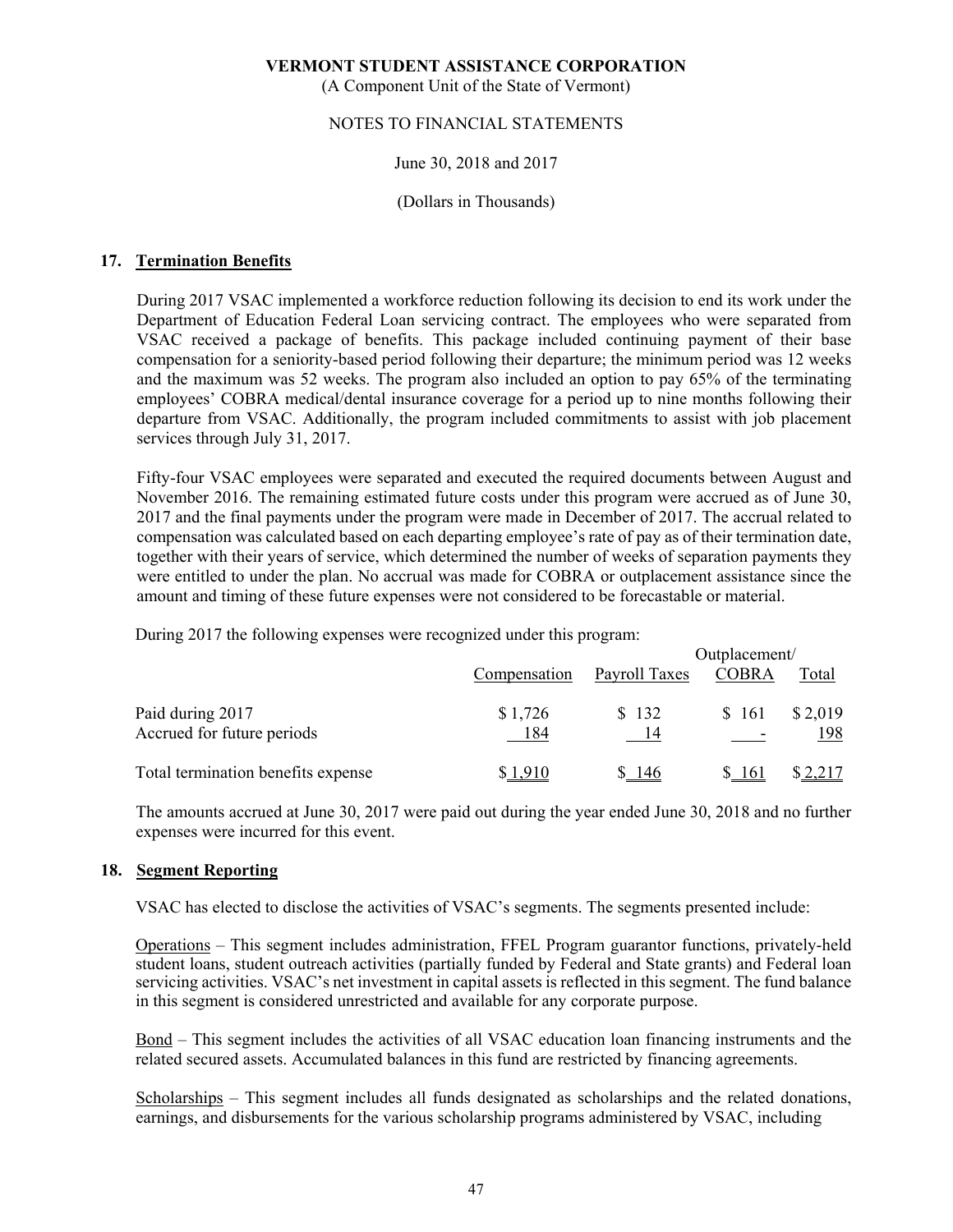## 17. Termination Benefits

During 2017 VSAC implemented a workforce reduction following its decision to end its work under the Department of Education Federal Loan servicing contract. The employees who were separated from VSAC received a package of benefits. This package included continuing payment of their base compensation for a seniority-based period following their departure; the minimum period was 12 weeks and the maximum was 52 weeks. The program also included an option to pay 65% of the terminating employees' COBRA medical/dental insurance coverage for a period up to nine months following their departure from VSAC. Additionally, the program included commitments to assist with job placement services through July 31, 2017.

Fifty-four VSAC employees were separated and executed the required documents between August and November 2016. The remaining estimated future costs under this program were accrued as of June 30, 2017 and the final payments under the program were made in December of 2017. The accrual related to compensation was calculated based on each departing employee's rate of pay as of their termination date, together with their years of service, which determined the number of weeks of separation payments they were entitled to under the plan. No accrual was made for COBRA or outplacement assistance since the amount and timing of these future expenses were not considered to be forecastable or material.

During 2017 the following expenses were recognized under this program:

| | Compensation | Payroll Taxes | Outplacement/ COBRA | Total |
|---|---|---|---|---|
| Paid during 2017 | $ 1,726 | $ 132 | $ 161 | $ 2,019 |
| Accrued for future periods | 184 | 14 | - | 198 |
| Total termination benefits expense | $ 1,910 | $ 146 | $ 161 | $ 2,217 |

The amounts accrued at June 30, 2017 were paid out during the year ended June 30, 2018 and no further expenses were incurred for this event.

## 18. Segment Reporting

VSAC has elected to disclose the activities of VSAC's segments. The segments presented include:

Operations – This segment includes administration, FFEL Program guarantor functions, privately-held student loans, student outreach activities (partially funded by Federal and State grants) and Federal loan servicing activities. VSAC's net investment in capital assets is reflected in this segment. The fund balance in this segment is considered unrestricted and available for any corporate purpose.

Bond – This segment includes the activities of all VSAC education loan financing instruments and the related secured assets. Accumulated balances in this fund are restricted by financing agreements.

Scholarships – This segment includes all funds designated as scholarships and the related donations, earnings, and disbursements for the various scholarship programs administered by VSAC, including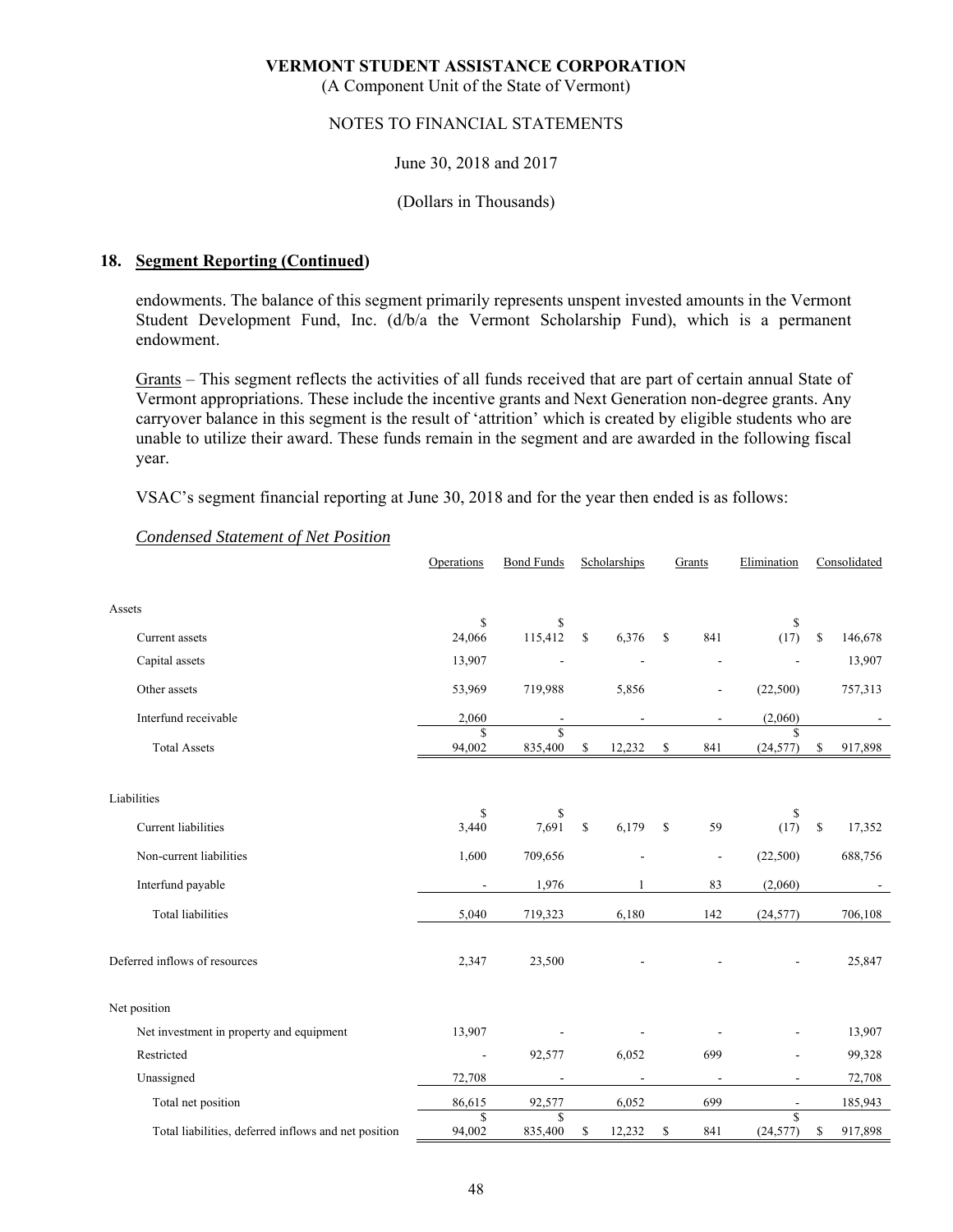## 18. Segment Reporting (Continued)

endowments. The balance of this segment primarily represents unspent invested amounts in the Vermont Student Development Fund, Inc. (d/b/a the Vermont Scholarship Fund), which is a permanent endowment.

Grants – This segment reflects the activities of all funds received that are part of certain annual State of Vermont appropriations. These include the incentive grants and Next Generation non-degree grants. Any carryover balance in this segment is the result of 'attrition' which is created by eligible students who are unable to utilize their award. These funds remain in the segment and are awarded in the following fiscal year.

VSAC's segment financial reporting at June 30, 2018 and for the year then ended is as follows:

*Condensed Statement of Net Position*

| | Operations | Bond Funds | Scholarships | Grants | Elimination | Consolidated |
|---|---|---|---|---|---|---|
| **Assets** | | | | | | |
| Current assets | $ 24,066 | $ 115,412 | $ 6,376 | $ 841 | $ (17) | $ 146,678 |
| Capital assets | 13,907 | - | - | - | - | 13,907 |
| Other assets | 53,969 | 719,988 | 5,856 | - | (22,500) | 757,313 |
| Interfund receivable | 2,060 | - | - | - | (2,060) | - |
| Total Assets | $ 94,002 | $ 835,400 | $ 12,232 | $ 841 | $ (24,577) | $ 917,898 |
| **Liabilities** | | | | | | |
| Current liabilities | $ 3,440 | $ 7,691 | $ 6,179 | $ 59 | $ (17) | $ 17,352 |
| Non-current liabilities | 1,600 | 709,656 | - | - | (22,500) | 688,756 |
| Interfund payable | - | 1,976 | 1 | 83 | (2,060) | - |
| Total liabilities | 5,040 | 719,323 | 6,180 | 142 | (24,577) | 706,108 |
| Deferred inflows of resources | 2,347 | 23,500 | - | - | - | 25,847 |
| **Net position** | | | | | | |
| Net investment in property and equipment | 13,907 | - | - | - | - | 13,907 |
| Restricted | - | 92,577 | 6,052 | 699 | - | 99,328 |
| Unassigned | 72,708 | - | - | - | - | 72,708 |
| Total net position | 86,615 | 92,577 | 6,052 | 699 | - | 185,943 |
| Total liabilities, deferred inflows and net position | $ 94,002 | $ 835,400 | $ 12,232 | $ 841 | $ (24,577) | $ 917,898 |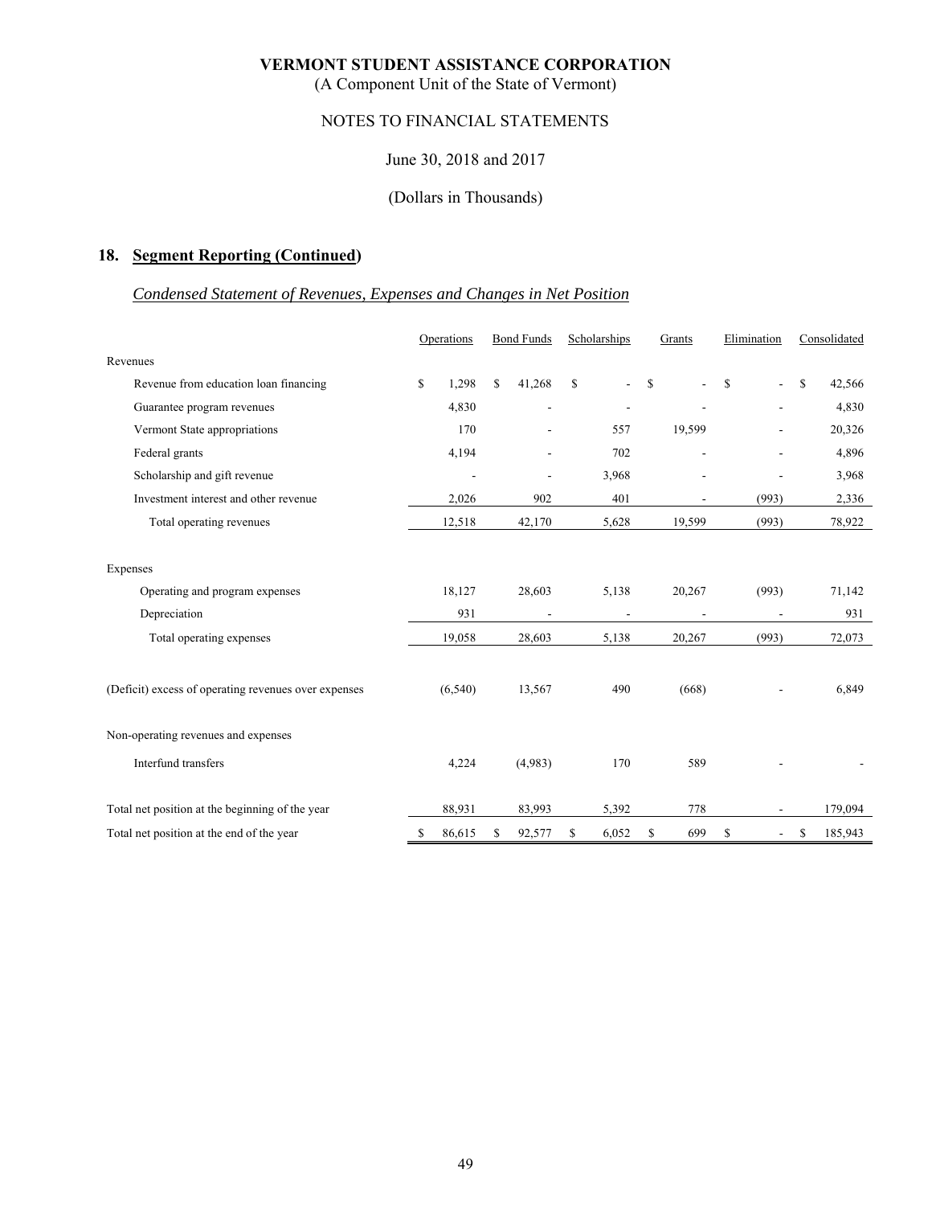# VERMONT STUDENT ASSISTANCE CORPORATION

(A Component Unit of the State of Vermont)

NOTES TO FINANCIAL STATEMENTS

June 30, 2018 and 2017

(Dollars in Thousands)

## 18. Segment Reporting (Continued)

*Condensed Statement of Revenues, Expenses and Changes in Net Position*

| | Operations | Bond Funds | Scholarships | Grants | Elimination | Consolidated |
|---|---|---|---|---|---|---|
| Revenues | | | | | | |
| Revenue from education loan financing | $ 1,298 | $ 41,268 | $ - | $ - | $ - | $ 42,566 |
| Guarantee program revenues | 4,830 | - | - | - | - | 4,830 |
| Vermont State appropriations | 170 | - | 557 | 19,599 | - | 20,326 |
| Federal grants | 4,194 | - | 702 | - | - | 4,896 |
| Scholarship and gift revenue | - | - | 3,968 | - | - | 3,968 |
| Investment interest and other revenue | 2,026 | 902 | 401 | - | (993) | 2,336 |
| Total operating revenues | 12,518 | 42,170 | 5,628 | 19,599 | (993) | 78,922 |
| Expenses | | | | | | |
| Operating and program expenses | 18,127 | 28,603 | 5,138 | 20,267 | (993) | 71,142 |
| Depreciation | 931 | - | - | - | - | 931 |
| Total operating expenses | 19,058 | 28,603 | 5,138 | 20,267 | (993) | 72,073 |
| (Deficit) excess of operating revenues over expenses | (6,540) | 13,567 | 490 | (668) | - | 6,849 |
| Non-operating revenues and expenses | | | | | | |
| Interfund transfers | 4,224 | (4,983) | 170 | 589 | - | - |
| Total net position at the beginning of the year | 88,931 | 83,993 | 5,392 | 778 | - | 179,094 |
| Total net position at the end of the year | $ 86,615 | $ 92,577 | $ 6,052 | $ 699 | $ - | $ 185,943 |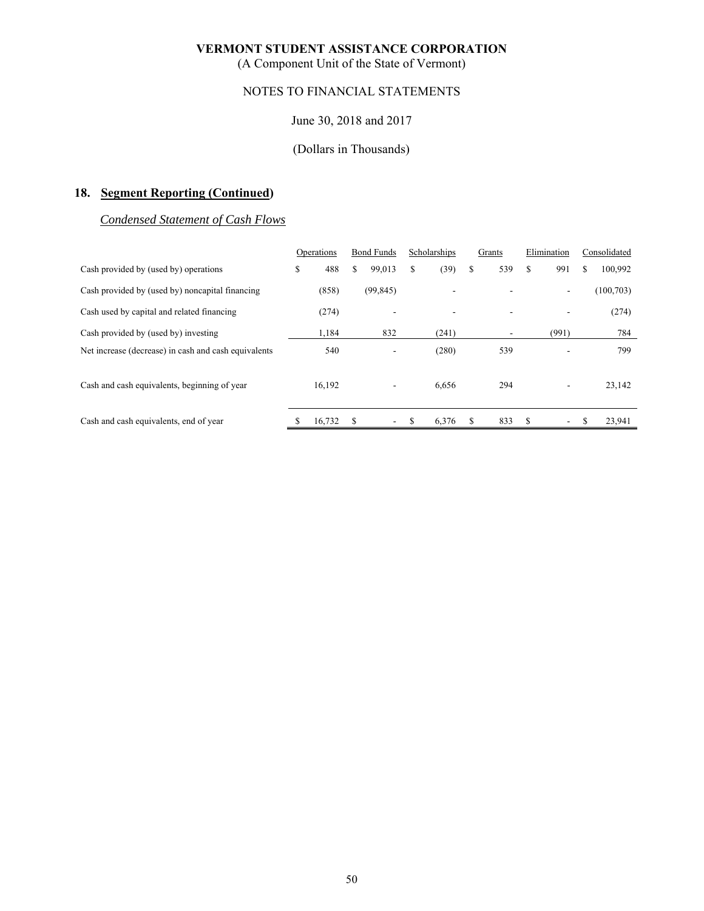# VERMONT STUDENT ASSISTANCE CORPORATION

(A Component Unit of the State of Vermont)

NOTES TO FINANCIAL STATEMENTS

June 30, 2018 and 2017

(Dollars in Thousands)

## 18. Segment Reporting (Continued)

### *Condensed Statement of Cash Flows*

| | Operations | Bond Funds | Scholarships | Grants | Elimination | Consolidated |
|---|---|---|---|---|---|---|
| Cash provided by (used by) operations | $ 488 | $ 99,013 | $ (39) | $ 539 | $ 991 | $ 100,992 |
| Cash provided by (used by) noncapital financing | (858) | (99,845) | - | - | - | (100,703) |
| Cash used by capital and related financing | (274) | - | - | - | - | (274) |
| Cash provided by (used by) investing | 1,184 | 832 | (241) | - | (991) | 784 |
| Net increase (decrease) in cash and cash equivalents | 540 | - | (280) | 539 | - | 799 |
| Cash and cash equivalents, beginning of year | 16,192 | - | 6,656 | 294 | - | 23,142 |
| Cash and cash equivalents, end of year | $ 16,732 | $ - | $ 6,376 | $ 833 | $ - | $ 23,941 |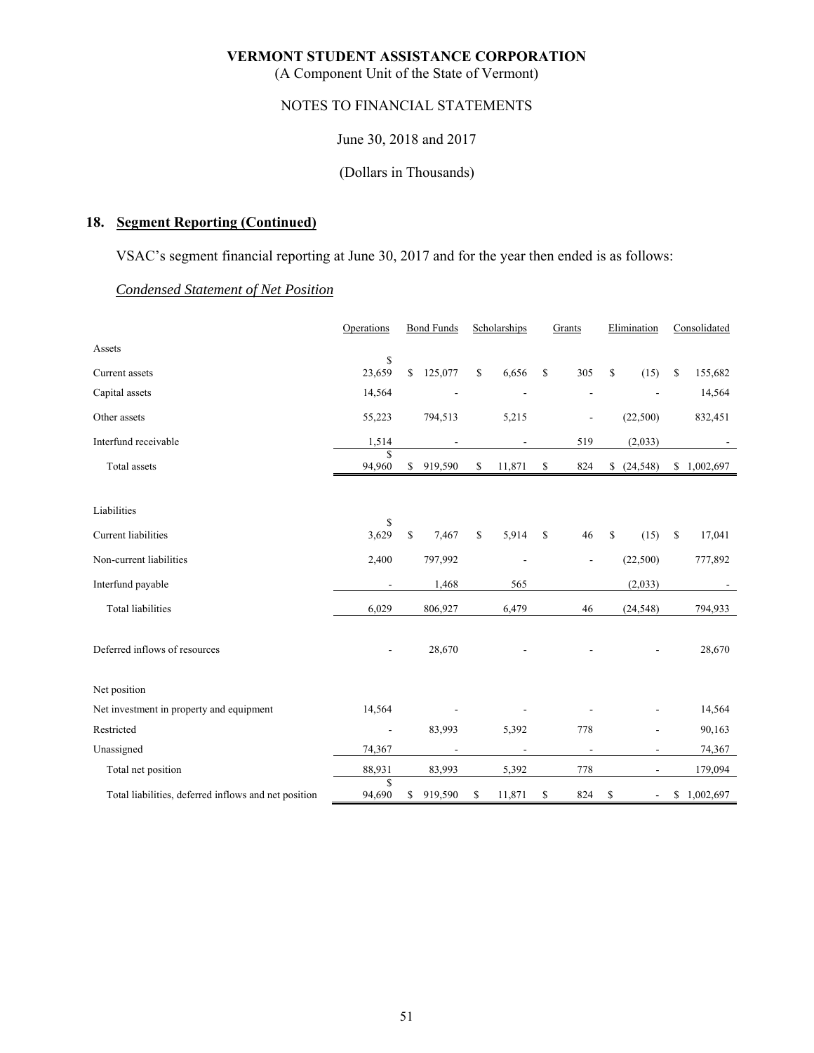**VERMONT STUDENT ASSISTANCE CORPORATION**
(A Component Unit of the State of Vermont)

NOTES TO FINANCIAL STATEMENTS

June 30, 2018 and 2017

(Dollars in Thousands)

## 18. Segment Reporting (Continued)

VSAC's segment financial reporting at June 30, 2017 and for the year then ended is as follows:

*Condensed Statement of Net Position*

| | Operations | Bond Funds | Scholarships | Grants | Elimination | Consolidated |
|---|---|---|---|---|---|---|
| Assets | | | | | | |
| Current assets | $ 23,659 | $ 125,077 | $ 6,656 | $ 305 | $ (15) | $ 155,682 |
| Capital assets | 14,564 | - | - | - | - | 14,564 |
| Other assets | 55,223 | 794,513 | 5,215 | - | (22,500) | 832,451 |
| Interfund receivable | 1,514 | - | - | 519 | (2,033) | - |
| Total assets | $ 94,960 | $ 919,590 | $ 11,871 | $ 824 | $ (24,548) | $ 1,002,697 |
| Liabilities | | | | | | |
| Current liabilities | $ 3,629 | $ 7,467 | $ 5,914 | $ 46 | $ (15) | $ 17,041 |
| Non-current liabilities | 2,400 | 797,992 | - | - | (22,500) | 777,892 |
| Interfund payable | - | 1,468 | 565 | | (2,033) | - |
| Total liabilities | 6,029 | 806,927 | 6,479 | 46 | (24,548) | 794,933 |
| Deferred inflows of resources | - | 28,670 | - | - | - | 28,670 |
| Net position | | | | | | |
| Net investment in property and equipment | 14,564 | - | - | - | - | 14,564 |
| Restricted | - | 83,993 | 5,392 | 778 | - | 90,163 |
| Unassigned | 74,367 | - | - | - | - | 74,367 |
| Total net position | 88,931 | 83,993 | 5,392 | 778 | - | 179,094 |
| Total liabilities, deferred inflows and net position | $ 94,690 | $ 919,590 | $ 11,871 | $ 824 | $ - | $ 1,002,697 |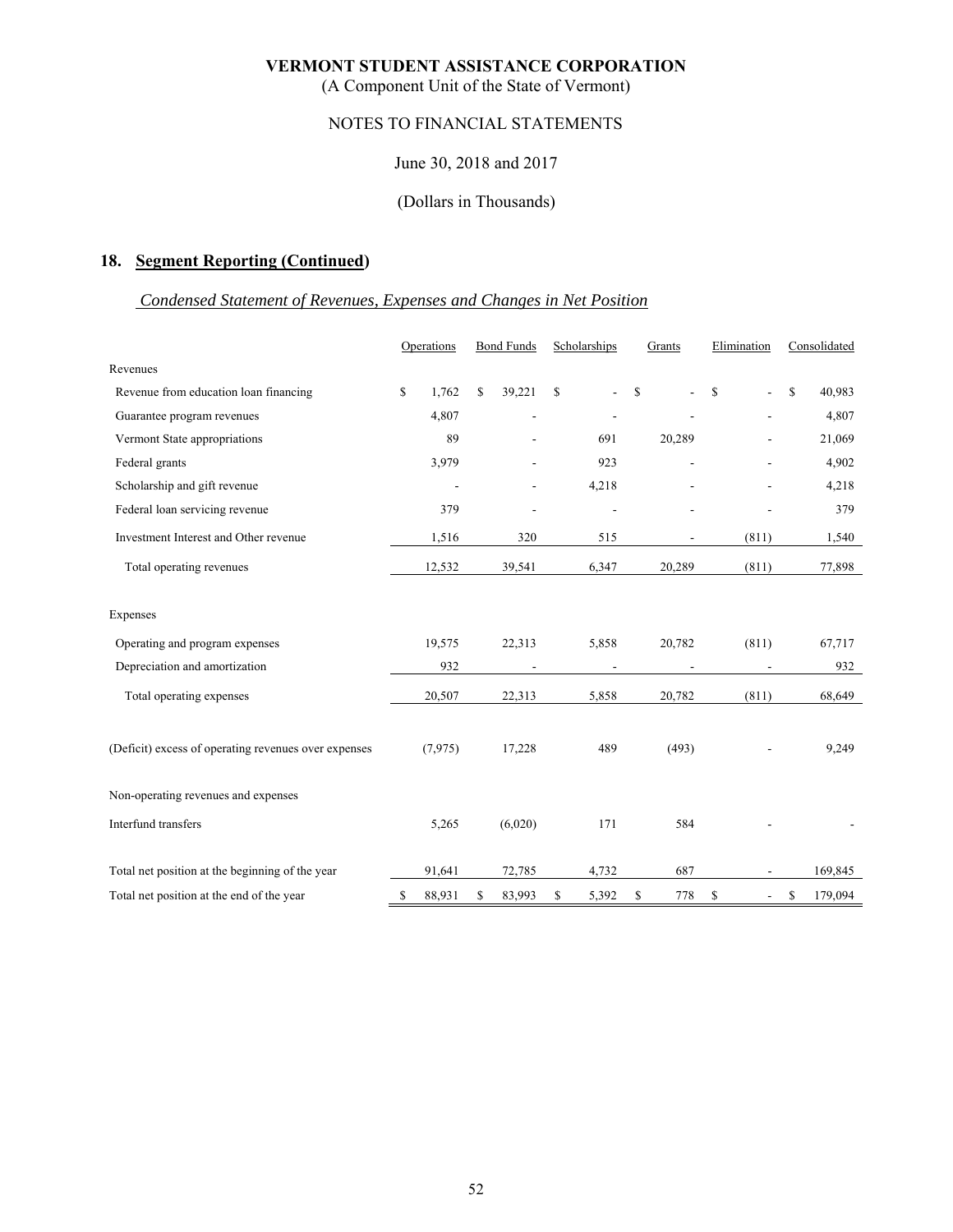# VERMONT STUDENT ASSISTANCE CORPORATION
(A Component Unit of the State of Vermont)

NOTES TO FINANCIAL STATEMENTS

June 30, 2018 and 2017

(Dollars in Thousands)

## 18. Segment Reporting (Continued)

*Condensed Statement of Revenues, Expenses and Changes in Net Position*

| | Operations | Bond Funds | Scholarships | Grants | Elimination | Consolidated |
|---|---|---|---|---|---|---|
| Revenues | | | | | | |
| Revenue from education loan financing | $ 1,762 | $ 39,221 | $ - | $ - | $ - | $ 40,983 |
| Guarantee program revenues | 4,807 | - | - | - | - | 4,807 |
| Vermont State appropriations | 89 | - | 691 | 20,289 | - | 21,069 |
| Federal grants | 3,979 | - | 923 | - | - | 4,902 |
| Scholarship and gift revenue | - | - | 4,218 | - | - | 4,218 |
| Federal loan servicing revenue | 379 | - | - | - | - | 379 |
| Investment Interest and Other revenue | 1,516 | 320 | 515 | - | (811) | 1,540 |
| Total operating revenues | 12,532 | 39,541 | 6,347 | 20,289 | (811) | 77,898 |
| Expenses | | | | | | |
| Operating and program expenses | 19,575 | 22,313 | 5,858 | 20,782 | (811) | 67,717 |
| Depreciation and amortization | 932 | - | - | - | - | 932 |
| Total operating expenses | 20,507 | 22,313 | 5,858 | 20,782 | (811) | 68,649 |
| (Deficit) excess of operating revenues over expenses | (7,975) | 17,228 | 489 | (493) | - | 9,249 |
| Non-operating revenues and expenses | | | | | | |
| Interfund transfers | 5,265 | (6,020) | 171 | 584 | - | - |
| Total net position at the beginning of the year | 91,641 | 72,785 | 4,732 | 687 | - | 169,845 |
| Total net position at the end of the year | $ 88,931 | $ 83,993 | $ 5,392 | $ 778 | $ - | $ 179,094 |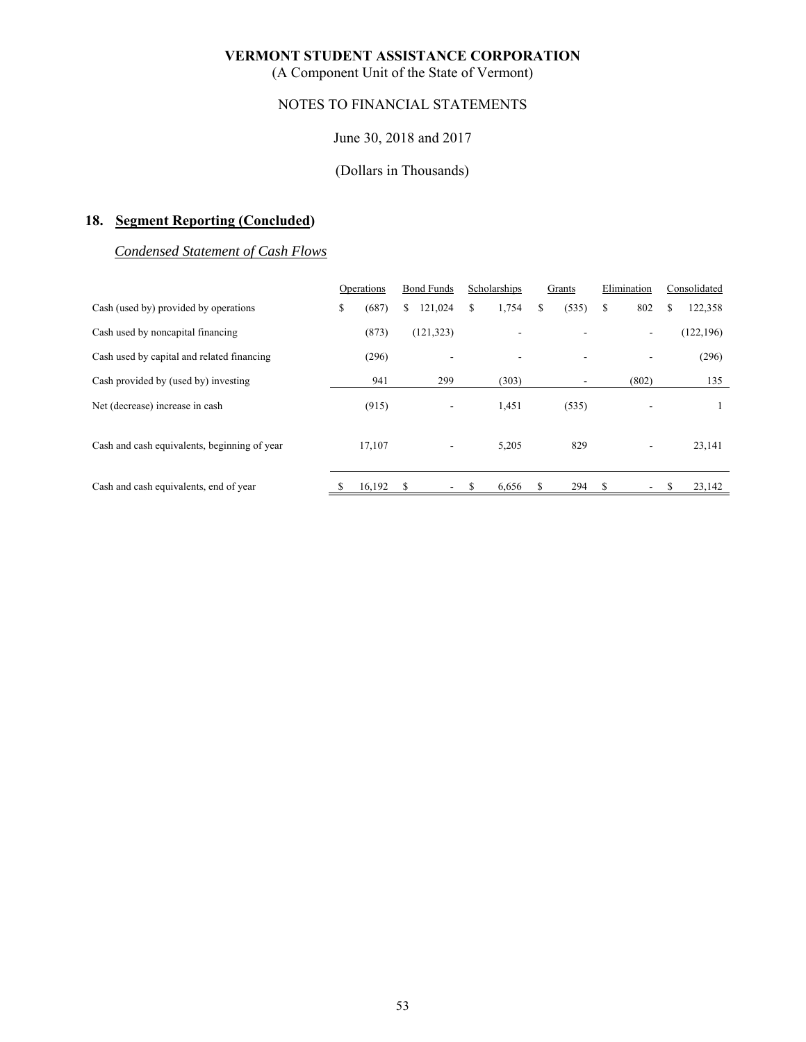**VERMONT STUDENT ASSISTANCE CORPORATION**
(A Component Unit of the State of Vermont)

NOTES TO FINANCIAL STATEMENTS

June 30, 2018 and 2017

(Dollars in Thousands)

## 18. Segment Reporting (Concluded)

### *Condensed Statement of Cash Flows*

| | Operations | Bond Funds | Scholarships | Grants | Elimination | Consolidated |
|---|---|---|---|---|---|---|
| Cash (used by) provided by operations | $ (687) | $ 121,024 | $ 1,754 | $ (535) | $ 802 | $ 122,358 |
| Cash used by noncapital financing | (873) | (121,323) | - | - | - | (122,196) |
| Cash used by capital and related financing | (296) | - | - | - | - | (296) |
| Cash provided by (used by) investing | 941 | 299 | (303) | - | (802) | 135 |
| Net (decrease) increase in cash | (915) | - | 1,451 | (535) | - | 1 |
| Cash and cash equivalents, beginning of year | 17,107 | - | 5,205 | 829 | - | 23,141 |
| Cash and cash equivalents, end of year | $ 16,192 | $ - | $ 6,656 | $ 294 | $ - | $ 23,142 |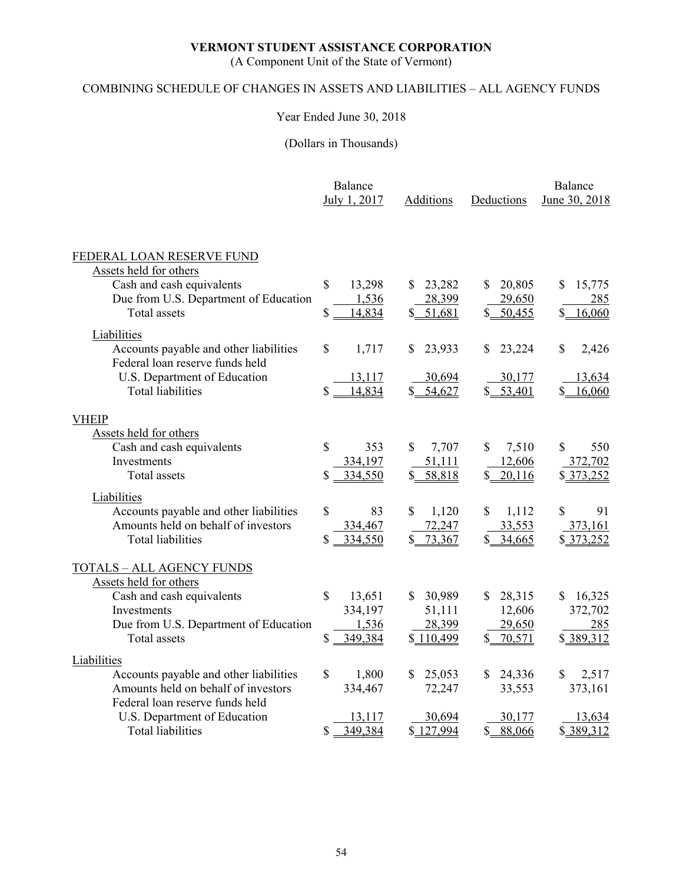**VERMONT STUDENT ASSISTANCE CORPORATION**

(A Component Unit of the State of Vermont)

COMBINING SCHEDULE OF CHANGES IN ASSETS AND LIABILITIES – ALL AGENCY FUNDS

Year Ended June 30, 2018

(Dollars in Thousands)

| | Balance July 1, 2017 | Additions | Deductions | Balance June 30, 2018 |
|---|---|---|---|---|
| FEDERAL LOAN RESERVE FUND | | | | |
| Assets held for others | | | | |
| Cash and cash equivalents | $ 13,298 | $ 23,282 | $ 20,805 | $ 15,775 |
| Due from U.S. Department of Education | 1,536 | 28,399 | 29,650 | 285 |
| Total assets | $ 14,834 | $ 51,681 | $ 50,455 | $ 16,060 |
| Liabilities | | | | |
| Accounts payable and other liabilities | $ 1,717 | $ 23,933 | $ 23,224 | $ 2,426 |
| Federal loan reserve funds held U.S. Department of Education | 13,117 | 30,694 | 30,177 | 13,634 |
| Total liabilities | $ 14,834 | $ 54,627 | $ 53,401 | $ 16,060 |
| VHEIP | | | | |
| Assets held for others | | | | |
| Cash and cash equivalents | $ 353 | $ 7,707 | $ 7,510 | $ 550 |
| Investments | 334,197 | 51,111 | 12,606 | 372,702 |
| Total assets | $ 334,550 | $ 58,818 | $ 20,116 | $ 373,252 |
| Liabilities | | | | |
| Accounts payable and other liabilities | $ 83 | $ 1,120 | $ 1,112 | $ 91 |
| Amounts held on behalf of investors | 334,467 | 72,247 | 33,553 | 373,161 |
| Total liabilities | $ 334,550 | $ 73,367 | $ 34,665 | $ 373,252 |
| TOTALS – ALL AGENCY FUNDS | | | | |
| Assets held for others | | | | |
| Cash and cash equivalents | $ 13,651 | $ 30,989 | $ 28,315 | $ 16,325 |
| Investments | 334,197 | 51,111 | 12,606 | 372,702 |
| Due from U.S. Department of Education | 1,536 | 28,399 | 29,650 | 285 |
| Total assets | $ 349,384 | $ 110,499 | $ 70,571 | $ 389,312 |
| Liabilities | | | | |
| Accounts payable and other liabilities | $ 1,800 | $ 25,053 | $ 24,336 | $ 2,517 |
| Amounts held on behalf of investors | 334,467 | 72,247 | 33,553 | 373,161 |
| Federal loan reserve funds held U.S. Department of Education | 13,117 | 30,694 | 30,177 | 13,634 |
| Total liabilities | $ 349,384 | $ 127,994 | $ 88,066 | $ 389,312 |